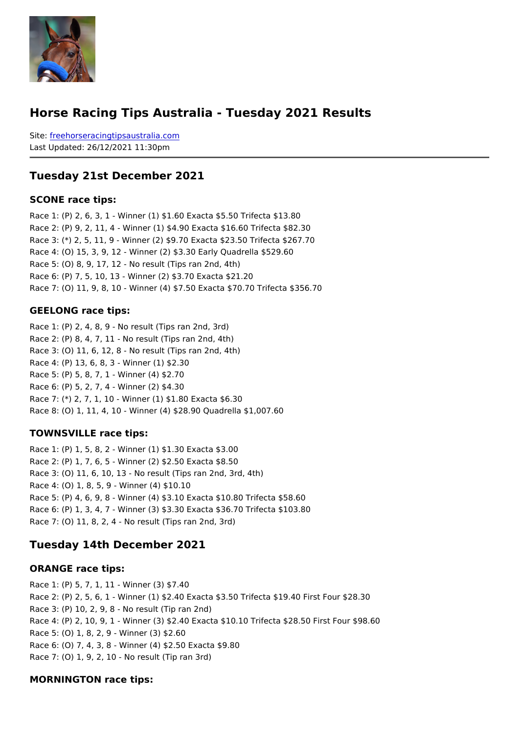# Horse Racing Tips Australia - Tuesday 2021 Results

Site: freehorseracingtipsaustralia.com
Last Updated: 26/12/2021 11:30pm

## Tuesday 21st December 2021

### SCONE race tips:

Race 1: (P) 2, 6, 3, 1 - Winner (1) $1.60 Exacta $5.50 Trifecta $13.80
Race 2: (P) 9, 2, 11, 4 - Winner (1) $4.90 Exacta $16.60 Trifecta $82.30
Race 3: (*) 2, 5, 11, 9 - Winner (2) $9.70 Exacta $23.50 Trifecta $267.70
Race 4: (O) 15, 3, 9, 12 - Winner (2) $3.30 Early Quadrella $529.60
Race 5: (O) 8, 9, 17, 12 - No result (Tips ran 2nd, 4th)
Race 6: (P) 7, 5, 10, 13 - Winner (2) $3.70 Exacta $21.20
Race 7: (O) 11, 9, 8, 10 - Winner (4) $7.50 Exacta $70.70 Trifecta $356.70

### GEELONG race tips:

Race 1: (P) 2, 4, 8, 9 - No result (Tips ran 2nd, 3rd)
Race 2: (P) 8, 4, 7, 11 - No result (Tips ran 2nd, 4th)
Race 3: (O) 11, 6, 12, 8 - No result (Tips ran 2nd, 4th)
Race 4: (P) 13, 6, 8, 3 - Winner (1) $2.30
Race 5: (P) 5, 8, 7, 1 - Winner (4) $2.70
Race 6: (P) 5, 2, 7, 4 - Winner (2) $4.30
Race 7: (*) 2, 7, 1, 10 - Winner (1) $1.80 Exacta $6.30
Race 8: (O) 1, 11, 4, 10 - Winner (4) $28.90 Quadrella $1,007.60

### TOWNSVILLE race tips:

Race 1: (P) 1, 5, 8, 2 - Winner (1) $1.30 Exacta $3.00
Race 2: (P) 1, 7, 6, 5 - Winner (2) $2.50 Exacta $8.50
Race 3: (O) 11, 6, 10, 13 - No result (Tips ran 2nd, 3rd, 4th)
Race 4: (O) 1, 8, 5, 9 - Winner (4) $10.10
Race 5: (P) 4, 6, 9, 8 - Winner (4) $3.10 Exacta $10.80 Trifecta $58.60
Race 6: (P) 1, 3, 4, 7 - Winner (3) $3.30 Exacta $36.70 Trifecta $103.80
Race 7: (O) 11, 8, 2, 4 - No result (Tips ran 2nd, 3rd)

## Tuesday 14th December 2021

### ORANGE race tips:

Race 1: (P) 5, 7, 1, 11 - Winner (3) $7.40
Race 2: (P) 2, 5, 6, 1 - Winner (1) $2.40 Exacta $3.50 Trifecta $19.40 First Four $28.30
Race 3: (P) 10, 2, 9, 8 - No result (Tip ran 2nd)
Race 4: (P) 2, 10, 9, 1 - Winner (3) $2.40 Exacta $10.10 Trifecta $28.50 First Four $98.60
Race 5: (O) 1, 8, 2, 9 - Winner (3) $2.60
Race 6: (O) 7, 4, 3, 8 - Winner (4) $2.50 Exacta $9.80
Race 7: (O) 1, 9, 2, 10 - No result (Tip ran 3rd)

### MORNINGTON race tips: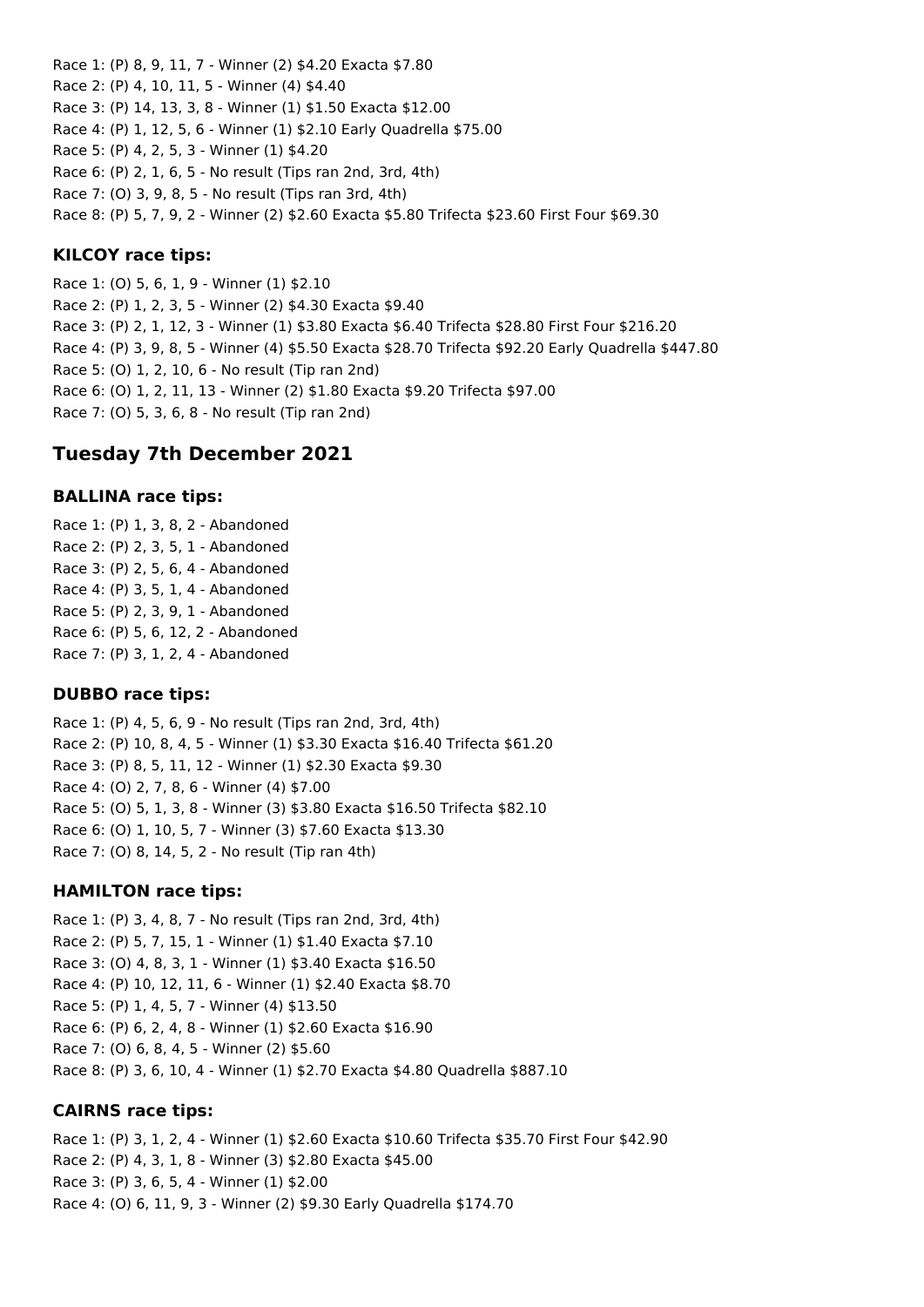Race 1: (P) 8, 9, 11, 7 - Winner (2) $4.20 Exacta $7.80
Race 2: (P) 4, 10, 11, 5 - Winner (4) $4.40
Race 3: (P) 14, 13, 3, 8 - Winner (1) $1.50 Exacta $12.00
Race 4: (P) 1, 12, 5, 6 - Winner (1) $2.10 Early Quadrella $75.00
Race 5: (P) 4, 2, 5, 3 - Winner (1) $4.20
Race 6: (P) 2, 1, 6, 5 - No result (Tips ran 2nd, 3rd, 4th)
Race 7: (O) 3, 9, 8, 5 - No result (Tips ran 3rd, 4th)
Race 8: (P) 5, 7, 9, 2 - Winner (2) $2.60 Exacta $5.80 Trifecta $23.60 First Four $69.30

### KILCOY race tips:

Race 1: (O) 5, 6, 1, 9 - Winner (1) $2.10
Race 2: (P) 1, 2, 3, 5 - Winner (2) $4.30 Exacta $9.40
Race 3: (P) 2, 1, 12, 3 - Winner (1) $3.80 Exacta $6.40 Trifecta $28.80 First Four $216.20
Race 4: (P) 3, 9, 8, 5 - Winner (4) $5.50 Exacta $28.70 Trifecta $92.20 Early Quadrella $447.80
Race 5: (O) 1, 2, 10, 6 - No result (Tip ran 2nd)
Race 6: (O) 1, 2, 11, 13 - Winner (2) $1.80 Exacta $9.20 Trifecta $97.00
Race 7: (O) 5, 3, 6, 8 - No result (Tip ran 2nd)

## Tuesday 7th December 2021

### BALLINA race tips:

Race 1: (P) 1, 3, 8, 2 - Abandoned
Race 2: (P) 2, 3, 5, 1 - Abandoned
Race 3: (P) 2, 5, 6, 4 - Abandoned
Race 4: (P) 3, 5, 1, 4 - Abandoned
Race 5: (P) 2, 3, 9, 1 - Abandoned
Race 6: (P) 5, 6, 12, 2 - Abandoned
Race 7: (P) 3, 1, 2, 4 - Abandoned

### DUBBO race tips:

Race 1: (P) 4, 5, 6, 9 - No result (Tips ran 2nd, 3rd, 4th)
Race 2: (P) 10, 8, 4, 5 - Winner (1) $3.30 Exacta $16.40 Trifecta $61.20
Race 3: (P) 8, 5, 11, 12 - Winner (1) $2.30 Exacta $9.30
Race 4: (O) 2, 7, 8, 6 - Winner (4) $7.00
Race 5: (O) 5, 1, 3, 8 - Winner (3) $3.80 Exacta $16.50 Trifecta $82.10
Race 6: (O) 1, 10, 5, 7 - Winner (3) $7.60 Exacta $13.30
Race 7: (O) 8, 14, 5, 2 - No result (Tip ran 4th)

### HAMILTON race tips:

Race 1: (P) 3, 4, 8, 7 - No result (Tips ran 2nd, 3rd, 4th)
Race 2: (P) 5, 7, 15, 1 - Winner (1) $1.40 Exacta $7.10
Race 3: (O) 4, 8, 3, 1 - Winner (1) $3.40 Exacta $16.50
Race 4: (P) 10, 12, 11, 6 - Winner (1) $2.40 Exacta $8.70
Race 5: (P) 1, 4, 5, 7 - Winner (4) $13.50
Race 6: (P) 6, 2, 4, 8 - Winner (1) $2.60 Exacta $16.90
Race 7: (O) 6, 8, 4, 5 - Winner (2) $5.60
Race 8: (P) 3, 6, 10, 4 - Winner (1) $2.70 Exacta $4.80 Quadrella $887.10

### CAIRNS race tips:

Race 1: (P) 3, 1, 2, 4 - Winner (1) $2.60 Exacta $10.60 Trifecta $35.70 First Four $42.90
Race 2: (P) 4, 3, 1, 8 - Winner (3) $2.80 Exacta $45.00
Race 3: (P) 3, 6, 5, 4 - Winner (1) $2.00
Race 4: (O) 6, 11, 9, 3 - Winner (2) $9.30 Early Quadrella $174.70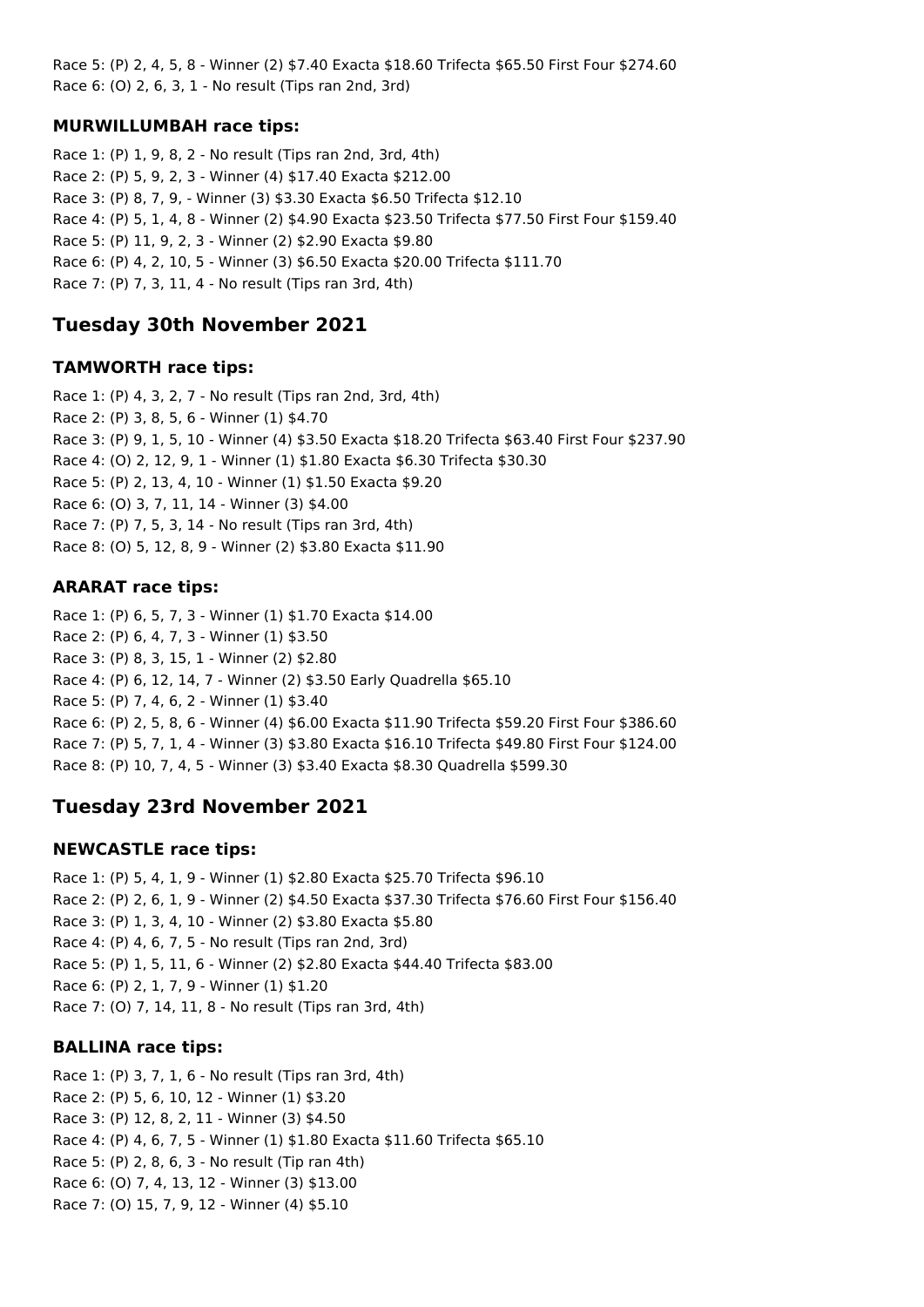Race 5: (P) 2, 4, 5, 8 - Winner (2) $7.40 Exacta $18.60 Trifecta $65.50 First Four $274.60
Race 6: (O) 2, 6, 3, 1 - No result (Tips ran 2nd, 3rd)

### MURWILLUMBAH race tips:

Race 1: (P) 1, 9, 8, 2 - No result (Tips ran 2nd, 3rd, 4th)
Race 2: (P) 5, 9, 2, 3 - Winner (4) $17.40 Exacta $212.00
Race 3: (P) 8, 7, 9, - Winner (3) $3.30 Exacta $6.50 Trifecta $12.10
Race 4: (P) 5, 1, 4, 8 - Winner (2) $4.90 Exacta $23.50 Trifecta $77.50 First Four $159.40
Race 5: (P) 11, 9, 2, 3 - Winner (2) $2.90 Exacta $9.80
Race 6: (P) 4, 2, 10, 5 - Winner (3) $6.50 Exacta $20.00 Trifecta $111.70
Race 7: (P) 7, 3, 11, 4 - No result (Tips ran 3rd, 4th)

## Tuesday 30th November 2021

### TAMWORTH race tips:

Race 1: (P) 4, 3, 2, 7 - No result (Tips ran 2nd, 3rd, 4th)
Race 2: (P) 3, 8, 5, 6 - Winner (1) $4.70
Race 3: (P) 9, 1, 5, 10 - Winner (4) $3.50 Exacta $18.20 Trifecta $63.40 First Four $237.90
Race 4: (O) 2, 12, 9, 1 - Winner (1) $1.80 Exacta $6.30 Trifecta $30.30
Race 5: (P) 2, 13, 4, 10 - Winner (1) $1.50 Exacta $9.20
Race 6: (O) 3, 7, 11, 14 - Winner (3) $4.00
Race 7: (P) 7, 5, 3, 14 - No result (Tips ran 3rd, 4th)
Race 8: (O) 5, 12, 8, 9 - Winner (2) $3.80 Exacta $11.90

### ARARAT race tips:

Race 1: (P) 6, 5, 7, 3 - Winner (1) $1.70 Exacta $14.00
Race 2: (P) 6, 4, 7, 3 - Winner (1) $3.50
Race 3: (P) 8, 3, 15, 1 - Winner (2) $2.80
Race 4: (P) 6, 12, 14, 7 - Winner (2) $3.50 Early Quadrella $65.10
Race 5: (P) 7, 4, 6, 2 - Winner (1) $3.40
Race 6: (P) 2, 5, 8, 6 - Winner (4) $6.00 Exacta $11.90 Trifecta $59.20 First Four $386.60
Race 7: (P) 5, 7, 1, 4 - Winner (3) $3.80 Exacta $16.10 Trifecta $49.80 First Four $124.00
Race 8: (P) 10, 7, 4, 5 - Winner (3) $3.40 Exacta $8.30 Quadrella $599.30

## Tuesday 23rd November 2021

### NEWCASTLE race tips:

Race 1: (P) 5, 4, 1, 9 - Winner (1) $2.80 Exacta $25.70 Trifecta $96.10
Race 2: (P) 2, 6, 1, 9 - Winner (2) $4.50 Exacta $37.30 Trifecta $76.60 First Four $156.40
Race 3: (P) 1, 3, 4, 10 - Winner (2) $3.80 Exacta $5.80
Race 4: (P) 4, 6, 7, 5 - No result (Tips ran 2nd, 3rd)
Race 5: (P) 1, 5, 11, 6 - Winner (2) $2.80 Exacta $44.40 Trifecta $83.00
Race 6: (P) 2, 1, 7, 9 - Winner (1) $1.20
Race 7: (O) 7, 14, 11, 8 - No result (Tips ran 3rd, 4th)

### BALLINA race tips:

Race 1: (P) 3, 7, 1, 6 - No result (Tips ran 3rd, 4th)
Race 2: (P) 5, 6, 10, 12 - Winner (1) $3.20
Race 3: (P) 12, 8, 2, 11 - Winner (3) $4.50
Race 4: (P) 4, 6, 7, 5 - Winner (1) $1.80 Exacta $11.60 Trifecta $65.10
Race 5: (P) 2, 8, 6, 3 - No result (Tip ran 4th)
Race 6: (O) 7, 4, 13, 12 - Winner (3) $13.00
Race 7: (O) 15, 7, 9, 12 - Winner (4) $5.10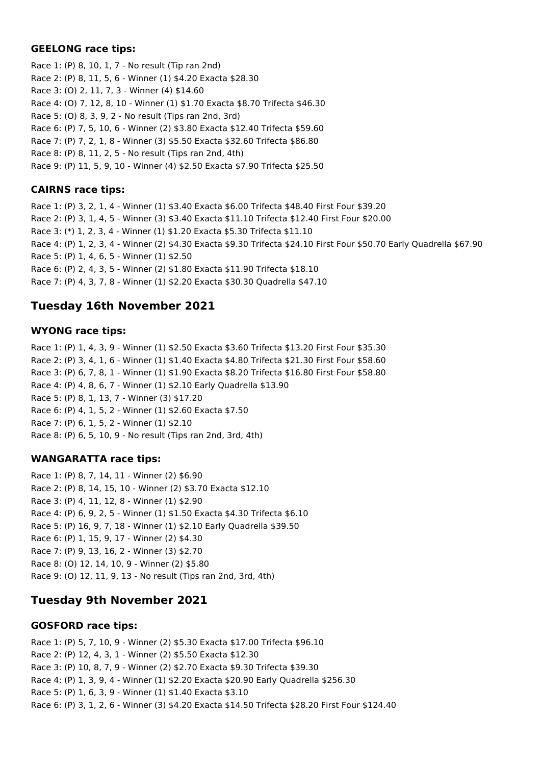### GEELONG race tips:

Race 1: (P) 8, 10, 1, 7 - No result (Tip ran 2nd)
Race 2: (P) 8, 11, 5, 6 - Winner (1) $4.20 Exacta $28.30
Race 3: (O) 2, 11, 7, 3 - Winner (4) $14.60
Race 4: (O) 7, 12, 8, 10 - Winner (1) $1.70 Exacta $8.70 Trifecta $46.30
Race 5: (O) 8, 3, 9, 2 - No result (Tips ran 2nd, 3rd)
Race 6: (P) 7, 5, 10, 6 - Winner (2) $3.80 Exacta $12.40 Trifecta $59.60
Race 7: (P) 7, 2, 1, 8 - Winner (3) $5.50 Exacta $32.60 Trifecta $86.80
Race 8: (P) 8, 11, 2, 5 - No result (Tips ran 2nd, 4th)
Race 9: (P) 11, 5, 9, 10 - Winner (4) $2.50 Exacta $7.90 Trifecta $25.50

### CAIRNS race tips:

Race 1: (P) 3, 2, 1, 4 - Winner (1) $3.40 Exacta $6.00 Trifecta $48.40 First Four $39.20
Race 2: (P) 3, 1, 4, 5 - Winner (3) $3.40 Exacta $11.10 Trifecta $12.40 First Four $20.00
Race 3: (*) 1, 2, 3, 4 - Winner (1) $1.20 Exacta $5.30 Trifecta $11.10
Race 4: (P) 1, 2, 3, 4 - Winner (2) $4.30 Exacta $9.30 Trifecta $24.10 First Four $50.70 Early Quadrella $67.90
Race 5: (P) 1, 4, 6, 5 - Winner (1) $2.50
Race 6: (P) 2, 4, 3, 5 - Winner (2) $1.80 Exacta $11.90 Trifecta $18.10
Race 7: (P) 4, 3, 7, 8 - Winner (1) $2.20 Exacta $30.30 Quadrella $47.10

## Tuesday 16th November 2021

### WYONG race tips:

Race 1: (P) 1, 4, 3, 9 - Winner (1) $2.50 Exacta $3.60 Trifecta $13.20 First Four $35.30
Race 2: (P) 3, 4, 1, 6 - Winner (1) $1.40 Exacta $4.80 Trifecta $21.30 First Four $58.60
Race 3: (P) 6, 7, 8, 1 - Winner (1) $1.90 Exacta $8.20 Trifecta $16.80 First Four $58.80
Race 4: (P) 4, 8, 6, 7 - Winner (1) $2.10 Early Quadrella $13.90
Race 5: (P) 8, 1, 13, 7 - Winner (3) $17.20
Race 6: (P) 4, 1, 5, 2 - Winner (1) $2.60 Exacta $7.50
Race 7: (P) 6, 1, 5, 2 - Winner (1) $2.10
Race 8: (P) 6, 5, 10, 9 - No result (Tips ran 2nd, 3rd, 4th)

### WANGARATTA race tips:

Race 1: (P) 8, 7, 14, 11 - Winner (2) $6.90
Race 2: (P) 8, 14, 15, 10 - Winner (2) $3.70 Exacta $12.10
Race 3: (P) 4, 11, 12, 8 - Winner (1) $2.90
Race 4: (P) 6, 9, 2, 5 - Winner (1) $1.50 Exacta $4.30 Trifecta $6.10
Race 5: (P) 16, 9, 7, 18 - Winner (1) $2.10 Early Quadrella $39.50
Race 6: (P) 1, 15, 9, 17 - Winner (2) $4.30
Race 7: (P) 9, 13, 16, 2 - Winner (3) $2.70
Race 8: (O) 12, 14, 10, 9 - Winner (2) $5.80
Race 9: (O) 12, 11, 9, 13 - No result (Tips ran 2nd, 3rd, 4th)

## Tuesday 9th November 2021

### GOSFORD race tips:

Race 1: (P) 5, 7, 10, 9 - Winner (2) $5.30 Exacta $17.00 Trifecta $96.10
Race 2: (P) 12, 4, 3, 1 - Winner (2) $5.50 Exacta $12.30
Race 3: (P) 10, 8, 7, 9 - Winner (2) $2.70 Exacta $9.30 Trifecta $39.30
Race 4: (P) 1, 3, 9, 4 - Winner (1) $2.20 Exacta $20.90 Early Quadrella $256.30
Race 5: (P) 1, 6, 3, 9 - Winner (1) $1.40 Exacta $3.10
Race 6: (P) 3, 1, 2, 6 - Winner (3) $4.20 Exacta $14.50 Trifecta $28.20 First Four $124.40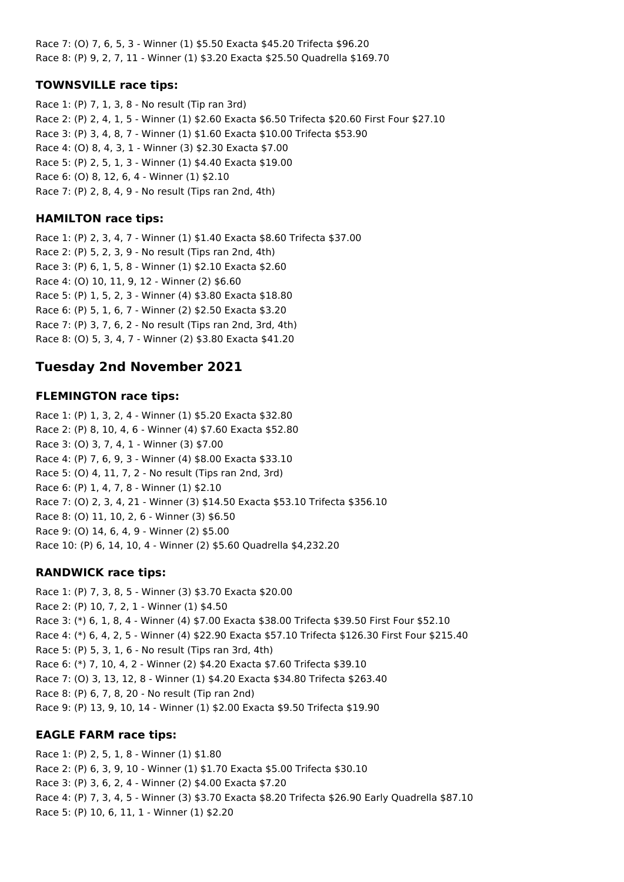Race 7: (O) 7, 6, 5, 3 - Winner (1) $5.50 Exacta $45.20 Trifecta $96.20
Race 8: (P) 9, 2, 7, 11 - Winner (1) $3.20 Exacta $25.50 Quadrella $169.70

### TOWNSVILLE race tips:

Race 1: (P) 7, 1, 3, 8 - No result (Tip ran 3rd)
Race 2: (P) 2, 4, 1, 5 - Winner (1) $2.60 Exacta $6.50 Trifecta $20.60 First Four $27.10
Race 3: (P) 3, 4, 8, 7 - Winner (1) $1.60 Exacta $10.00 Trifecta $53.90
Race 4: (O) 8, 4, 3, 1 - Winner (3) $2.30 Exacta $7.00
Race 5: (P) 2, 5, 1, 3 - Winner (1) $4.40 Exacta $19.00
Race 6: (O) 8, 12, 6, 4 - Winner (1) $2.10
Race 7: (P) 2, 8, 4, 9 - No result (Tips ran 2nd, 4th)

### HAMILTON race tips:

Race 1: (P) 2, 3, 4, 7 - Winner (1) $1.40 Exacta $8.60 Trifecta $37.00
Race 2: (P) 5, 2, 3, 9 - No result (Tips ran 2nd, 4th)
Race 3: (P) 6, 1, 5, 8 - Winner (1) $2.10 Exacta $2.60
Race 4: (O) 10, 11, 9, 12 - Winner (2) $6.60
Race 5: (P) 1, 5, 2, 3 - Winner (4) $3.80 Exacta $18.80
Race 6: (P) 5, 1, 6, 7 - Winner (2) $2.50 Exacta $3.20
Race 7: (P) 3, 7, 6, 2 - No result (Tips ran 2nd, 3rd, 4th)
Race 8: (O) 5, 3, 4, 7 - Winner (2) $3.80 Exacta $41.20

## Tuesday 2nd November 2021

### FLEMINGTON race tips:

Race 1: (P) 1, 3, 2, 4 - Winner (1) $5.20 Exacta $32.80
Race 2: (P) 8, 10, 4, 6 - Winner (4) $7.60 Exacta $52.80
Race 3: (O) 3, 7, 4, 1 - Winner (3) $7.00
Race 4: (P) 7, 6, 9, 3 - Winner (4) $8.00 Exacta $33.10
Race 5: (O) 4, 11, 7, 2 - No result (Tips ran 2nd, 3rd)
Race 6: (P) 1, 4, 7, 8 - Winner (1) $2.10
Race 7: (O) 2, 3, 4, 21 - Winner (3) $14.50 Exacta $53.10 Trifecta $356.10
Race 8: (O) 11, 10, 2, 6 - Winner (3) $6.50
Race 9: (O) 14, 6, 4, 9 - Winner (2) $5.00
Race 10: (P) 6, 14, 10, 4 - Winner (2) $5.60 Quadrella $4,232.20

### RANDWICK race tips:

Race 1: (P) 7, 3, 8, 5 - Winner (3) $3.70 Exacta $20.00
Race 2: (P) 10, 7, 2, 1 - Winner (1) $4.50
Race 3: (*) 6, 1, 8, 4 - Winner (4) $7.00 Exacta $38.00 Trifecta $39.50 First Four $52.10
Race 4: (*) 6, 4, 2, 5 - Winner (4) $22.90 Exacta $57.10 Trifecta $126.30 First Four $215.40
Race 5: (P) 5, 3, 1, 6 - No result (Tips ran 3rd, 4th)
Race 6: (*) 7, 10, 4, 2 - Winner (2) $4.20 Exacta $7.60 Trifecta $39.10
Race 7: (O) 3, 13, 12, 8 - Winner (1) $4.20 Exacta $34.80 Trifecta $263.40
Race 8: (P) 6, 7, 8, 20 - No result (Tip ran 2nd)
Race 9: (P) 13, 9, 10, 14 - Winner (1) $2.00 Exacta $9.50 Trifecta $19.90

### EAGLE FARM race tips:

Race 1: (P) 2, 5, 1, 8 - Winner (1) $1.80
Race 2: (P) 6, 3, 9, 10 - Winner (1) $1.70 Exacta $5.00 Trifecta $30.10
Race 3: (P) 3, 6, 2, 4 - Winner (2) $4.00 Exacta $7.20
Race 4: (P) 7, 3, 4, 5 - Winner (3) $3.70 Exacta $8.20 Trifecta $26.90 Early Quadrella $87.10
Race 5: (P) 10, 6, 11, 1 - Winner (1) $2.20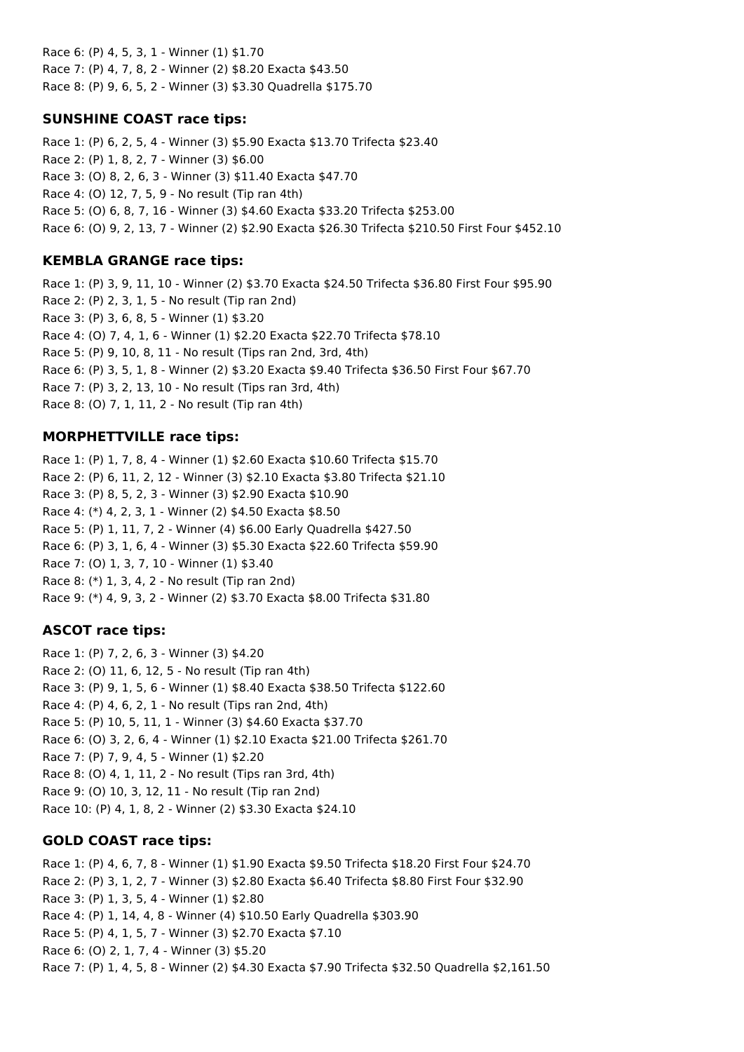Race 6: (P) 4, 5, 3, 1 - Winner (1) $1.70
Race 7: (P) 4, 7, 8, 2 - Winner (2) $8.20 Exacta $43.50
Race 8: (P) 9, 6, 5, 2 - Winner (3) $3.30 Quadrella $175.70

### SUNSHINE COAST race tips:

Race 1: (P) 6, 2, 5, 4 - Winner (3) $5.90 Exacta $13.70 Trifecta $23.40
Race 2: (P) 1, 8, 2, 7 - Winner (3) $6.00
Race 3: (O) 8, 2, 6, 3 - Winner (3) $11.40 Exacta $47.70
Race 4: (O) 12, 7, 5, 9 - No result (Tip ran 4th)
Race 5: (O) 6, 8, 7, 16 - Winner (3) $4.60 Exacta $33.20 Trifecta $253.00
Race 6: (O) 9, 2, 13, 7 - Winner (2) $2.90 Exacta $26.30 Trifecta $210.50 First Four $452.10

### KEMBLA GRANGE race tips:

Race 1: (P) 3, 9, 11, 10 - Winner (2) $3.70 Exacta $24.50 Trifecta $36.80 First Four $95.90
Race 2: (P) 2, 3, 1, 5 - No result (Tip ran 2nd)
Race 3: (P) 3, 6, 8, 5 - Winner (1) $3.20
Race 4: (O) 7, 4, 1, 6 - Winner (1) $2.20 Exacta $22.70 Trifecta $78.10
Race 5: (P) 9, 10, 8, 11 - No result (Tips ran 2nd, 3rd, 4th)
Race 6: (P) 3, 5, 1, 8 - Winner (2) $3.20 Exacta $9.40 Trifecta $36.50 First Four $67.70
Race 7: (P) 3, 2, 13, 10 - No result (Tips ran 3rd, 4th)
Race 8: (O) 7, 1, 11, 2 - No result (Tip ran 4th)

### MORPHETTVILLE race tips:

Race 1: (P) 1, 7, 8, 4 - Winner (1) $2.60 Exacta $10.60 Trifecta $15.70
Race 2: (P) 6, 11, 2, 12 - Winner (3) $2.10 Exacta $3.80 Trifecta $21.10
Race 3: (P) 8, 5, 2, 3 - Winner (3) $2.90 Exacta $10.90
Race 4: (*) 4, 2, 3, 1 - Winner (2) $4.50 Exacta $8.50
Race 5: (P) 1, 11, 7, 2 - Winner (4) $6.00 Early Quadrella $427.50
Race 6: (P) 3, 1, 6, 4 - Winner (3) $5.30 Exacta $22.60 Trifecta $59.90
Race 7: (O) 1, 3, 7, 10 - Winner (1) $3.40
Race 8: (*) 1, 3, 4, 2 - No result (Tip ran 2nd)
Race 9: (*) 4, 9, 3, 2 - Winner (2) $3.70 Exacta $8.00 Trifecta $31.80

### ASCOT race tips:

Race 1: (P) 7, 2, 6, 3 - Winner (3) $4.20
Race 2: (O) 11, 6, 12, 5 - No result (Tip ran 4th)
Race 3: (P) 9, 1, 5, 6 - Winner (1) $8.40 Exacta $38.50 Trifecta $122.60
Race 4: (P) 4, 6, 2, 1 - No result (Tips ran 2nd, 4th)
Race 5: (P) 10, 5, 11, 1 - Winner (3) $4.60 Exacta $37.70
Race 6: (O) 3, 2, 6, 4 - Winner (1) $2.10 Exacta $21.00 Trifecta $261.70
Race 7: (P) 7, 9, 4, 5 - Winner (1) $2.20
Race 8: (O) 4, 1, 11, 2 - No result (Tips ran 3rd, 4th)
Race 9: (O) 10, 3, 12, 11 - No result (Tip ran 2nd)
Race 10: (P) 4, 1, 8, 2 - Winner (2) $3.30 Exacta $24.10

### GOLD COAST race tips:

Race 1: (P) 4, 6, 7, 8 - Winner (1) $1.90 Exacta $9.50 Trifecta $18.20 First Four $24.70
Race 2: (P) 3, 1, 2, 7 - Winner (3) $2.80 Exacta $6.40 Trifecta $8.80 First Four $32.90
Race 3: (P) 1, 3, 5, 4 - Winner (1) $2.80
Race 4: (P) 1, 14, 4, 8 - Winner (4) $10.50 Early Quadrella $303.90
Race 5: (P) 4, 1, 5, 7 - Winner (3) $2.70 Exacta $7.10
Race 6: (O) 2, 1, 7, 4 - Winner (3) $5.20
Race 7: (P) 1, 4, 5, 8 - Winner (2) $4.30 Exacta $7.90 Trifecta $32.50 Quadrella $2,161.50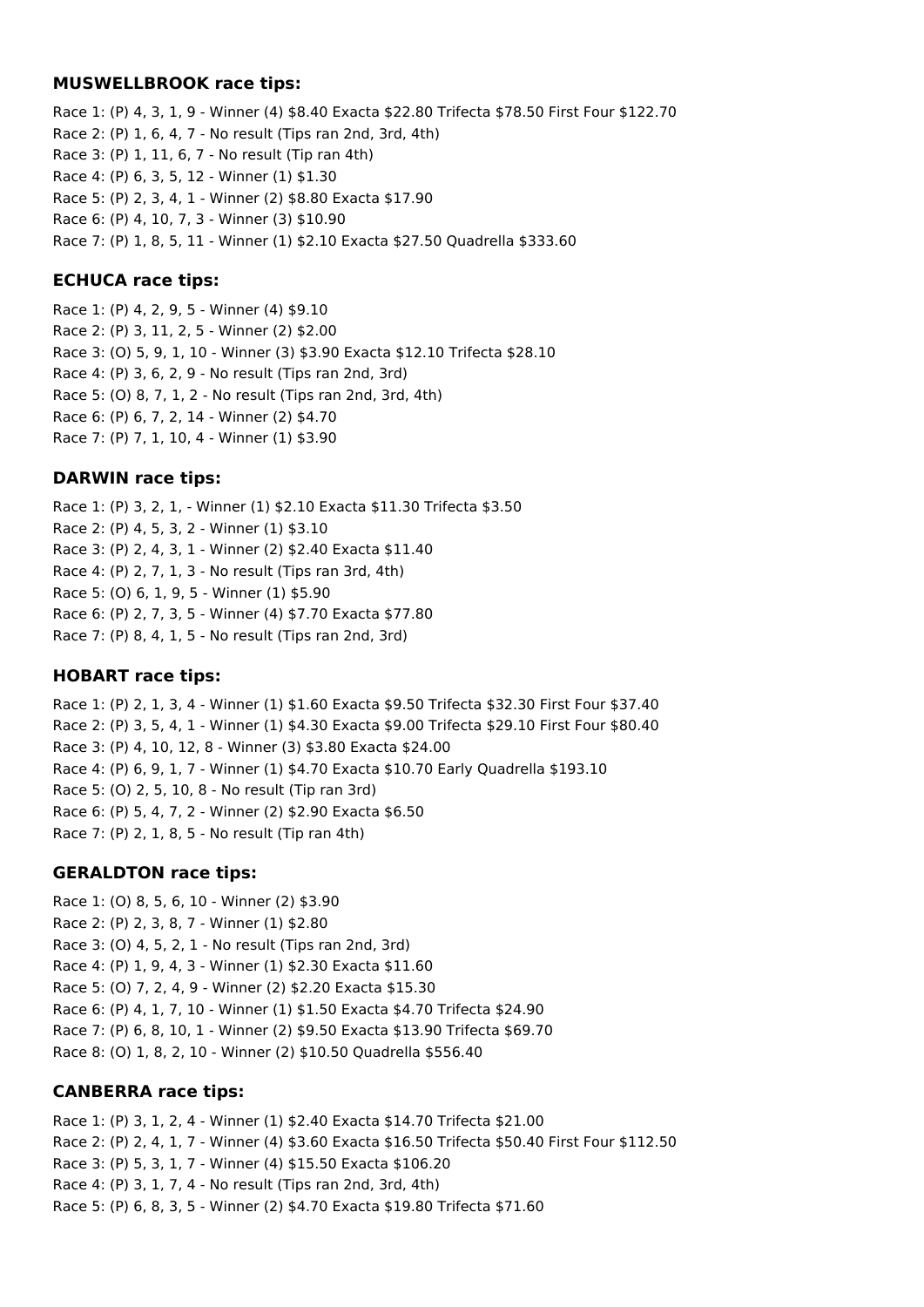### MUSWELLBROOK race tips:

Race 1: (P) 4, 3, 1, 9 - Winner (4) $8.40 Exacta $22.80 Trifecta $78.50 First Four $122.70
Race 2: (P) 1, 6, 4, 7 - No result (Tips ran 2nd, 3rd, 4th)
Race 3: (P) 1, 11, 6, 7 - No result (Tip ran 4th)
Race 4: (P) 6, 3, 5, 12 - Winner (1) $1.30
Race 5: (P) 2, 3, 4, 1 - Winner (2) $8.80 Exacta $17.90
Race 6: (P) 4, 10, 7, 3 - Winner (3) $10.90
Race 7: (P) 1, 8, 5, 11 - Winner (1) $2.10 Exacta $27.50 Quadrella $333.60

### ECHUCA race tips:

Race 1: (P) 4, 2, 9, 5 - Winner (4) $9.10
Race 2: (P) 3, 11, 2, 5 - Winner (2) $2.00
Race 3: (O) 5, 9, 1, 10 - Winner (3) $3.90 Exacta $12.10 Trifecta $28.10
Race 4: (P) 3, 6, 2, 9 - No result (Tips ran 2nd, 3rd)
Race 5: (O) 8, 7, 1, 2 - No result (Tips ran 2nd, 3rd, 4th)
Race 6: (P) 6, 7, 2, 14 - Winner (2) $4.70
Race 7: (P) 7, 1, 10, 4 - Winner (1) $3.90

### DARWIN race tips:

Race 1: (P) 3, 2, 1, - Winner (1) $2.10 Exacta $11.30 Trifecta $3.50
Race 2: (P) 4, 5, 3, 2 - Winner (1) $3.10
Race 3: (P) 2, 4, 3, 1 - Winner (2) $2.40 Exacta $11.40
Race 4: (P) 2, 7, 1, 3 - No result (Tips ran 3rd, 4th)
Race 5: (O) 6, 1, 9, 5 - Winner (1) $5.90
Race 6: (P) 2, 7, 3, 5 - Winner (4) $7.70 Exacta $77.80
Race 7: (P) 8, 4, 1, 5 - No result (Tips ran 2nd, 3rd)

### HOBART race tips:

Race 1: (P) 2, 1, 3, 4 - Winner (1) $1.60 Exacta $9.50 Trifecta $32.30 First Four $37.40
Race 2: (P) 3, 5, 4, 1 - Winner (1) $4.30 Exacta $9.00 Trifecta $29.10 First Four $80.40
Race 3: (P) 4, 10, 12, 8 - Winner (3) $3.80 Exacta $24.00
Race 4: (P) 6, 9, 1, 7 - Winner (1) $4.70 Exacta $10.70 Early Quadrella $193.10
Race 5: (O) 2, 5, 10, 8 - No result (Tip ran 3rd)
Race 6: (P) 5, 4, 7, 2 - Winner (2) $2.90 Exacta $6.50
Race 7: (P) 2, 1, 8, 5 - No result (Tip ran 4th)

### GERALDTON race tips:

Race 1: (O) 8, 5, 6, 10 - Winner (2) $3.90
Race 2: (P) 2, 3, 8, 7 - Winner (1) $2.80
Race 3: (O) 4, 5, 2, 1 - No result (Tips ran 2nd, 3rd)
Race 4: (P) 1, 9, 4, 3 - Winner (1) $2.30 Exacta $11.60
Race 5: (O) 7, 2, 4, 9 - Winner (2) $2.20 Exacta $15.30
Race 6: (P) 4, 1, 7, 10 - Winner (1) $1.50 Exacta $4.70 Trifecta $24.90
Race 7: (P) 6, 8, 10, 1 - Winner (2) $9.50 Exacta $13.90 Trifecta $69.70
Race 8: (O) 1, 8, 2, 10 - Winner (2) $10.50 Quadrella $556.40

### CANBERRA race tips:

Race 1: (P) 3, 1, 2, 4 - Winner (1) $2.40 Exacta $14.70 Trifecta $21.00
Race 2: (P) 2, 4, 1, 7 - Winner (4) $3.60 Exacta $16.50 Trifecta $50.40 First Four $112.50
Race 3: (P) 5, 3, 1, 7 - Winner (4) $15.50 Exacta $106.20
Race 4: (P) 3, 1, 7, 4 - No result (Tips ran 2nd, 3rd, 4th)
Race 5: (P) 6, 8, 3, 5 - Winner (2) $4.70 Exacta $19.80 Trifecta $71.60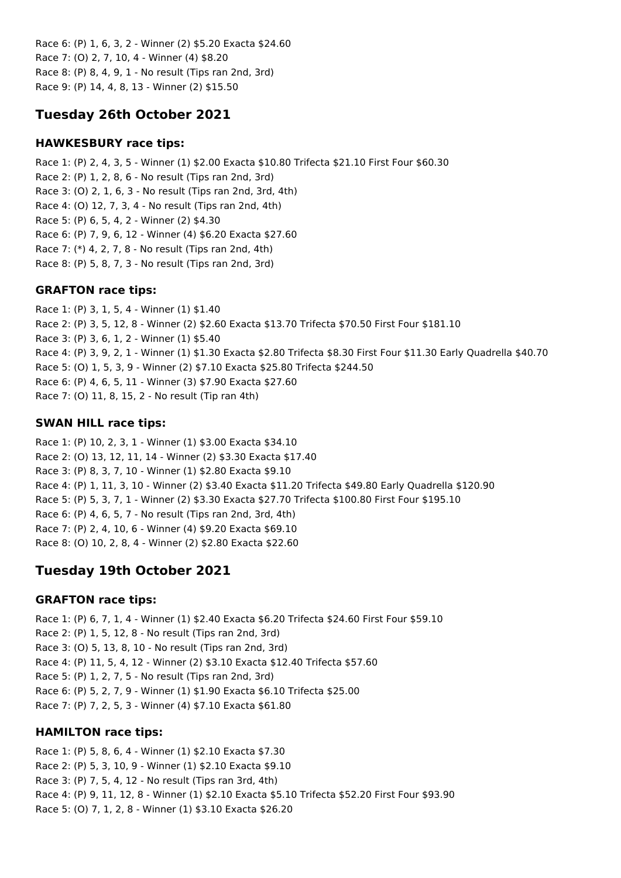Race 6: (P) 1, 6, 3, 2 - Winner (2) $5.20 Exacta $24.60
Race 7: (O) 2, 7, 10, 4 - Winner (4) $8.20
Race 8: (P) 8, 4, 9, 1 - No result (Tips ran 2nd, 3rd)
Race 9: (P) 14, 4, 8, 13 - Winner (2) $15.50

## Tuesday 26th October 2021

### HAWKESBURY race tips:

Race 1: (P) 2, 4, 3, 5 - Winner (1) $2.00 Exacta $10.80 Trifecta $21.10 First Four $60.30
Race 2: (P) 1, 2, 8, 6 - No result (Tips ran 2nd, 3rd)
Race 3: (O) 2, 1, 6, 3 - No result (Tips ran 2nd, 3rd, 4th)
Race 4: (O) 12, 7, 3, 4 - No result (Tips ran 2nd, 4th)
Race 5: (P) 6, 5, 4, 2 - Winner (2) $4.30
Race 6: (P) 7, 9, 6, 12 - Winner (4) $6.20 Exacta $27.60
Race 7: (*) 4, 2, 7, 8 - No result (Tips ran 2nd, 4th)
Race 8: (P) 5, 8, 7, 3 - No result (Tips ran 2nd, 3rd)

### GRAFTON race tips:

Race 1: (P) 3, 1, 5, 4 - Winner (1) $1.40
Race 2: (P) 3, 5, 12, 8 - Winner (2) $2.60 Exacta $13.70 Trifecta $70.50 First Four $181.10
Race 3: (P) 3, 6, 1, 2 - Winner (1) $5.40
Race 4: (P) 3, 9, 2, 1 - Winner (1) $1.30 Exacta $2.80 Trifecta $8.30 First Four $11.30 Early Quadrella $40.70
Race 5: (O) 1, 5, 3, 9 - Winner (2) $7.10 Exacta $25.80 Trifecta $244.50
Race 6: (P) 4, 6, 5, 11 - Winner (3) $7.90 Exacta $27.60
Race 7: (O) 11, 8, 15, 2 - No result (Tip ran 4th)

### SWAN HILL race tips:

Race 1: (P) 10, 2, 3, 1 - Winner (1) $3.00 Exacta $34.10
Race 2: (O) 13, 12, 11, 14 - Winner (2) $3.30 Exacta $17.40
Race 3: (P) 8, 3, 7, 10 - Winner (1) $2.80 Exacta $9.10
Race 4: (P) 1, 11, 3, 10 - Winner (2) $3.40 Exacta $11.20 Trifecta $49.80 Early Quadrella $120.90
Race 5: (P) 5, 3, 7, 1 - Winner (2) $3.30 Exacta $27.70 Trifecta $100.80 First Four $195.10
Race 6: (P) 4, 6, 5, 7 - No result (Tips ran 2nd, 3rd, 4th)
Race 7: (P) 2, 4, 10, 6 - Winner (4) $9.20 Exacta $69.10
Race 8: (O) 10, 2, 8, 4 - Winner (2) $2.80 Exacta $22.60

## Tuesday 19th October 2021

### GRAFTON race tips:

Race 1: (P) 6, 7, 1, 4 - Winner (1) $2.40 Exacta $6.20 Trifecta $24.60 First Four $59.10
Race 2: (P) 1, 5, 12, 8 - No result (Tips ran 2nd, 3rd)
Race 3: (O) 5, 13, 8, 10 - No result (Tips ran 2nd, 3rd)
Race 4: (P) 11, 5, 4, 12 - Winner (2) $3.10 Exacta $12.40 Trifecta $57.60
Race 5: (P) 1, 2, 7, 5 - No result (Tips ran 2nd, 3rd)
Race 6: (P) 5, 2, 7, 9 - Winner (1) $1.90 Exacta $6.10 Trifecta $25.00
Race 7: (P) 7, 2, 5, 3 - Winner (4) $7.10 Exacta $61.80

### HAMILTON race tips:

Race 1: (P) 5, 8, 6, 4 - Winner (1) $2.10 Exacta $7.30
Race 2: (P) 5, 3, 10, 9 - Winner (1) $2.10 Exacta $9.10
Race 3: (P) 7, 5, 4, 12 - No result (Tips ran 3rd, 4th)
Race 4: (P) 9, 11, 12, 8 - Winner (1) $2.10 Exacta $5.10 Trifecta $52.20 First Four $93.90
Race 5: (O) 7, 1, 2, 8 - Winner (1) $3.10 Exacta $26.20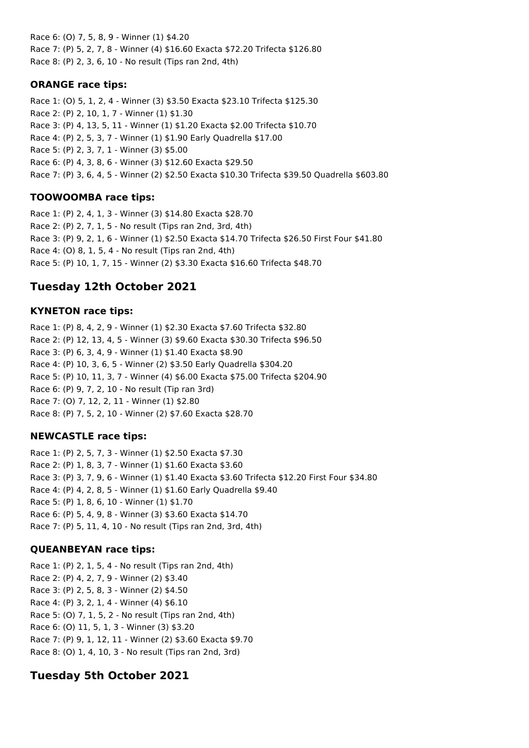Race 6: (O) 7, 5, 8, 9 - Winner (1) $4.20
Race 7: (P) 5, 2, 7, 8 - Winner (4) $16.60 Exacta $72.20 Trifecta $126.80
Race 8: (P) 2, 3, 6, 10 - No result (Tips ran 2nd, 4th)

### ORANGE race tips:

Race 1: (O) 5, 1, 2, 4 - Winner (3) $3.50 Exacta $23.10 Trifecta $125.30
Race 2: (P) 2, 10, 1, 7 - Winner (1) $1.30
Race 3: (P) 4, 13, 5, 11 - Winner (1) $1.20 Exacta $2.00 Trifecta $10.70
Race 4: (P) 2, 5, 3, 7 - Winner (1) $1.90 Early Quadrella $17.00
Race 5: (P) 2, 3, 7, 1 - Winner (3) $5.00
Race 6: (P) 4, 3, 8, 6 - Winner (3) $12.60 Exacta $29.50
Race 7: (P) 3, 6, 4, 5 - Winner (2) $2.50 Exacta $10.30 Trifecta $39.50 Quadrella $603.80

### TOOWOOMBA race tips:

Race 1: (P) 2, 4, 1, 3 - Winner (3) $14.80 Exacta $28.70
Race 2: (P) 2, 7, 1, 5 - No result (Tips ran 2nd, 3rd, 4th)
Race 3: (P) 9, 2, 1, 6 - Winner (1) $2.50 Exacta $14.70 Trifecta $26.50 First Four $41.80
Race 4: (O) 8, 1, 5, 4 - No result (Tips ran 2nd, 4th)
Race 5: (P) 10, 1, 7, 15 - Winner (2) $3.30 Exacta $16.60 Trifecta $48.70

## Tuesday 12th October 2021

### KYNETON race tips:

Race 1: (P) 8, 4, 2, 9 - Winner (1) $2.30 Exacta $7.60 Trifecta $32.80
Race 2: (P) 12, 13, 4, 5 - Winner (3) $9.60 Exacta $30.30 Trifecta $96.50
Race 3: (P) 6, 3, 4, 9 - Winner (1) $1.40 Exacta $8.90
Race 4: (P) 10, 3, 6, 5 - Winner (2) $3.50 Early Quadrella $304.20
Race 5: (P) 10, 11, 3, 7 - Winner (4) $6.00 Exacta $75.00 Trifecta $204.90
Race 6: (P) 9, 7, 2, 10 - No result (Tip ran 3rd)
Race 7: (O) 7, 12, 2, 11 - Winner (1) $2.80
Race 8: (P) 7, 5, 2, 10 - Winner (2) $7.60 Exacta $28.70

### NEWCASTLE race tips:

Race 1: (P) 2, 5, 7, 3 - Winner (1) $2.50 Exacta $7.30
Race 2: (P) 1, 8, 3, 7 - Winner (1) $1.60 Exacta $3.60
Race 3: (P) 3, 7, 9, 6 - Winner (1) $1.40 Exacta $3.60 Trifecta $12.20 First Four $34.80
Race 4: (P) 4, 2, 8, 5 - Winner (1) $1.60 Early Quadrella $9.40
Race 5: (P) 1, 8, 6, 10 - Winner (1) $1.70
Race 6: (P) 5, 4, 9, 8 - Winner (3) $3.60 Exacta $14.70
Race 7: (P) 5, 11, 4, 10 - No result (Tips ran 2nd, 3rd, 4th)

### QUEANBEYAN race tips:

Race 1: (P) 2, 1, 5, 4 - No result (Tips ran 2nd, 4th)
Race 2: (P) 4, 2, 7, 9 - Winner (2) $3.40
Race 3: (P) 2, 5, 8, 3 - Winner (2) $4.50
Race 4: (P) 3, 2, 1, 4 - Winner (4) $6.10
Race 5: (O) 7, 1, 5, 2 - No result (Tips ran 2nd, 4th)
Race 6: (O) 11, 5, 1, 3 - Winner (3) $3.20
Race 7: (P) 9, 1, 12, 11 - Winner (2) $3.60 Exacta $9.70
Race 8: (O) 1, 4, 10, 3 - No result (Tips ran 2nd, 3rd)

## Tuesday 5th October 2021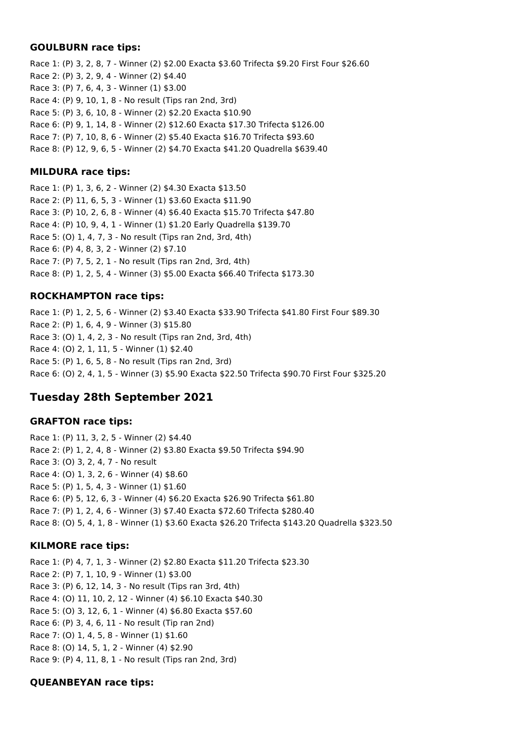### GOULBURN race tips:

Race 1: (P) 3, 2, 8, 7 - Winner (2) $2.00 Exacta $3.60 Trifecta $9.20 First Four $26.60
Race 2: (P) 3, 2, 9, 4 - Winner (2) $4.40
Race 3: (P) 7, 6, 4, 3 - Winner (1) $3.00
Race 4: (P) 9, 10, 1, 8 - No result (Tips ran 2nd, 3rd)
Race 5: (P) 3, 6, 10, 8 - Winner (2) $2.20 Exacta $10.90
Race 6: (P) 9, 1, 14, 8 - Winner (2) $12.60 Exacta $17.30 Trifecta $126.00
Race 7: (P) 7, 10, 8, 6 - Winner (2) $5.40 Exacta $16.70 Trifecta $93.60
Race 8: (P) 12, 9, 6, 5 - Winner (2) $4.70 Exacta $41.20 Quadrella $639.40

### MILDURA race tips:

Race 1: (P) 1, 3, 6, 2 - Winner (2) $4.30 Exacta $13.50
Race 2: (P) 11, 6, 5, 3 - Winner (1) $3.60 Exacta $11.90
Race 3: (P) 10, 2, 6, 8 - Winner (4) $6.40 Exacta $15.70 Trifecta $47.80
Race 4: (P) 10, 9, 4, 1 - Winner (1) $1.20 Early Quadrella $139.70
Race 5: (O) 1, 4, 7, 3 - No result (Tips ran 2nd, 3rd, 4th)
Race 6: (P) 4, 8, 3, 2 - Winner (2) $7.10
Race 7: (P) 7, 5, 2, 1 - No result (Tips ran 2nd, 3rd, 4th)
Race 8: (P) 1, 2, 5, 4 - Winner (3) $5.00 Exacta $66.40 Trifecta $173.30

### ROCKHAMPTON race tips:

Race 1: (P) 1, 2, 5, 6 - Winner (2) $3.40 Exacta $33.90 Trifecta $41.80 First Four $89.30
Race 2: (P) 1, 6, 4, 9 - Winner (3) $15.80
Race 3: (O) 1, 4, 2, 3 - No result (Tips ran 2nd, 3rd, 4th)
Race 4: (O) 2, 1, 11, 5 - Winner (1) $2.40
Race 5: (P) 1, 6, 5, 8 - No result (Tips ran 2nd, 3rd)
Race 6: (O) 2, 4, 1, 5 - Winner (3) $5.90 Exacta $22.50 Trifecta $90.70 First Four $325.20

## Tuesday 28th September 2021

### GRAFTON race tips:

Race 1: (P) 11, 3, 2, 5 - Winner (2) $4.40
Race 2: (P) 1, 2, 4, 8 - Winner (2) $3.80 Exacta $9.50 Trifecta $94.90
Race 3: (O) 3, 2, 4, 7 - No result
Race 4: (O) 1, 3, 2, 6 - Winner (4) $8.60
Race 5: (P) 1, 5, 4, 3 - Winner (1) $1.60
Race 6: (P) 5, 12, 6, 3 - Winner (4) $6.20 Exacta $26.90 Trifecta $61.80
Race 7: (P) 1, 2, 4, 6 - Winner (3) $7.40 Exacta $72.60 Trifecta $280.40
Race 8: (O) 5, 4, 1, 8 - Winner (1) $3.60 Exacta $26.20 Trifecta $143.20 Quadrella $323.50

### KILMORE race tips:

Race 1: (P) 4, 7, 1, 3 - Winner (2) $2.80 Exacta $11.20 Trifecta $23.30
Race 2: (P) 7, 1, 10, 9 - Winner (1) $3.00
Race 3: (P) 6, 12, 14, 3 - No result (Tips ran 3rd, 4th)
Race 4: (O) 11, 10, 2, 12 - Winner (4) $6.10 Exacta $40.30
Race 5: (O) 3, 12, 6, 1 - Winner (4) $6.80 Exacta $57.60
Race 6: (P) 3, 4, 6, 11 - No result (Tip ran 2nd)
Race 7: (O) 1, 4, 5, 8 - Winner (1) $1.60
Race 8: (O) 14, 5, 1, 2 - Winner (4) $2.90
Race 9: (P) 4, 11, 8, 1 - No result (Tips ran 2nd, 3rd)

### QUEANBEYAN race tips: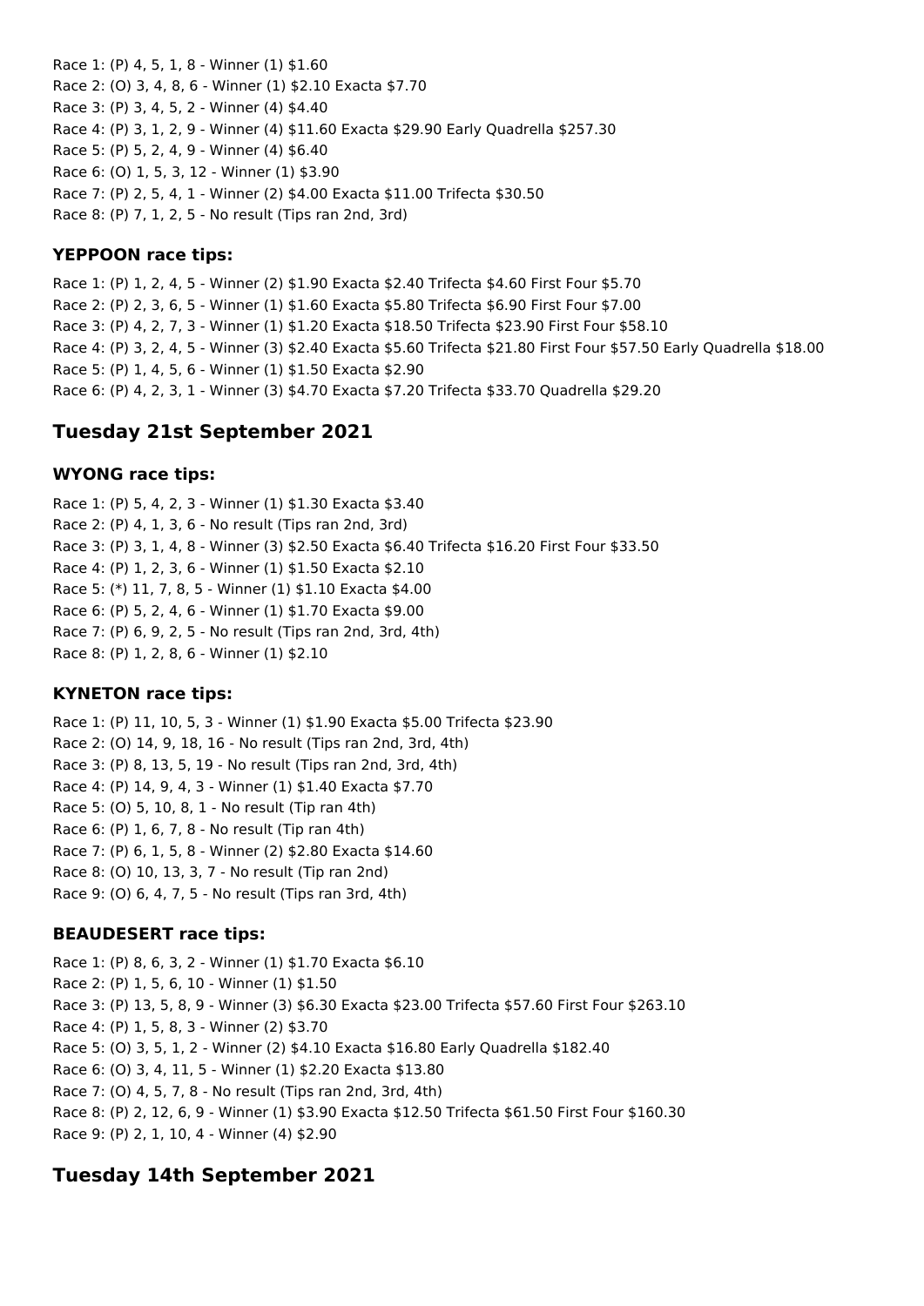Race 1: (P) 4, 5, 1, 8 - Winner (1) $1.60
Race 2: (O) 3, 4, 8, 6 - Winner (1) $2.10 Exacta $7.70
Race 3: (P) 3, 4, 5, 2 - Winner (4) $4.40
Race 4: (P) 3, 1, 2, 9 - Winner (4) $11.60 Exacta $29.90 Early Quadrella $257.30
Race 5: (P) 5, 2, 4, 9 - Winner (4) $6.40
Race 6: (O) 1, 5, 3, 12 - Winner (1) $3.90
Race 7: (P) 2, 5, 4, 1 - Winner (2) $4.00 Exacta $11.00 Trifecta $30.50
Race 8: (P) 7, 1, 2, 5 - No result (Tips ran 2nd, 3rd)

### YEPPOON race tips:

Race 1: (P) 1, 2, 4, 5 - Winner (2) $1.90 Exacta $2.40 Trifecta $4.60 First Four $5.70
Race 2: (P) 2, 3, 6, 5 - Winner (1) $1.60 Exacta $5.80 Trifecta $6.90 First Four $7.00
Race 3: (P) 4, 2, 7, 3 - Winner (1) $1.20 Exacta $18.50 Trifecta $23.90 First Four $58.10
Race 4: (P) 3, 2, 4, 5 - Winner (3) $2.40 Exacta $5.60 Trifecta $21.80 First Four $57.50 Early Quadrella $18.00
Race 5: (P) 1, 4, 5, 6 - Winner (1) $1.50 Exacta $2.90
Race 6: (P) 4, 2, 3, 1 - Winner (3) $4.70 Exacta $7.20 Trifecta $33.70 Quadrella $29.20

## Tuesday 21st September 2021

### WYONG race tips:

Race 1: (P) 5, 4, 2, 3 - Winner (1) $1.30 Exacta $3.40
Race 2: (P) 4, 1, 3, 6 - No result (Tips ran 2nd, 3rd)
Race 3: (P) 3, 1, 4, 8 - Winner (3) $2.50 Exacta $6.40 Trifecta $16.20 First Four $33.50
Race 4: (P) 1, 2, 3, 6 - Winner (1) $1.50 Exacta $2.10
Race 5: (*) 11, 7, 8, 5 - Winner (1) $1.10 Exacta $4.00
Race 6: (P) 5, 2, 4, 6 - Winner (1) $1.70 Exacta $9.00
Race 7: (P) 6, 9, 2, 5 - No result (Tips ran 2nd, 3rd, 4th)
Race 8: (P) 1, 2, 8, 6 - Winner (1) $2.10

### KYNETON race tips:

Race 1: (P) 11, 10, 5, 3 - Winner (1) $1.90 Exacta $5.00 Trifecta $23.90
Race 2: (O) 14, 9, 18, 16 - No result (Tips ran 2nd, 3rd, 4th)
Race 3: (P) 8, 13, 5, 19 - No result (Tips ran 2nd, 3rd, 4th)
Race 4: (P) 14, 9, 4, 3 - Winner (1) $1.40 Exacta $7.70
Race 5: (O) 5, 10, 8, 1 - No result (Tip ran 4th)
Race 6: (P) 1, 6, 7, 8 - No result (Tip ran 4th)
Race 7: (P) 6, 1, 5, 8 - Winner (2) $2.80 Exacta $14.60
Race 8: (O) 10, 13, 3, 7 - No result (Tip ran 2nd)
Race 9: (O) 6, 4, 7, 5 - No result (Tips ran 3rd, 4th)

### BEAUDESERT race tips:

Race 1: (P) 8, 6, 3, 2 - Winner (1) $1.70 Exacta $6.10
Race 2: (P) 1, 5, 6, 10 - Winner (1) $1.50
Race 3: (P) 13, 5, 8, 9 - Winner (3) $6.30 Exacta $23.00 Trifecta $57.60 First Four $263.10
Race 4: (P) 1, 5, 8, 3 - Winner (2) $3.70
Race 5: (O) 3, 5, 1, 2 - Winner (2) $4.10 Exacta $16.80 Early Quadrella $182.40
Race 6: (O) 3, 4, 11, 5 - Winner (1) $2.20 Exacta $13.80
Race 7: (O) 4, 5, 7, 8 - No result (Tips ran 2nd, 3rd, 4th)
Race 8: (P) 2, 12, 6, 9 - Winner (1) $3.90 Exacta $12.50 Trifecta $61.50 First Four $160.30
Race 9: (P) 2, 1, 10, 4 - Winner (4) $2.90

## Tuesday 14th September 2021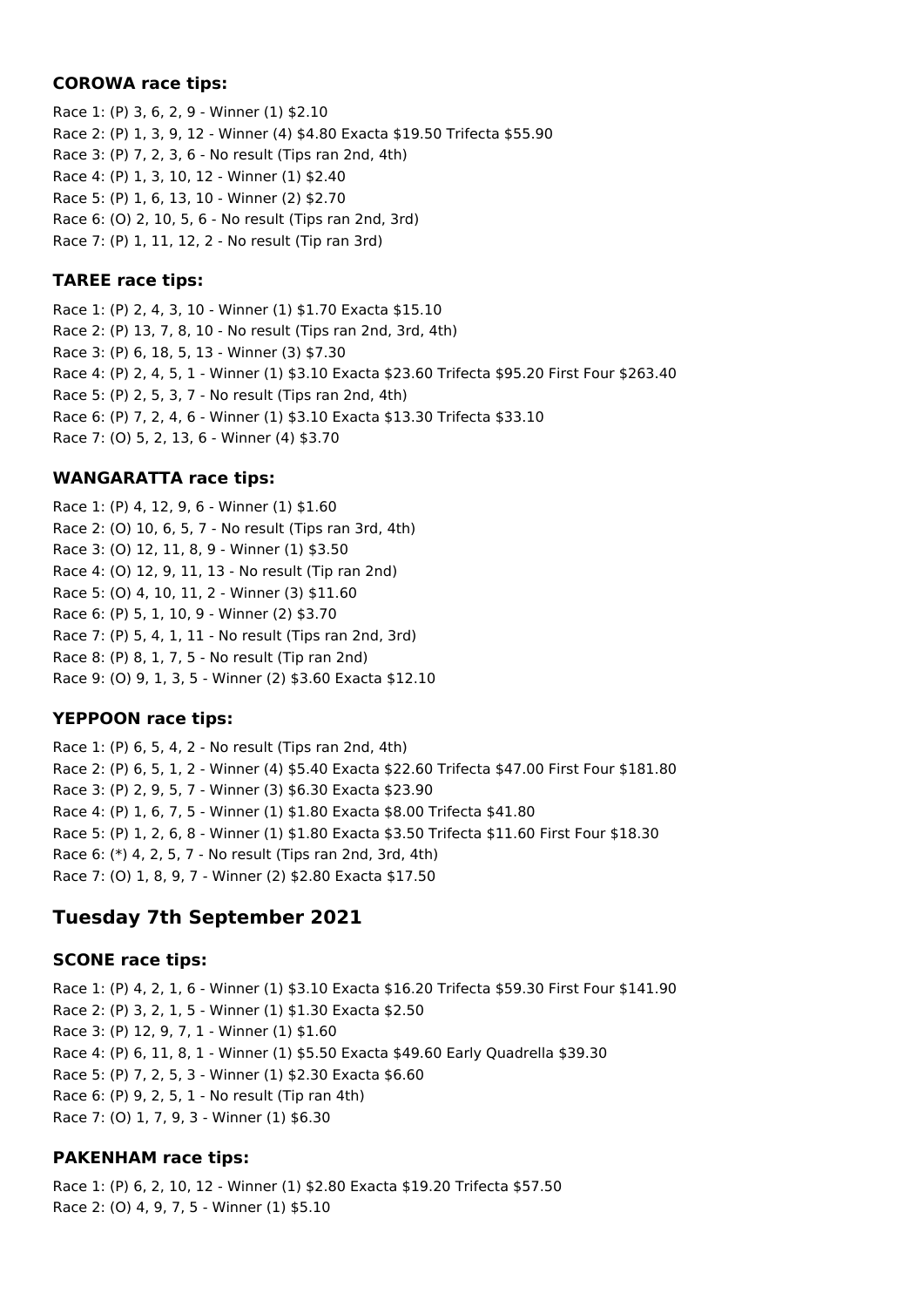### COROWA race tips:

Race 1: (P) 3, 6, 2, 9 - Winner (1) $2.10
Race 2: (P) 1, 3, 9, 12 - Winner (4) $4.80 Exacta $19.50 Trifecta $55.90
Race 3: (P) 7, 2, 3, 6 - No result (Tips ran 2nd, 4th)
Race 4: (P) 1, 3, 10, 12 - Winner (1) $2.40
Race 5: (P) 1, 6, 13, 10 - Winner (2) $2.70
Race 6: (O) 2, 10, 5, 6 - No result (Tips ran 2nd, 3rd)
Race 7: (P) 1, 11, 12, 2 - No result (Tip ran 3rd)

### TAREE race tips:

Race 1: (P) 2, 4, 3, 10 - Winner (1) $1.70 Exacta $15.10
Race 2: (P) 13, 7, 8, 10 - No result (Tips ran 2nd, 3rd, 4th)
Race 3: (P) 6, 18, 5, 13 - Winner (3) $7.30
Race 4: (P) 2, 4, 5, 1 - Winner (1) $3.10 Exacta $23.60 Trifecta $95.20 First Four $263.40
Race 5: (P) 2, 5, 3, 7 - No result (Tips ran 2nd, 4th)
Race 6: (P) 7, 2, 4, 6 - Winner (1) $3.10 Exacta $13.30 Trifecta $33.10
Race 7: (O) 5, 2, 13, 6 - Winner (4) $3.70

### WANGARATTA race tips:

Race 1: (P) 4, 12, 9, 6 - Winner (1) $1.60
Race 2: (O) 10, 6, 5, 7 - No result (Tips ran 3rd, 4th)
Race 3: (O) 12, 11, 8, 9 - Winner (1) $3.50
Race 4: (O) 12, 9, 11, 13 - No result (Tip ran 2nd)
Race 5: (O) 4, 10, 11, 2 - Winner (3) $11.60
Race 6: (P) 5, 1, 10, 9 - Winner (2) $3.70
Race 7: (P) 5, 4, 1, 11 - No result (Tips ran 2nd, 3rd)
Race 8: (P) 8, 1, 7, 5 - No result (Tip ran 2nd)
Race 9: (O) 9, 1, 3, 5 - Winner (2) $3.60 Exacta $12.10

### YEPPOON race tips:

Race 1: (P) 6, 5, 4, 2 - No result (Tips ran 2nd, 4th)
Race 2: (P) 6, 5, 1, 2 - Winner (4) $5.40 Exacta $22.60 Trifecta $47.00 First Four $181.80
Race 3: (P) 2, 9, 5, 7 - Winner (3) $6.30 Exacta $23.90
Race 4: (P) 1, 6, 7, 5 - Winner (1) $1.80 Exacta $8.00 Trifecta $41.80
Race 5: (P) 1, 2, 6, 8 - Winner (1) $1.80 Exacta $3.50 Trifecta $11.60 First Four $18.30
Race 6: (*) 4, 2, 5, 7 - No result (Tips ran 2nd, 3rd, 4th)
Race 7: (O) 1, 8, 9, 7 - Winner (2) $2.80 Exacta $17.50

## Tuesday 7th September 2021

### SCONE race tips:

Race 1: (P) 4, 2, 1, 6 - Winner (1) $3.10 Exacta $16.20 Trifecta $59.30 First Four $141.90
Race 2: (P) 3, 2, 1, 5 - Winner (1) $1.30 Exacta $2.50
Race 3: (P) 12, 9, 7, 1 - Winner (1) $1.60
Race 4: (P) 6, 11, 8, 1 - Winner (1) $5.50 Exacta $49.60 Early Quadrella $39.30
Race 5: (P) 7, 2, 5, 3 - Winner (1) $2.30 Exacta $6.60
Race 6: (P) 9, 2, 5, 1 - No result (Tip ran 4th)
Race 7: (O) 1, 7, 9, 3 - Winner (1) $6.30

### PAKENHAM race tips:

Race 1: (P) 6, 2, 10, 12 - Winner (1) $2.80 Exacta $19.20 Trifecta $57.50
Race 2: (O) 4, 9, 7, 5 - Winner (1) $5.10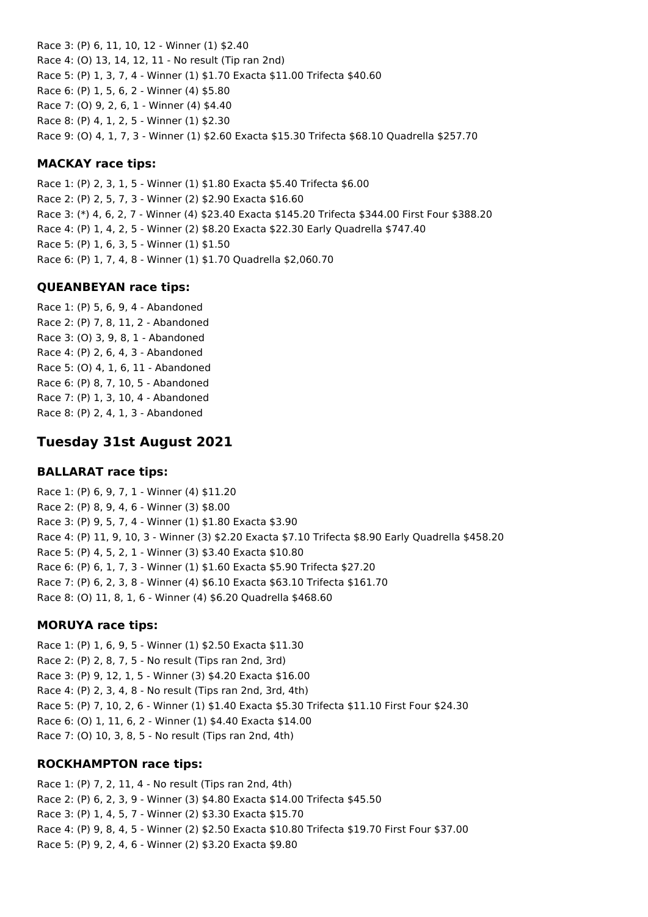Race 3: (P) 6, 11, 10, 12 - Winner (1) $2.40
Race 4: (O) 13, 14, 12, 11 - No result (Tip ran 2nd)
Race 5: (P) 1, 3, 7, 4 - Winner (1) $1.70 Exacta $11.00 Trifecta $40.60
Race 6: (P) 1, 5, 6, 2 - Winner (4) $5.80
Race 7: (O) 9, 2, 6, 1 - Winner (4) $4.40
Race 8: (P) 4, 1, 2, 5 - Winner (1) $2.30
Race 9: (O) 4, 1, 7, 3 - Winner (1) $2.60 Exacta $15.30 Trifecta $68.10 Quadrella $257.70

### MACKAY race tips:

Race 1: (P) 2, 3, 1, 5 - Winner (1) $1.80 Exacta $5.40 Trifecta $6.00
Race 2: (P) 2, 5, 7, 3 - Winner (2) $2.90 Exacta $16.60
Race 3: (*) 4, 6, 2, 7 - Winner (4) $23.40 Exacta $145.20 Trifecta $344.00 First Four $388.20
Race 4: (P) 1, 4, 2, 5 - Winner (2) $8.20 Exacta $22.30 Early Quadrella $747.40
Race 5: (P) 1, 6, 3, 5 - Winner (1) $1.50
Race 6: (P) 1, 7, 4, 8 - Winner (1) $1.70 Quadrella $2,060.70

### QUEANBEYAN race tips:

Race 1: (P) 5, 6, 9, 4 - Abandoned
Race 2: (P) 7, 8, 11, 2 - Abandoned
Race 3: (O) 3, 9, 8, 1 - Abandoned
Race 4: (P) 2, 6, 4, 3 - Abandoned
Race 5: (O) 4, 1, 6, 11 - Abandoned
Race 6: (P) 8, 7, 10, 5 - Abandoned
Race 7: (P) 1, 3, 10, 4 - Abandoned
Race 8: (P) 2, 4, 1, 3 - Abandoned

## Tuesday 31st August 2021

### BALLARAT race tips:

Race 1: (P) 6, 9, 7, 1 - Winner (4) $11.20
Race 2: (P) 8, 9, 4, 6 - Winner (3) $8.00
Race 3: (P) 9, 5, 7, 4 - Winner (1) $1.80 Exacta $3.90
Race 4: (P) 11, 9, 10, 3 - Winner (3) $2.20 Exacta $7.10 Trifecta $8.90 Early Quadrella $458.20
Race 5: (P) 4, 5, 2, 1 - Winner (3) $3.40 Exacta $10.80
Race 6: (P) 6, 1, 7, 3 - Winner (1) $1.60 Exacta $5.90 Trifecta $27.20
Race 7: (P) 6, 2, 3, 8 - Winner (4) $6.10 Exacta $63.10 Trifecta $161.70
Race 8: (O) 11, 8, 1, 6 - Winner (4) $6.20 Quadrella $468.60

### MORUYA race tips:

Race 1: (P) 1, 6, 9, 5 - Winner (1) $2.50 Exacta $11.30
Race 2: (P) 2, 8, 7, 5 - No result (Tips ran 2nd, 3rd)
Race 3: (P) 9, 12, 1, 5 - Winner (3) $4.20 Exacta $16.00
Race 4: (P) 2, 3, 4, 8 - No result (Tips ran 2nd, 3rd, 4th)
Race 5: (P) 7, 10, 2, 6 - Winner (1) $1.40 Exacta $5.30 Trifecta $11.10 First Four $24.30
Race 6: (O) 1, 11, 6, 2 - Winner (1) $4.40 Exacta $14.00
Race 7: (O) 10, 3, 8, 5 - No result (Tips ran 2nd, 4th)

### ROCKHAMPTON race tips:

Race 1: (P) 7, 2, 11, 4 - No result (Tips ran 2nd, 4th)
Race 2: (P) 6, 2, 3, 9 - Winner (3) $4.80 Exacta $14.00 Trifecta $45.50
Race 3: (P) 1, 4, 5, 7 - Winner (2) $3.30 Exacta $15.70
Race 4: (P) 9, 8, 4, 5 - Winner (2) $2.50 Exacta $10.80 Trifecta $19.70 First Four $37.00
Race 5: (P) 9, 2, 4, 6 - Winner (2) $3.20 Exacta $9.80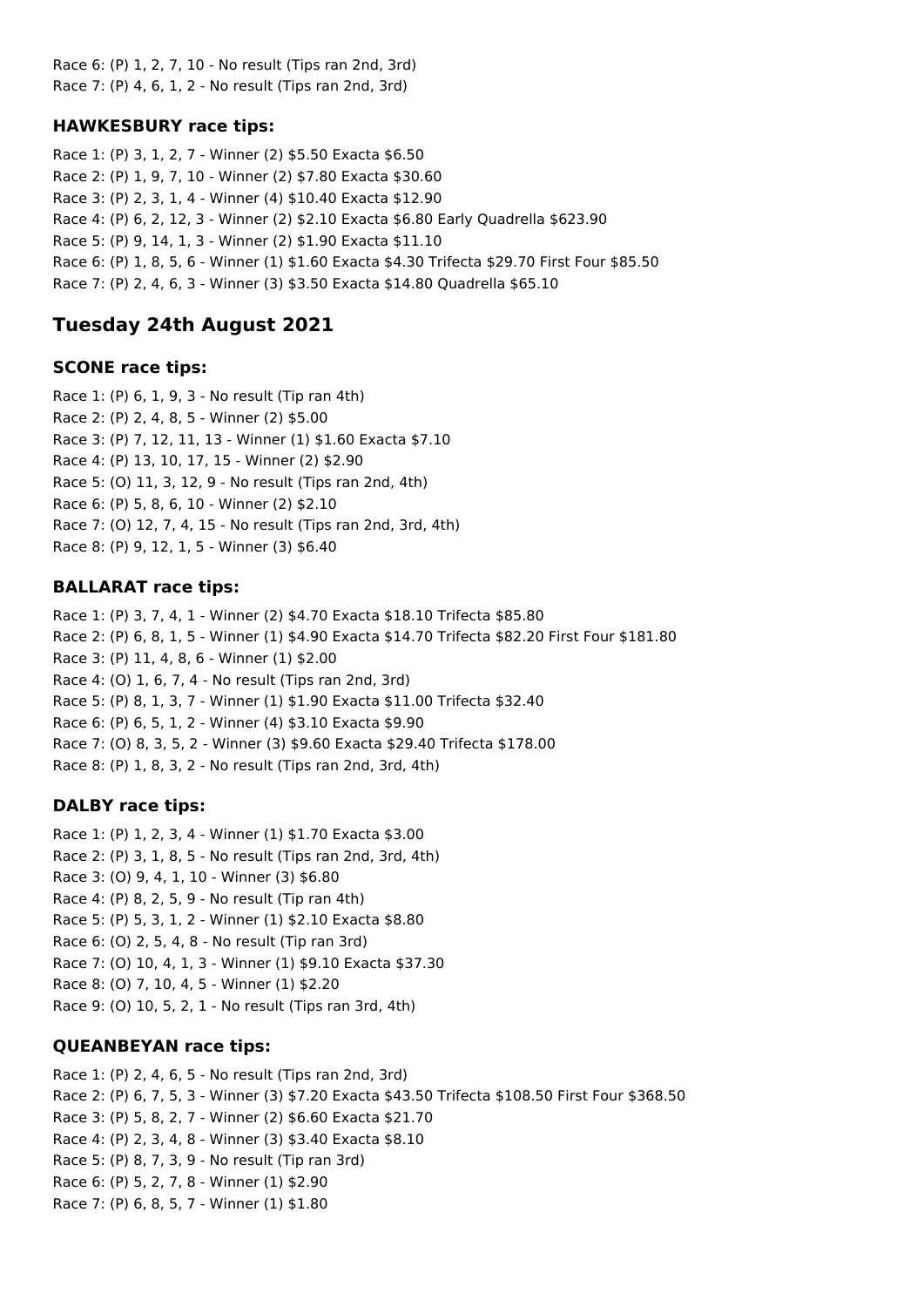Race 6: (P) 1, 2, 7, 10 - No result (Tips ran 2nd, 3rd)
Race 7: (P) 4, 6, 1, 2 - No result (Tips ran 2nd, 3rd)

### HAWKESBURY race tips:

Race 1: (P) 3, 1, 2, 7 - Winner (2) $5.50 Exacta $6.50
Race 2: (P) 1, 9, 7, 10 - Winner (2) $7.80 Exacta $30.60
Race 3: (P) 2, 3, 1, 4 - Winner (4) $10.40 Exacta $12.90
Race 4: (P) 6, 2, 12, 3 - Winner (2) $2.10 Exacta $6.80 Early Quadrella $623.90
Race 5: (P) 9, 14, 1, 3 - Winner (2) $1.90 Exacta $11.10
Race 6: (P) 1, 8, 5, 6 - Winner (1) $1.60 Exacta $4.30 Trifecta $29.70 First Four $85.50
Race 7: (P) 2, 4, 6, 3 - Winner (3) $3.50 Exacta $14.80 Quadrella $65.10

## Tuesday 24th August 2021

### SCONE race tips:

Race 1: (P) 6, 1, 9, 3 - No result (Tip ran 4th)
Race 2: (P) 2, 4, 8, 5 - Winner (2) $5.00
Race 3: (P) 7, 12, 11, 13 - Winner (1) $1.60 Exacta $7.10
Race 4: (P) 13, 10, 17, 15 - Winner (2) $2.90
Race 5: (O) 11, 3, 12, 9 - No result (Tips ran 2nd, 4th)
Race 6: (P) 5, 8, 6, 10 - Winner (2) $2.10
Race 7: (O) 12, 7, 4, 15 - No result (Tips ran 2nd, 3rd, 4th)
Race 8: (P) 9, 12, 1, 5 - Winner (3) $6.40

### BALLARAT race tips:

Race 1: (P) 3, 7, 4, 1 - Winner (2) $4.70 Exacta $18.10 Trifecta $85.80
Race 2: (P) 6, 8, 1, 5 - Winner (1) $4.90 Exacta $14.70 Trifecta $82.20 First Four $181.80
Race 3: (P) 11, 4, 8, 6 - Winner (1) $2.00
Race 4: (O) 1, 6, 7, 4 - No result (Tips ran 2nd, 3rd)
Race 5: (P) 8, 1, 3, 7 - Winner (1) $1.90 Exacta $11.00 Trifecta $32.40
Race 6: (P) 6, 5, 1, 2 - Winner (4) $3.10 Exacta $9.90
Race 7: (O) 8, 3, 5, 2 - Winner (3) $9.60 Exacta $29.40 Trifecta $178.00
Race 8: (P) 1, 8, 3, 2 - No result (Tips ran 2nd, 3rd, 4th)

### DALBY race tips:

Race 1: (P) 1, 2, 3, 4 - Winner (1) $1.70 Exacta $3.00
Race 2: (P) 3, 1, 8, 5 - No result (Tips ran 2nd, 3rd, 4th)
Race 3: (O) 9, 4, 1, 10 - Winner (3) $6.80
Race 4: (P) 8, 2, 5, 9 - No result (Tip ran 4th)
Race 5: (P) 5, 3, 1, 2 - Winner (1) $2.10 Exacta $8.80
Race 6: (O) 2, 5, 4, 8 - No result (Tip ran 3rd)
Race 7: (O) 10, 4, 1, 3 - Winner (1) $9.10 Exacta $37.30
Race 8: (O) 7, 10, 4, 5 - Winner (1) $2.20
Race 9: (O) 10, 5, 2, 1 - No result (Tips ran 3rd, 4th)

### QUEANBEYAN race tips:

Race 1: (P) 2, 4, 6, 5 - No result (Tips ran 2nd, 3rd)
Race 2: (P) 6, 7, 5, 3 - Winner (3) $7.20 Exacta $43.50 Trifecta $108.50 First Four $368.50
Race 3: (P) 5, 8, 2, 7 - Winner (2) $6.60 Exacta $21.70
Race 4: (P) 2, 3, 4, 8 - Winner (3) $3.40 Exacta $8.10
Race 5: (P) 8, 7, 3, 9 - No result (Tip ran 3rd)
Race 6: (P) 5, 2, 7, 8 - Winner (1) $2.90
Race 7: (P) 6, 8, 5, 7 - Winner (1) $1.80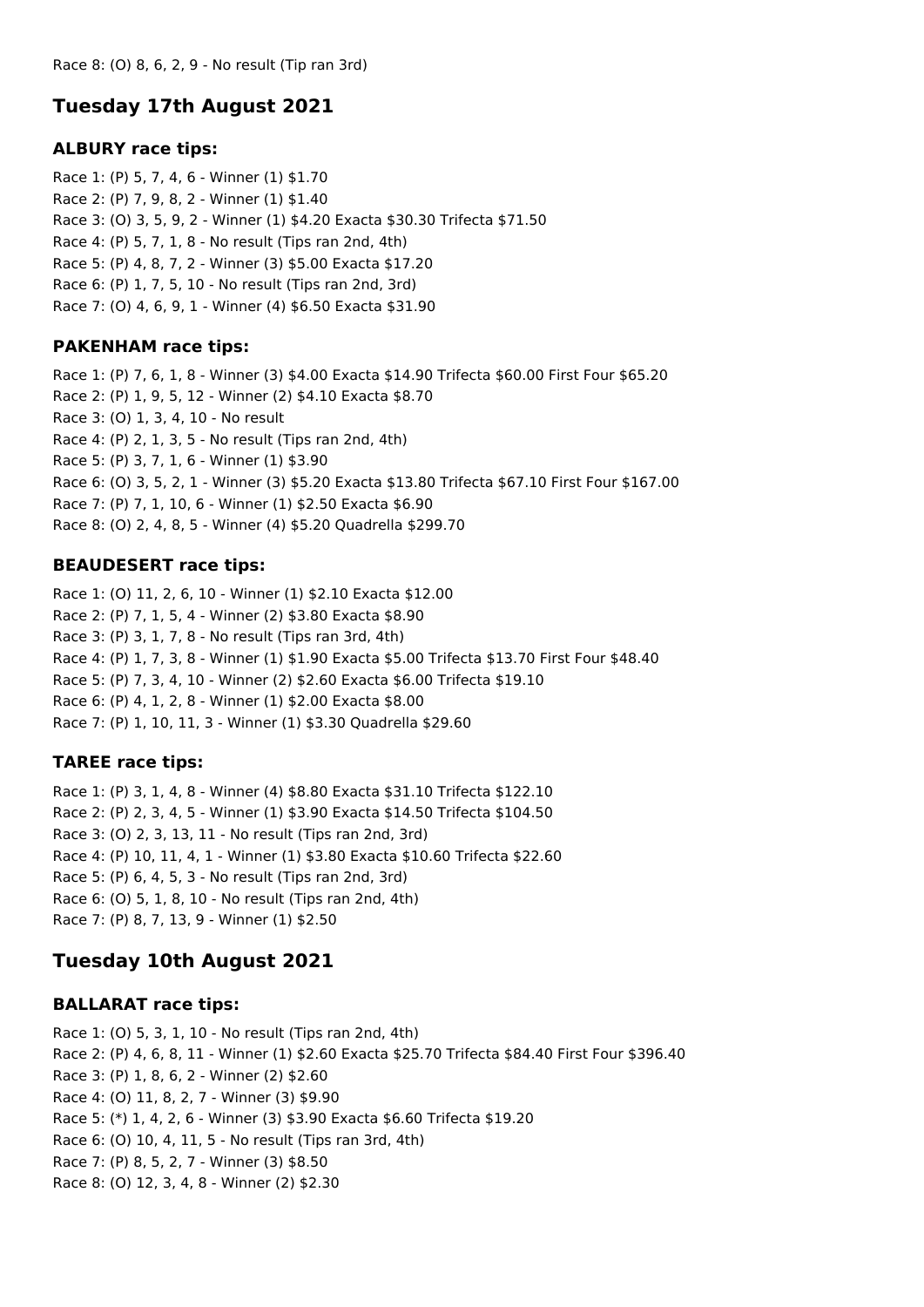Race 8: (O) 8, 6, 2, 9 - No result (Tip ran 3rd)

## Tuesday 17th August 2021

### ALBURY race tips:

Race 1: (P) 5, 7, 4, 6 - Winner (1) $1.70
Race 2: (P) 7, 9, 8, 2 - Winner (1) $1.40
Race 3: (O) 3, 5, 9, 2 - Winner (1) $4.20 Exacta $30.30 Trifecta $71.50
Race 4: (P) 5, 7, 1, 8 - No result (Tips ran 2nd, 4th)
Race 5: (P) 4, 8, 7, 2 - Winner (3) $5.00 Exacta $17.20
Race 6: (P) 1, 7, 5, 10 - No result (Tips ran 2nd, 3rd)
Race 7: (O) 4, 6, 9, 1 - Winner (4) $6.50 Exacta $31.90

### PAKENHAM race tips:

Race 1: (P) 7, 6, 1, 8 - Winner (3) $4.00 Exacta $14.90 Trifecta $60.00 First Four $65.20
Race 2: (P) 1, 9, 5, 12 - Winner (2) $4.10 Exacta $8.70
Race 3: (O) 1, 3, 4, 10 - No result
Race 4: (P) 2, 1, 3, 5 - No result (Tips ran 2nd, 4th)
Race 5: (P) 3, 7, 1, 6 - Winner (1) $3.90
Race 6: (O) 3, 5, 2, 1 - Winner (3) $5.20 Exacta $13.80 Trifecta $67.10 First Four $167.00
Race 7: (P) 7, 1, 10, 6 - Winner (1) $2.50 Exacta $6.90
Race 8: (O) 2, 4, 8, 5 - Winner (4) $5.20 Quadrella $299.70

### BEAUDESERT race tips:

Race 1: (O) 11, 2, 6, 10 - Winner (1) $2.10 Exacta $12.00
Race 2: (P) 7, 1, 5, 4 - Winner (2) $3.80 Exacta $8.90
Race 3: (P) 3, 1, 7, 8 - No result (Tips ran 3rd, 4th)
Race 4: (P) 1, 7, 3, 8 - Winner (1) $1.90 Exacta $5.00 Trifecta $13.70 First Four $48.40
Race 5: (P) 7, 3, 4, 10 - Winner (2) $2.60 Exacta $6.00 Trifecta $19.10
Race 6: (P) 4, 1, 2, 8 - Winner (1) $2.00 Exacta $8.00
Race 7: (P) 1, 10, 11, 3 - Winner (1) $3.30 Quadrella $29.60

### TAREE race tips:

Race 1: (P) 3, 1, 4, 8 - Winner (4) $8.80 Exacta $31.10 Trifecta $122.10
Race 2: (P) 2, 3, 4, 5 - Winner (1) $3.90 Exacta $14.50 Trifecta $104.50
Race 3: (O) 2, 3, 13, 11 - No result (Tips ran 2nd, 3rd)
Race 4: (P) 10, 11, 4, 1 - Winner (1) $3.80 Exacta $10.60 Trifecta $22.60
Race 5: (P) 6, 4, 5, 3 - No result (Tips ran 2nd, 3rd)
Race 6: (O) 5, 1, 8, 10 - No result (Tips ran 2nd, 4th)
Race 7: (P) 8, 7, 13, 9 - Winner (1) $2.50

## Tuesday 10th August 2021

### BALLARAT race tips:

Race 1: (O) 5, 3, 1, 10 - No result (Tips ran 2nd, 4th)
Race 2: (P) 4, 6, 8, 11 - Winner (1) $2.60 Exacta $25.70 Trifecta $84.40 First Four $396.40
Race 3: (P) 1, 8, 6, 2 - Winner (2) $2.60
Race 4: (O) 11, 8, 2, 7 - Winner (3) $9.90
Race 5: (*) 1, 4, 2, 6 - Winner (3) $3.90 Exacta $6.60 Trifecta $19.20
Race 6: (O) 10, 4, 11, 5 - No result (Tips ran 3rd, 4th)
Race 7: (P) 8, 5, 2, 7 - Winner (3) $8.50
Race 8: (O) 12, 3, 4, 8 - Winner (2) $2.30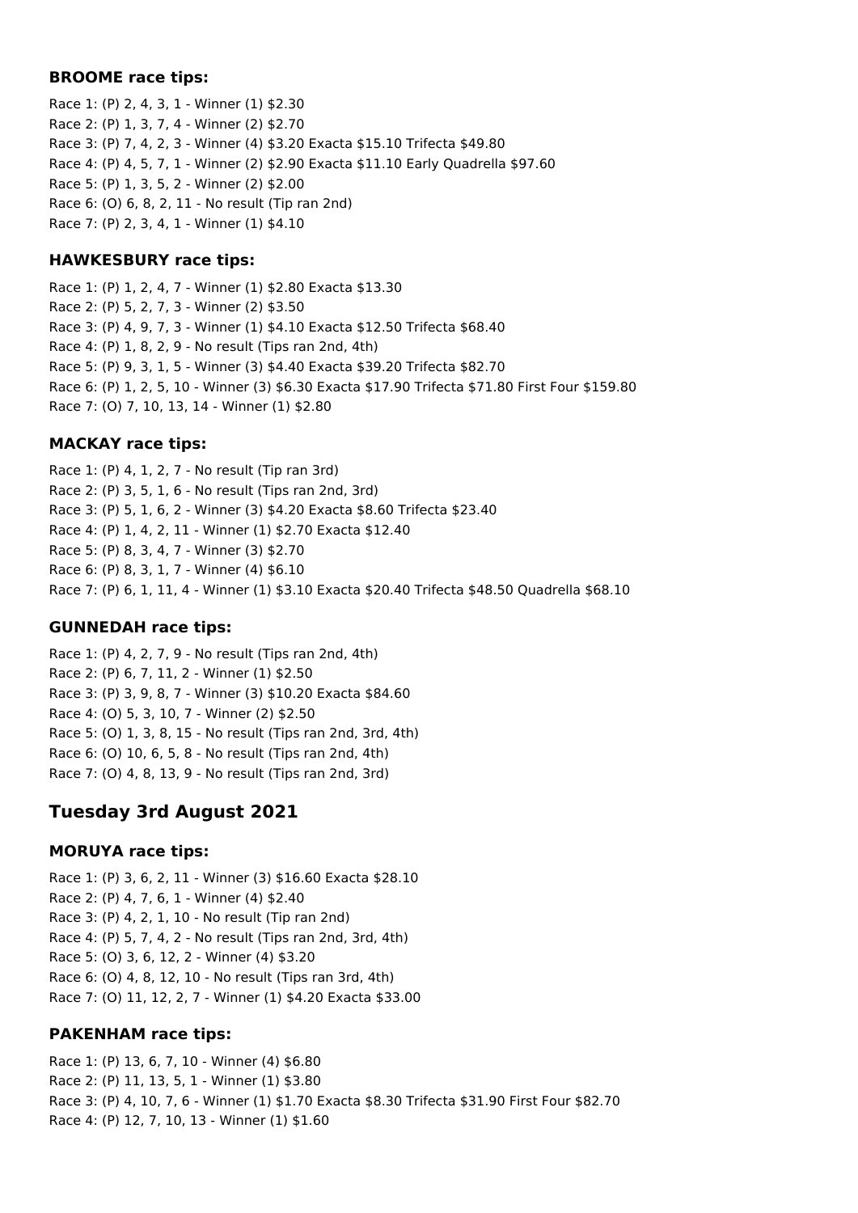**BROOME race tips:**

Race 1: (P) 2, 4, 3, 1 - Winner (1) $2.30
Race 2: (P) 1, 3, 7, 4 - Winner (2) $2.70
Race 3: (P) 7, 4, 2, 3 - Winner (4) $3.20 Exacta $15.10 Trifecta $49.80
Race 4: (P) 4, 5, 7, 1 - Winner (2) $2.90 Exacta $11.10 Early Quadrella $97.60
Race 5: (P) 1, 3, 5, 2 - Winner (2) $2.00
Race 6: (O) 6, 8, 2, 11 - No result (Tip ran 2nd)
Race 7: (P) 2, 3, 4, 1 - Winner (1) $4.10

**HAWKESBURY race tips:**

Race 1: (P) 1, 2, 4, 7 - Winner (1) $2.80 Exacta $13.30
Race 2: (P) 5, 2, 7, 3 - Winner (2) $3.50
Race 3: (P) 4, 9, 7, 3 - Winner (1) $4.10 Exacta $12.50 Trifecta $68.40
Race 4: (P) 1, 8, 2, 9 - No result (Tips ran 2nd, 4th)
Race 5: (P) 9, 3, 1, 5 - Winner (3) $4.40 Exacta $39.20 Trifecta $82.70
Race 6: (P) 1, 2, 5, 10 - Winner (3) $6.30 Exacta $17.90 Trifecta $71.80 First Four $159.80
Race 7: (O) 7, 10, 13, 14 - Winner (1) $2.80

**MACKAY race tips:**

Race 1: (P) 4, 1, 2, 7 - No result (Tip ran 3rd)
Race 2: (P) 3, 5, 1, 6 - No result (Tips ran 2nd, 3rd)
Race 3: (P) 5, 1, 6, 2 - Winner (3) $4.20 Exacta $8.60 Trifecta $23.40
Race 4: (P) 1, 4, 2, 11 - Winner (1) $2.70 Exacta $12.40
Race 5: (P) 8, 3, 4, 7 - Winner (3) $2.70
Race 6: (P) 8, 3, 1, 7 - Winner (4) $6.10
Race 7: (P) 6, 1, 11, 4 - Winner (1) $3.10 Exacta $20.40 Trifecta $48.50 Quadrella $68.10

**GUNNEDAH race tips:**

Race 1: (P) 4, 2, 7, 9 - No result (Tips ran 2nd, 4th)
Race 2: (P) 6, 7, 11, 2 - Winner (1) $2.50
Race 3: (P) 3, 9, 8, 7 - Winner (3) $10.20 Exacta $84.60
Race 4: (O) 5, 3, 10, 7 - Winner (2) $2.50
Race 5: (O) 1, 3, 8, 15 - No result (Tips ran 2nd, 3rd, 4th)
Race 6: (O) 10, 6, 5, 8 - No result (Tips ran 2nd, 4th)
Race 7: (O) 4, 8, 13, 9 - No result (Tips ran 2nd, 3rd)

## Tuesday 3rd August 2021

**MORUYA race tips:**

Race 1: (P) 3, 6, 2, 11 - Winner (3) $16.60 Exacta $28.10
Race 2: (P) 4, 7, 6, 1 - Winner (4) $2.40
Race 3: (P) 4, 2, 1, 10 - No result (Tip ran 2nd)
Race 4: (P) 5, 7, 4, 2 - No result (Tips ran 2nd, 3rd, 4th)
Race 5: (O) 3, 6, 12, 2 - Winner (4) $3.20
Race 6: (O) 4, 8, 12, 10 - No result (Tips ran 3rd, 4th)
Race 7: (O) 11, 12, 2, 7 - Winner (1) $4.20 Exacta $33.00

**PAKENHAM race tips:**

Race 1: (P) 13, 6, 7, 10 - Winner (4) $6.80
Race 2: (P) 11, 13, 5, 1 - Winner (1) $3.80
Race 3: (P) 4, 10, 7, 6 - Winner (1) $1.70 Exacta $8.30 Trifecta $31.90 First Four $82.70
Race 4: (P) 12, 7, 10, 13 - Winner (1) $1.60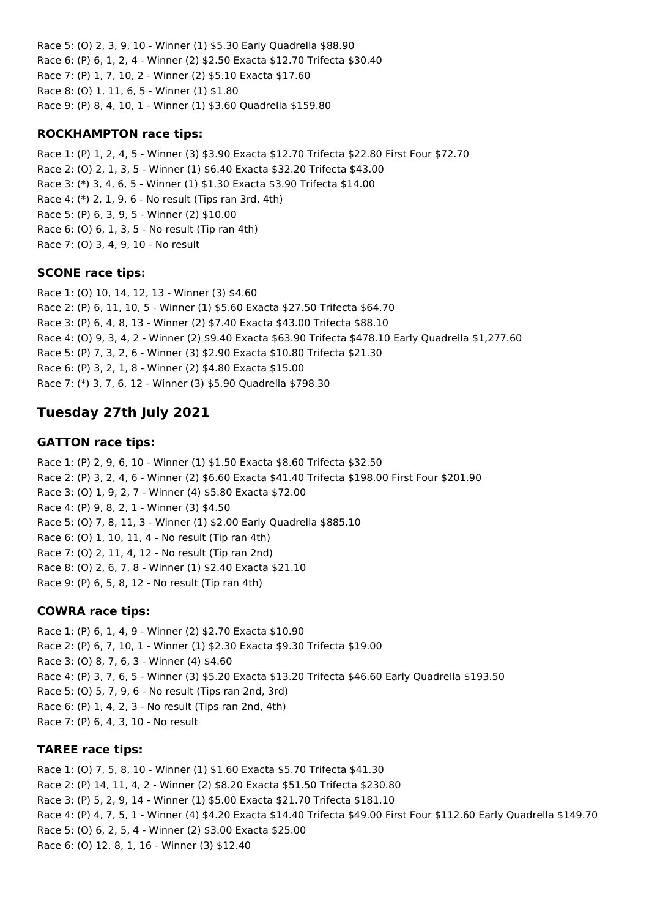Race 5: (O) 2, 3, 9, 10 - Winner (1) $5.30 Early Quadrella $88.90
Race 6: (P) 6, 1, 2, 4 - Winner (2) $2.50 Exacta $12.70 Trifecta $30.40
Race 7: (P) 1, 7, 10, 2 - Winner (2) $5.10 Exacta $17.60
Race 8: (O) 1, 11, 6, 5 - Winner (1) $1.80
Race 9: (P) 8, 4, 10, 1 - Winner (1) $3.60 Quadrella $159.80

### ROCKHAMPTON race tips:

Race 1: (P) 1, 2, 4, 5 - Winner (3) $3.90 Exacta $12.70 Trifecta $22.80 First Four $72.70
Race 2: (O) 2, 1, 3, 5 - Winner (1) $6.40 Exacta $32.20 Trifecta $43.00
Race 3: (*) 3, 4, 6, 5 - Winner (1) $1.30 Exacta $3.90 Trifecta $14.00
Race 4: (*) 2, 1, 9, 6 - No result (Tips ran 3rd, 4th)
Race 5: (P) 6, 3, 9, 5 - Winner (2) $10.00
Race 6: (O) 6, 1, 3, 5 - No result (Tip ran 4th)
Race 7: (O) 3, 4, 9, 10 - No result

### SCONE race tips:

Race 1: (O) 10, 14, 12, 13 - Winner (3) $4.60
Race 2: (P) 6, 11, 10, 5 - Winner (1) $5.60 Exacta $27.50 Trifecta $64.70
Race 3: (P) 6, 4, 8, 13 - Winner (2) $7.40 Exacta $43.00 Trifecta $88.10
Race 4: (O) 9, 3, 4, 2 - Winner (2) $9.40 Exacta $63.90 Trifecta $478.10 Early Quadrella $1,277.60
Race 5: (P) 7, 3, 2, 6 - Winner (3) $2.90 Exacta $10.80 Trifecta $21.30
Race 6: (P) 3, 2, 1, 8 - Winner (2) $4.80 Exacta $15.00
Race 7: (*) 3, 7, 6, 12 - Winner (3) $5.90 Quadrella $798.30

## Tuesday 27th July 2021

### GATTON race tips:

Race 1: (P) 2, 9, 6, 10 - Winner (1) $1.50 Exacta $8.60 Trifecta $32.50
Race 2: (P) 3, 2, 4, 6 - Winner (2) $6.60 Exacta $41.40 Trifecta $198.00 First Four $201.90
Race 3: (O) 1, 9, 2, 7 - Winner (4) $5.80 Exacta $72.00
Race 4: (P) 9, 8, 2, 1 - Winner (3) $4.50
Race 5: (O) 7, 8, 11, 3 - Winner (1) $2.00 Early Quadrella $885.10
Race 6: (O) 1, 10, 11, 4 - No result (Tip ran 4th)
Race 7: (O) 2, 11, 4, 12 - No result (Tip ran 2nd)
Race 8: (O) 2, 6, 7, 8 - Winner (1) $2.40 Exacta $21.10
Race 9: (P) 6, 5, 8, 12 - No result (Tip ran 4th)

### COWRA race tips:

Race 1: (P) 6, 1, 4, 9 - Winner (2) $2.70 Exacta $10.90
Race 2: (P) 6, 7, 10, 1 - Winner (1) $2.30 Exacta $9.30 Trifecta $19.00
Race 3: (O) 8, 7, 6, 3 - Winner (4) $4.60
Race 4: (P) 3, 7, 6, 5 - Winner (3) $5.20 Exacta $13.20 Trifecta $46.60 Early Quadrella $193.50
Race 5: (O) 5, 7, 9, 6 - No result (Tips ran 2nd, 3rd)
Race 6: (P) 1, 4, 2, 3 - No result (Tips ran 2nd, 4th)
Race 7: (P) 6, 4, 3, 10 - No result

### TAREE race tips:

Race 1: (O) 7, 5, 8, 10 - Winner (1) $1.60 Exacta $5.70 Trifecta $41.30
Race 2: (P) 14, 11, 4, 2 - Winner (2) $8.20 Exacta $51.50 Trifecta $230.80
Race 3: (P) 5, 2, 9, 14 - Winner (1) $5.00 Exacta $21.70 Trifecta $181.10
Race 4: (P) 4, 7, 5, 1 - Winner (4) $4.20 Exacta $14.40 Trifecta $49.00 First Four $112.60 Early Quadrella $149.70
Race 5: (O) 6, 2, 5, 4 - Winner (2) $3.00 Exacta $25.00
Race 6: (O) 12, 8, 1, 16 - Winner (3) $12.40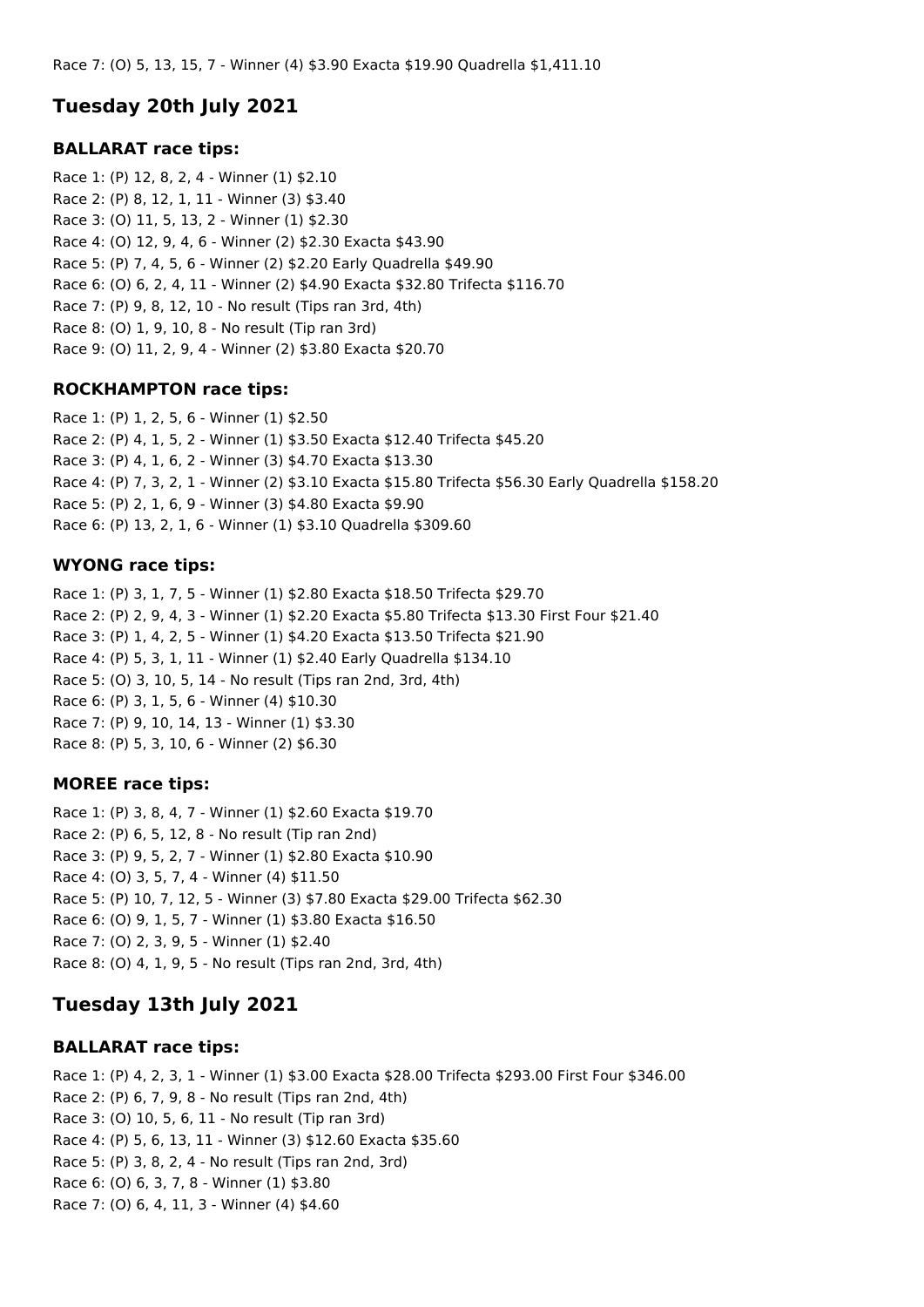Race 7: (O) 5, 13, 15, 7 - Winner (4) $3.90 Exacta $19.90 Quadrella $1,411.10

## Tuesday 20th July 2021

### BALLARAT race tips:

Race 1: (P) 12, 8, 2, 4 - Winner (1) $2.10
Race 2: (P) 8, 12, 1, 11 - Winner (3) $3.40
Race 3: (O) 11, 5, 13, 2 - Winner (1) $2.30
Race 4: (O) 12, 9, 4, 6 - Winner (2) $2.30 Exacta $43.90
Race 5: (P) 7, 4, 5, 6 - Winner (2) $2.20 Early Quadrella $49.90
Race 6: (O) 6, 2, 4, 11 - Winner (2) $4.90 Exacta $32.80 Trifecta $116.70
Race 7: (P) 9, 8, 12, 10 - No result (Tips ran 3rd, 4th)
Race 8: (O) 1, 9, 10, 8 - No result (Tip ran 3rd)
Race 9: (O) 11, 2, 9, 4 - Winner (2) $3.80 Exacta $20.70

### ROCKHAMPTON race tips:

Race 1: (P) 1, 2, 5, 6 - Winner (1) $2.50
Race 2: (P) 4, 1, 5, 2 - Winner (1) $3.50 Exacta $12.40 Trifecta $45.20
Race 3: (P) 4, 1, 6, 2 - Winner (3) $4.70 Exacta $13.30
Race 4: (P) 7, 3, 2, 1 - Winner (2) $3.10 Exacta $15.80 Trifecta $56.30 Early Quadrella $158.20
Race 5: (P) 2, 1, 6, 9 - Winner (3) $4.80 Exacta $9.90
Race 6: (P) 13, 2, 1, 6 - Winner (1) $3.10 Quadrella $309.60

### WYONG race tips:

Race 1: (P) 3, 1, 7, 5 - Winner (1) $2.80 Exacta $18.50 Trifecta $29.70
Race 2: (P) 2, 9, 4, 3 - Winner (1) $2.20 Exacta $5.80 Trifecta $13.30 First Four $21.40
Race 3: (P) 1, 4, 2, 5 - Winner (1) $4.20 Exacta $13.50 Trifecta $21.90
Race 4: (P) 5, 3, 1, 11 - Winner (1) $2.40 Early Quadrella $134.10
Race 5: (O) 3, 10, 5, 14 - No result (Tips ran 2nd, 3rd, 4th)
Race 6: (P) 3, 1, 5, 6 - Winner (4) $10.30
Race 7: (P) 9, 10, 14, 13 - Winner (1) $3.30
Race 8: (P) 5, 3, 10, 6 - Winner (2) $6.30

### MOREE race tips:

Race 1: (P) 3, 8, 4, 7 - Winner (1) $2.60 Exacta $19.70
Race 2: (P) 6, 5, 12, 8 - No result (Tip ran 2nd)
Race 3: (P) 9, 5, 2, 7 - Winner (1) $2.80 Exacta $10.90
Race 4: (O) 3, 5, 7, 4 - Winner (4) $11.50
Race 5: (P) 10, 7, 12, 5 - Winner (3) $7.80 Exacta $29.00 Trifecta $62.30
Race 6: (O) 9, 1, 5, 7 - Winner (1) $3.80 Exacta $16.50
Race 7: (O) 2, 3, 9, 5 - Winner (1) $2.40
Race 8: (O) 4, 1, 9, 5 - No result (Tips ran 2nd, 3rd, 4th)

## Tuesday 13th July 2021

### BALLARAT race tips:

Race 1: (P) 4, 2, 3, 1 - Winner (1) $3.00 Exacta $28.00 Trifecta $293.00 First Four $346.00
Race 2: (P) 6, 7, 9, 8 - No result (Tips ran 2nd, 4th)
Race 3: (O) 10, 5, 6, 11 - No result (Tip ran 3rd)
Race 4: (P) 5, 6, 13, 11 - Winner (3) $12.60 Exacta $35.60
Race 5: (P) 3, 8, 2, 4 - No result (Tips ran 2nd, 3rd)
Race 6: (O) 6, 3, 7, 8 - Winner (1) $3.80
Race 7: (O) 6, 4, 11, 3 - Winner (4) $4.60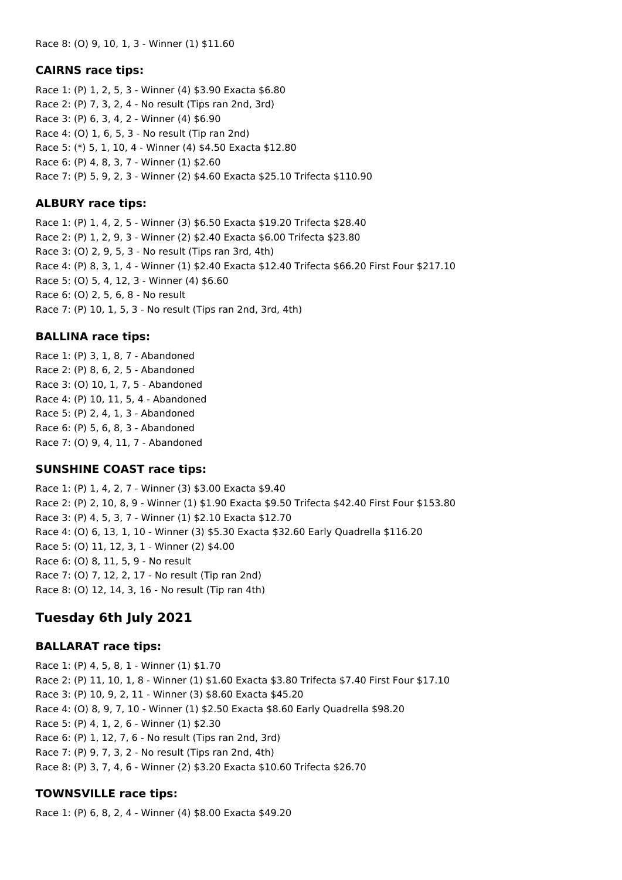Race 8: (O) 9, 10, 1, 3 - Winner (1) $11.60

### CAIRNS race tips:

Race 1: (P) 1, 2, 5, 3 - Winner (4) $3.90 Exacta $6.80
Race 2: (P) 7, 3, 2, 4 - No result (Tips ran 2nd, 3rd)
Race 3: (P) 6, 3, 4, 2 - Winner (4) $6.90
Race 4: (O) 1, 6, 5, 3 - No result (Tip ran 2nd)
Race 5: (*) 5, 1, 10, 4 - Winner (4) $4.50 Exacta $12.80
Race 6: (P) 4, 8, 3, 7 - Winner (1) $2.60
Race 7: (P) 5, 9, 2, 3 - Winner (2) $4.60 Exacta $25.10 Trifecta $110.90

### ALBURY race tips:

Race 1: (P) 1, 4, 2, 5 - Winner (3) $6.50 Exacta $19.20 Trifecta $28.40
Race 2: (P) 1, 2, 9, 3 - Winner (2) $2.40 Exacta $6.00 Trifecta $23.80
Race 3: (O) 2, 9, 5, 3 - No result (Tips ran 3rd, 4th)
Race 4: (P) 8, 3, 1, 4 - Winner (1) $2.40 Exacta $12.40 Trifecta $66.20 First Four $217.10
Race 5: (O) 5, 4, 12, 3 - Winner (4) $6.60
Race 6: (O) 2, 5, 6, 8 - No result
Race 7: (P) 10, 1, 5, 3 - No result (Tips ran 2nd, 3rd, 4th)

### BALLINA race tips:

Race 1: (P) 3, 1, 8, 7 - Abandoned
Race 2: (P) 8, 6, 2, 5 - Abandoned
Race 3: (O) 10, 1, 7, 5 - Abandoned
Race 4: (P) 10, 11, 5, 4 - Abandoned
Race 5: (P) 2, 4, 1, 3 - Abandoned
Race 6: (P) 5, 6, 8, 3 - Abandoned
Race 7: (O) 9, 4, 11, 7 - Abandoned

### SUNSHINE COAST race tips:

Race 1: (P) 1, 4, 2, 7 - Winner (3) $3.00 Exacta $9.40
Race 2: (P) 2, 10, 8, 9 - Winner (1) $1.90 Exacta $9.50 Trifecta $42.40 First Four $153.80
Race 3: (P) 4, 5, 3, 7 - Winner (1) $2.10 Exacta $12.70
Race 4: (O) 6, 13, 1, 10 - Winner (3) $5.30 Exacta $32.60 Early Quadrella $116.20
Race 5: (O) 11, 12, 3, 1 - Winner (2) $4.00
Race 6: (O) 8, 11, 5, 9 - No result
Race 7: (O) 7, 12, 2, 17 - No result (Tip ran 2nd)
Race 8: (O) 12, 14, 3, 16 - No result (Tip ran 4th)

## Tuesday 6th July 2021

### BALLARAT race tips:

Race 1: (P) 4, 5, 8, 1 - Winner (1) $1.70
Race 2: (P) 11, 10, 1, 8 - Winner (1) $1.60 Exacta $3.80 Trifecta $7.40 First Four $17.10
Race 3: (P) 10, 9, 2, 11 - Winner (3) $8.60 Exacta $45.20
Race 4: (O) 8, 9, 7, 10 - Winner (1) $2.50 Exacta $8.60 Early Quadrella $98.20
Race 5: (P) 4, 1, 2, 6 - Winner (1) $2.30
Race 6: (P) 1, 12, 7, 6 - No result (Tips ran 2nd, 3rd)
Race 7: (P) 9, 7, 3, 2 - No result (Tips ran 2nd, 4th)
Race 8: (P) 3, 7, 4, 6 - Winner (2) $3.20 Exacta $10.60 Trifecta $26.70

### TOWNSVILLE race tips:

Race 1: (P) 6, 8, 2, 4 - Winner (4) $8.00 Exacta $49.20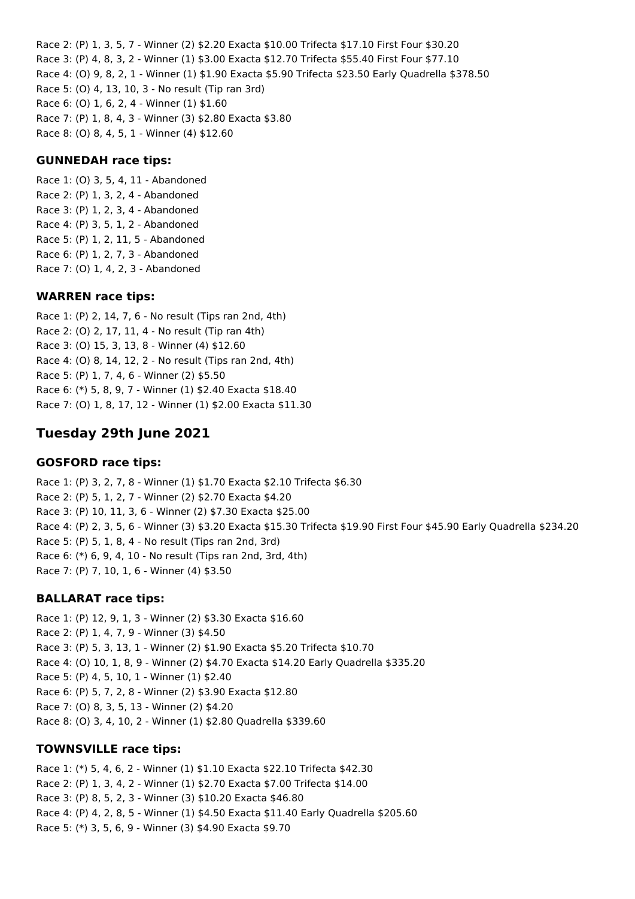Race 2: (P) 1, 3, 5, 7 - Winner (2) $2.20 Exacta $10.00 Trifecta $17.10 First Four $30.20
Race 3: (P) 4, 8, 3, 2 - Winner (1) $3.00 Exacta $12.70 Trifecta $55.40 First Four $77.10
Race 4: (O) 9, 8, 2, 1 - Winner (1) $1.90 Exacta $5.90 Trifecta $23.50 Early Quadrella $378.50
Race 5: (O) 4, 13, 10, 3 - No result (Tip ran 3rd)
Race 6: (O) 1, 6, 2, 4 - Winner (1) $1.60
Race 7: (P) 1, 8, 4, 3 - Winner (3) $2.80 Exacta $3.80
Race 8: (O) 8, 4, 5, 1 - Winner (4) $12.60

### GUNNEDAH race tips:

Race 1: (O) 3, 5, 4, 11 - Abandoned
Race 2: (P) 1, 3, 2, 4 - Abandoned
Race 3: (P) 1, 2, 3, 4 - Abandoned
Race 4: (P) 3, 5, 1, 2 - Abandoned
Race 5: (P) 1, 2, 11, 5 - Abandoned
Race 6: (P) 1, 2, 7, 3 - Abandoned
Race 7: (O) 1, 4, 2, 3 - Abandoned

### WARREN race tips:

Race 1: (P) 2, 14, 7, 6 - No result (Tips ran 2nd, 4th)
Race 2: (O) 2, 17, 11, 4 - No result (Tip ran 4th)
Race 3: (O) 15, 3, 13, 8 - Winner (4) $12.60
Race 4: (O) 8, 14, 12, 2 - No result (Tips ran 2nd, 4th)
Race 5: (P) 1, 7, 4, 6 - Winner (2) $5.50
Race 6: (*) 5, 8, 9, 7 - Winner (1) $2.40 Exacta $18.40
Race 7: (O) 1, 8, 17, 12 - Winner (1) $2.00 Exacta $11.30

## Tuesday 29th June 2021

### GOSFORD race tips:

Race 1: (P) 3, 2, 7, 8 - Winner (1) $1.70 Exacta $2.10 Trifecta $6.30
Race 2: (P) 5, 1, 2, 7 - Winner (2) $2.70 Exacta $4.20
Race 3: (P) 10, 11, 3, 6 - Winner (2) $7.30 Exacta $25.00
Race 4: (P) 2, 3, 5, 6 - Winner (3) $3.20 Exacta $15.30 Trifecta $19.90 First Four $45.90 Early Quadrella $234.20
Race 5: (P) 5, 1, 8, 4 - No result (Tips ran 2nd, 3rd)
Race 6: (*) 6, 9, 4, 10 - No result (Tips ran 2nd, 3rd, 4th)
Race 7: (P) 7, 10, 1, 6 - Winner (4) $3.50

### BALLARAT race tips:

Race 1: (P) 12, 9, 1, 3 - Winner (2) $3.30 Exacta $16.60
Race 2: (P) 1, 4, 7, 9 - Winner (3) $4.50
Race 3: (P) 5, 3, 13, 1 - Winner (2) $1.90 Exacta $5.20 Trifecta $10.70
Race 4: (O) 10, 1, 8, 9 - Winner (2) $4.70 Exacta $14.20 Early Quadrella $335.20
Race 5: (P) 4, 5, 10, 1 - Winner (1) $2.40
Race 6: (P) 5, 7, 2, 8 - Winner (2) $3.90 Exacta $12.80
Race 7: (O) 8, 3, 5, 13 - Winner (2) $4.20
Race 8: (O) 3, 4, 10, 2 - Winner (1) $2.80 Quadrella $339.60

### TOWNSVILLE race tips:

Race 1: (*) 5, 4, 6, 2 - Winner (1) $1.10 Exacta $22.10 Trifecta $42.30
Race 2: (P) 1, 3, 4, 2 - Winner (1) $2.70 Exacta $7.00 Trifecta $14.00
Race 3: (P) 8, 5, 2, 3 - Winner (3) $10.20 Exacta $46.80
Race 4: (P) 4, 2, 8, 5 - Winner (1) $4.50 Exacta $11.40 Early Quadrella $205.60
Race 5: (*) 3, 5, 6, 9 - Winner (3) $4.90 Exacta $9.70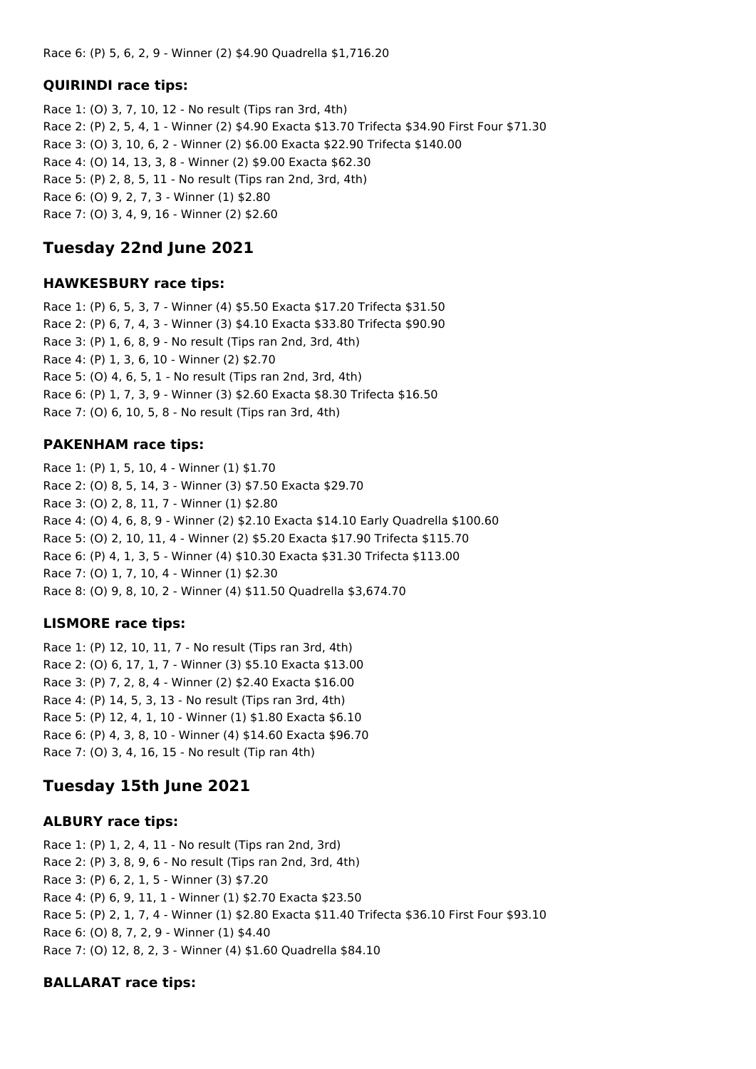Race 6: (P) 5, 6, 2, 9 - Winner (2) $4.90 Quadrella $1,716.20

### QUIRINDI race tips:

Race 1: (O) 3, 7, 10, 12 - No result (Tips ran 3rd, 4th)
Race 2: (P) 2, 5, 4, 1 - Winner (2) $4.90 Exacta $13.70 Trifecta $34.90 First Four $71.30
Race 3: (O) 3, 10, 6, 2 - Winner (2) $6.00 Exacta $22.90 Trifecta $140.00
Race 4: (O) 14, 13, 3, 8 - Winner (2) $9.00 Exacta $62.30
Race 5: (P) 2, 8, 5, 11 - No result (Tips ran 2nd, 3rd, 4th)
Race 6: (O) 9, 2, 7, 3 - Winner (1) $2.80
Race 7: (O) 3, 4, 9, 16 - Winner (2) $2.60

## Tuesday 22nd June 2021

### HAWKESBURY race tips:

Race 1: (P) 6, 5, 3, 7 - Winner (4) $5.50 Exacta $17.20 Trifecta $31.50
Race 2: (P) 6, 7, 4, 3 - Winner (3) $4.10 Exacta $33.80 Trifecta $90.90
Race 3: (P) 1, 6, 8, 9 - No result (Tips ran 2nd, 3rd, 4th)
Race 4: (P) 1, 3, 6, 10 - Winner (2) $2.70
Race 5: (O) 4, 6, 5, 1 - No result (Tips ran 2nd, 3rd, 4th)
Race 6: (P) 1, 7, 3, 9 - Winner (3) $2.60 Exacta $8.30 Trifecta $16.50
Race 7: (O) 6, 10, 5, 8 - No result (Tips ran 3rd, 4th)

### PAKENHAM race tips:

Race 1: (P) 1, 5, 10, 4 - Winner (1) $1.70
Race 2: (O) 8, 5, 14, 3 - Winner (3) $7.50 Exacta $29.70
Race 3: (O) 2, 8, 11, 7 - Winner (1) $2.80
Race 4: (O) 4, 6, 8, 9 - Winner (2) $2.10 Exacta $14.10 Early Quadrella $100.60
Race 5: (O) 2, 10, 11, 4 - Winner (2) $5.20 Exacta $17.90 Trifecta $115.70
Race 6: (P) 4, 1, 3, 5 - Winner (4) $10.30 Exacta $31.30 Trifecta $113.00
Race 7: (O) 1, 7, 10, 4 - Winner (1) $2.30
Race 8: (O) 9, 8, 10, 2 - Winner (4) $11.50 Quadrella $3,674.70

### LISMORE race tips:

Race 1: (P) 12, 10, 11, 7 - No result (Tips ran 3rd, 4th)
Race 2: (O) 6, 17, 1, 7 - Winner (3) $5.10 Exacta $13.00
Race 3: (P) 7, 2, 8, 4 - Winner (2) $2.40 Exacta $16.00
Race 4: (P) 14, 5, 3, 13 - No result (Tips ran 3rd, 4th)
Race 5: (P) 12, 4, 1, 10 - Winner (1) $1.80 Exacta $6.10
Race 6: (P) 4, 3, 8, 10 - Winner (4) $14.60 Exacta $96.70
Race 7: (O) 3, 4, 16, 15 - No result (Tip ran 4th)

## Tuesday 15th June 2021

### ALBURY race tips:

Race 1: (P) 1, 2, 4, 11 - No result (Tips ran 2nd, 3rd)
Race 2: (P) 3, 8, 9, 6 - No result (Tips ran 2nd, 3rd, 4th)
Race 3: (P) 6, 2, 1, 5 - Winner (3) $7.20
Race 4: (P) 6, 9, 11, 1 - Winner (1) $2.70 Exacta $23.50
Race 5: (P) 2, 1, 7, 4 - Winner (1) $2.80 Exacta $11.40 Trifecta $36.10 First Four $93.10
Race 6: (O) 8, 7, 2, 9 - Winner (1) $4.40
Race 7: (O) 12, 8, 2, 3 - Winner (4) $1.60 Quadrella $84.10

### BALLARAT race tips: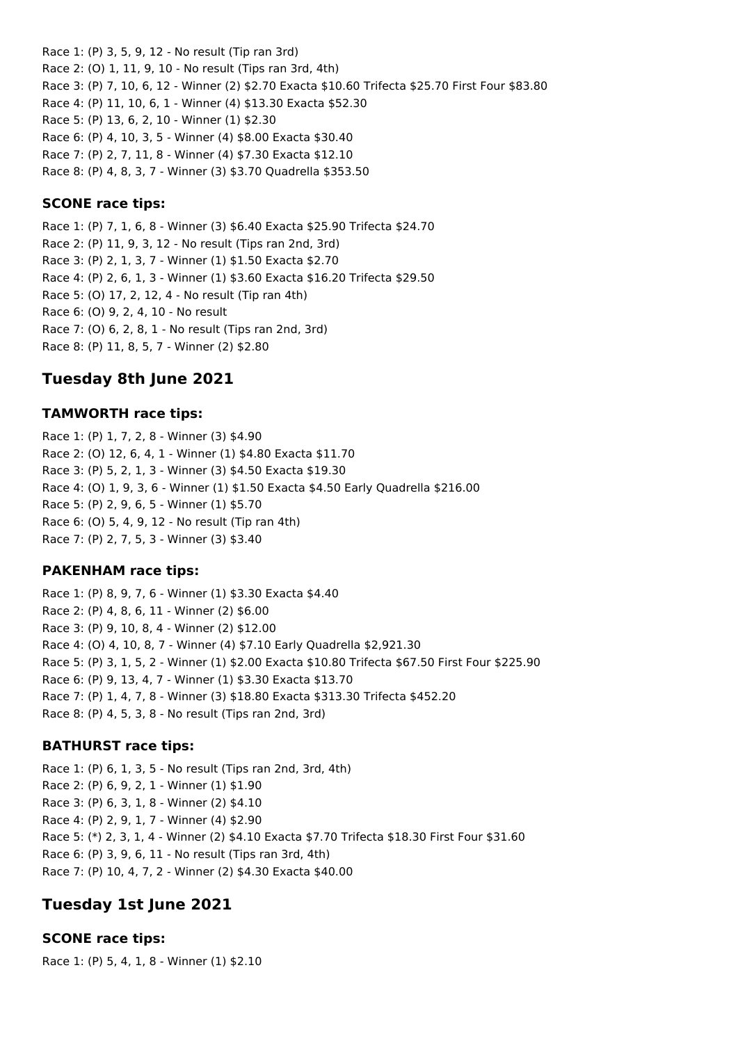Race 1: (P) 3, 5, 9, 12 - No result (Tip ran 3rd)
Race 2: (O) 1, 11, 9, 10 - No result (Tips ran 3rd, 4th)
Race 3: (P) 7, 10, 6, 12 - Winner (2) $2.70 Exacta $10.60 Trifecta $25.70 First Four $83.80
Race 4: (P) 11, 10, 6, 1 - Winner (4) $13.30 Exacta $52.30
Race 5: (P) 13, 6, 2, 10 - Winner (1) $2.30
Race 6: (P) 4, 10, 3, 5 - Winner (4) $8.00 Exacta $30.40
Race 7: (P) 2, 7, 11, 8 - Winner (4) $7.30 Exacta $12.10
Race 8: (P) 4, 8, 3, 7 - Winner (3) $3.70 Quadrella $353.50

### SCONE race tips:

Race 1: (P) 7, 1, 6, 8 - Winner (3) $6.40 Exacta $25.90 Trifecta $24.70
Race 2: (P) 11, 9, 3, 12 - No result (Tips ran 2nd, 3rd)
Race 3: (P) 2, 1, 3, 7 - Winner (1) $1.50 Exacta $2.70
Race 4: (P) 2, 6, 1, 3 - Winner (1) $3.60 Exacta $16.20 Trifecta $29.50
Race 5: (O) 17, 2, 12, 4 - No result (Tip ran 4th)
Race 6: (O) 9, 2, 4, 10 - No result
Race 7: (O) 6, 2, 8, 1 - No result (Tips ran 2nd, 3rd)
Race 8: (P) 11, 8, 5, 7 - Winner (2) $2.80

## Tuesday 8th June 2021

### TAMWORTH race tips:

Race 1: (P) 1, 7, 2, 8 - Winner (3) $4.90
Race 2: (O) 12, 6, 4, 1 - Winner (1) $4.80 Exacta $11.70
Race 3: (P) 5, 2, 1, 3 - Winner (3) $4.50 Exacta $19.30
Race 4: (O) 1, 9, 3, 6 - Winner (1) $1.50 Exacta $4.50 Early Quadrella $216.00
Race 5: (P) 2, 9, 6, 5 - Winner (1) $5.70
Race 6: (O) 5, 4, 9, 12 - No result (Tip ran 4th)
Race 7: (P) 2, 7, 5, 3 - Winner (3) $3.40

### PAKENHAM race tips:

Race 1: (P) 8, 9, 7, 6 - Winner (1) $3.30 Exacta $4.40
Race 2: (P) 4, 8, 6, 11 - Winner (2) $6.00
Race 3: (P) 9, 10, 8, 4 - Winner (2) $12.00
Race 4: (O) 4, 10, 8, 7 - Winner (4) $7.10 Early Quadrella $2,921.30
Race 5: (P) 3, 1, 5, 2 - Winner (1) $2.00 Exacta $10.80 Trifecta $67.50 First Four $225.90
Race 6: (P) 9, 13, 4, 7 - Winner (1) $3.30 Exacta $13.70
Race 7: (P) 1, 4, 7, 8 - Winner (3) $18.80 Exacta $313.30 Trifecta $452.20
Race 8: (P) 4, 5, 3, 8 - No result (Tips ran 2nd, 3rd)

### BATHURST race tips:

Race 1: (P) 6, 1, 3, 5 - No result (Tips ran 2nd, 3rd, 4th)
Race 2: (P) 6, 9, 2, 1 - Winner (1) $1.90
Race 3: (P) 6, 3, 1, 8 - Winner (2) $4.10
Race 4: (P) 2, 9, 1, 7 - Winner (4) $2.90
Race 5: (*) 2, 3, 1, 4 - Winner (2) $4.10 Exacta $7.70 Trifecta $18.30 First Four $31.60
Race 6: (P) 3, 9, 6, 11 - No result (Tips ran 3rd, 4th)
Race 7: (P) 10, 4, 7, 2 - Winner (2) $4.30 Exacta $40.00

## Tuesday 1st June 2021

### SCONE race tips:

Race 1: (P) 5, 4, 1, 8 - Winner (1) $2.10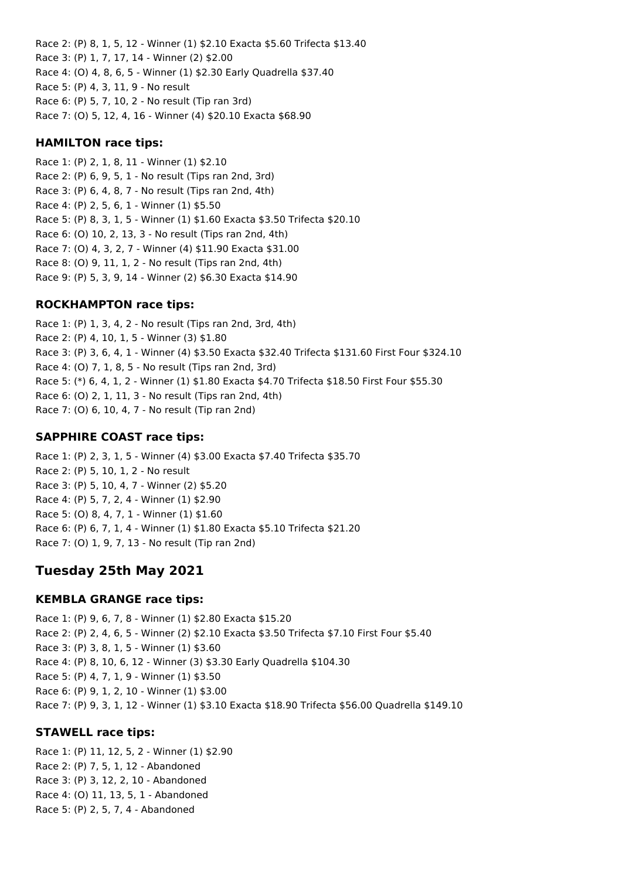Race 2: (P) 8, 1, 5, 12 - Winner (1) $2.10 Exacta $5.60 Trifecta $13.40
Race 3: (P) 1, 7, 17, 14 - Winner (2) $2.00
Race 4: (O) 4, 8, 6, 5 - Winner (1) $2.30 Early Quadrella $37.40
Race 5: (P) 4, 3, 11, 9 - No result
Race 6: (P) 5, 7, 10, 2 - No result (Tip ran 3rd)
Race 7: (O) 5, 12, 4, 16 - Winner (4) $20.10 Exacta $68.90

### HAMILTON race tips:

Race 1: (P) 2, 1, 8, 11 - Winner (1) $2.10
Race 2: (P) 6, 9, 5, 1 - No result (Tips ran 2nd, 3rd)
Race 3: (P) 6, 4, 8, 7 - No result (Tips ran 2nd, 4th)
Race 4: (P) 2, 5, 6, 1 - Winner (1) $5.50
Race 5: (P) 8, 3, 1, 5 - Winner (1) $1.60 Exacta $3.50 Trifecta $20.10
Race 6: (O) 10, 2, 13, 3 - No result (Tips ran 2nd, 4th)
Race 7: (O) 4, 3, 2, 7 - Winner (4) $11.90 Exacta $31.00
Race 8: (O) 9, 11, 1, 2 - No result (Tips ran 2nd, 4th)
Race 9: (P) 5, 3, 9, 14 - Winner (2) $6.30 Exacta $14.90

### ROCKHAMPTON race tips:

Race 1: (P) 1, 3, 4, 2 - No result (Tips ran 2nd, 3rd, 4th)
Race 2: (P) 4, 10, 1, 5 - Winner (3) $1.80
Race 3: (P) 3, 6, 4, 1 - Winner (4) $3.50 Exacta $32.40 Trifecta $131.60 First Four $324.10
Race 4: (O) 7, 1, 8, 5 - No result (Tips ran 2nd, 3rd)
Race 5: (*) 6, 4, 1, 2 - Winner (1) $1.80 Exacta $4.70 Trifecta $18.50 First Four $55.30
Race 6: (O) 2, 1, 11, 3 - No result (Tips ran 2nd, 4th)
Race 7: (O) 6, 10, 4, 7 - No result (Tip ran 2nd)

### SAPPHIRE COAST race tips:

Race 1: (P) 2, 3, 1, 5 - Winner (4) $3.00 Exacta $7.40 Trifecta $35.70
Race 2: (P) 5, 10, 1, 2 - No result
Race 3: (P) 5, 10, 4, 7 - Winner (2) $5.20
Race 4: (P) 5, 7, 2, 4 - Winner (1) $2.90
Race 5: (O) 8, 4, 7, 1 - Winner (1) $1.60
Race 6: (P) 6, 7, 1, 4 - Winner (1) $1.80 Exacta $5.10 Trifecta $21.20
Race 7: (O) 1, 9, 7, 13 - No result (Tip ran 2nd)

## Tuesday 25th May 2021

### KEMBLA GRANGE race tips:

Race 1: (P) 9, 6, 7, 8 - Winner (1) $2.80 Exacta $15.20
Race 2: (P) 2, 4, 6, 5 - Winner (2) $2.10 Exacta $3.50 Trifecta $7.10 First Four $5.40
Race 3: (P) 3, 8, 1, 5 - Winner (1) $3.60
Race 4: (P) 8, 10, 6, 12 - Winner (3) $3.30 Early Quadrella $104.30
Race 5: (P) 4, 7, 1, 9 - Winner (1) $3.50
Race 6: (P) 9, 1, 2, 10 - Winner (1) $3.00
Race 7: (P) 9, 3, 1, 12 - Winner (1) $3.10 Exacta $18.90 Trifecta $56.00 Quadrella $149.10

### STAWELL race tips:

Race 1: (P) 11, 12, 5, 2 - Winner (1) $2.90
Race 2: (P) 7, 5, 1, 12 - Abandoned
Race 3: (P) 3, 12, 2, 10 - Abandoned
Race 4: (O) 11, 13, 5, 1 - Abandoned
Race 5: (P) 2, 5, 7, 4 - Abandoned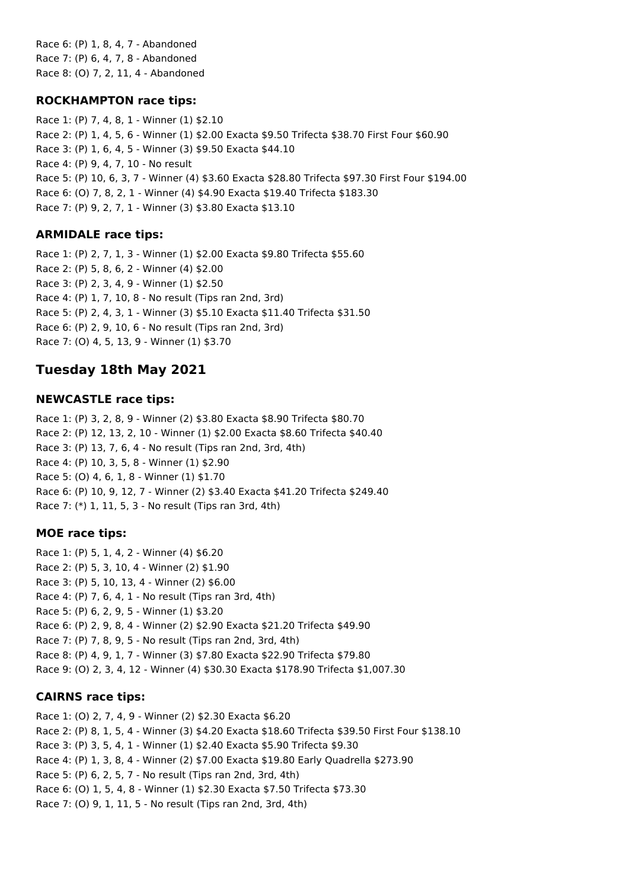Race 6: (P) 1, 8, 4, 7 - Abandoned
Race 7: (P) 6, 4, 7, 8 - Abandoned
Race 8: (O) 7, 2, 11, 4 - Abandoned

### ROCKHAMPTON race tips:

Race 1: (P) 7, 4, 8, 1 - Winner (1) $2.10
Race 2: (P) 1, 4, 5, 6 - Winner (1) $2.00 Exacta $9.50 Trifecta $38.70 First Four $60.90
Race 3: (P) 1, 6, 4, 5 - Winner (3) $9.50 Exacta $44.10
Race 4: (P) 9, 4, 7, 10 - No result
Race 5: (P) 10, 6, 3, 7 - Winner (4) $3.60 Exacta $28.80 Trifecta $97.30 First Four $194.00
Race 6: (O) 7, 8, 2, 1 - Winner (4) $4.90 Exacta $19.40 Trifecta $183.30
Race 7: (P) 9, 2, 7, 1 - Winner (3) $3.80 Exacta $13.10

### ARMIDALE race tips:

Race 1: (P) 2, 7, 1, 3 - Winner (1) $2.00 Exacta $9.80 Trifecta $55.60
Race 2: (P) 5, 8, 6, 2 - Winner (4) $2.00
Race 3: (P) 2, 3, 4, 9 - Winner (1) $2.50
Race 4: (P) 1, 7, 10, 8 - No result (Tips ran 2nd, 3rd)
Race 5: (P) 2, 4, 3, 1 - Winner (3) $5.10 Exacta $11.40 Trifecta $31.50
Race 6: (P) 2, 9, 10, 6 - No result (Tips ran 2nd, 3rd)
Race 7: (O) 4, 5, 13, 9 - Winner (1) $3.70

## Tuesday 18th May 2021

### NEWCASTLE race tips:

Race 1: (P) 3, 2, 8, 9 - Winner (2) $3.80 Exacta $8.90 Trifecta $80.70
Race 2: (P) 12, 13, 2, 10 - Winner (1) $2.00 Exacta $8.60 Trifecta $40.40
Race 3: (P) 13, 7, 6, 4 - No result (Tips ran 2nd, 3rd, 4th)
Race 4: (P) 10, 3, 5, 8 - Winner (1) $2.90
Race 5: (O) 4, 6, 1, 8 - Winner (1) $1.70
Race 6: (P) 10, 9, 12, 7 - Winner (2) $3.40 Exacta $41.20 Trifecta $249.40
Race 7: (*) 1, 11, 5, 3 - No result (Tips ran 3rd, 4th)

### MOE race tips:

Race 1: (P) 5, 1, 4, 2 - Winner (4) $6.20
Race 2: (P) 5, 3, 10, 4 - Winner (2) $1.90
Race 3: (P) 5, 10, 13, 4 - Winner (2) $6.00
Race 4: (P) 7, 6, 4, 1 - No result (Tips ran 3rd, 4th)
Race 5: (P) 6, 2, 9, 5 - Winner (1) $3.20
Race 6: (P) 2, 9, 8, 4 - Winner (2) $2.90 Exacta $21.20 Trifecta $49.90
Race 7: (P) 7, 8, 9, 5 - No result (Tips ran 2nd, 3rd, 4th)
Race 8: (P) 4, 9, 1, 7 - Winner (3) $7.80 Exacta $22.90 Trifecta $79.80
Race 9: (O) 2, 3, 4, 12 - Winner (4) $30.30 Exacta $178.90 Trifecta $1,007.30

### CAIRNS race tips:

Race 1: (O) 2, 7, 4, 9 - Winner (2) $2.30 Exacta $6.20
Race 2: (P) 8, 1, 5, 4 - Winner (3) $4.20 Exacta $18.60 Trifecta $39.50 First Four $138.10
Race 3: (P) 3, 5, 4, 1 - Winner (1) $2.40 Exacta $5.90 Trifecta $9.30
Race 4: (P) 1, 3, 8, 4 - Winner (2) $7.00 Exacta $19.80 Early Quadrella $273.90
Race 5: (P) 6, 2, 5, 7 - No result (Tips ran 2nd, 3rd, 4th)
Race 6: (O) 1, 5, 4, 8 - Winner (1) $2.30 Exacta $7.50 Trifecta $73.30
Race 7: (O) 9, 1, 11, 5 - No result (Tips ran 2nd, 3rd, 4th)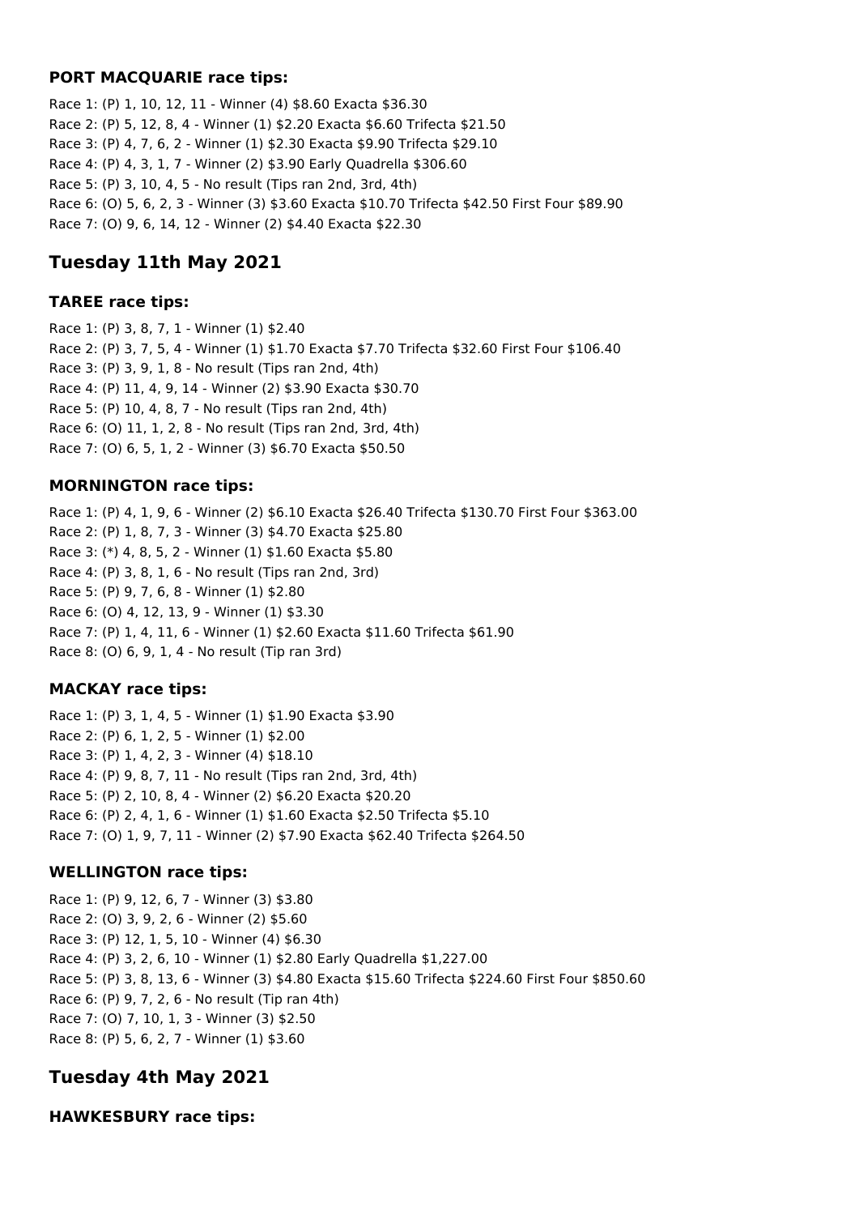### PORT MACQUARIE race tips:

Race 1: (P) 1, 10, 12, 11 - Winner (4) $8.60 Exacta $36.30
Race 2: (P) 5, 12, 8, 4 - Winner (1) $2.20 Exacta $6.60 Trifecta $21.50
Race 3: (P) 4, 7, 6, 2 - Winner (1) $2.30 Exacta $9.90 Trifecta $29.10
Race 4: (P) 4, 3, 1, 7 - Winner (2) $3.90 Early Quadrella $306.60
Race 5: (P) 3, 10, 4, 5 - No result (Tips ran 2nd, 3rd, 4th)
Race 6: (O) 5, 6, 2, 3 - Winner (3) $3.60 Exacta $10.70 Trifecta $42.50 First Four $89.90
Race 7: (O) 9, 6, 14, 12 - Winner (2) $4.40 Exacta $22.30

## Tuesday 11th May 2021

### TAREE race tips:

Race 1: (P) 3, 8, 7, 1 - Winner (1) $2.40
Race 2: (P) 3, 7, 5, 4 - Winner (1) $1.70 Exacta $7.70 Trifecta $32.60 First Four $106.40
Race 3: (P) 3, 9, 1, 8 - No result (Tips ran 2nd, 4th)
Race 4: (P) 11, 4, 9, 14 - Winner (2) $3.90 Exacta $30.70
Race 5: (P) 10, 4, 8, 7 - No result (Tips ran 2nd, 4th)
Race 6: (O) 11, 1, 2, 8 - No result (Tips ran 2nd, 3rd, 4th)
Race 7: (O) 6, 5, 1, 2 - Winner (3) $6.70 Exacta $50.50

### MORNINGTON race tips:

Race 1: (P) 4, 1, 9, 6 - Winner (2) $6.10 Exacta $26.40 Trifecta $130.70 First Four $363.00
Race 2: (P) 1, 8, 7, 3 - Winner (3) $4.70 Exacta $25.80
Race 3: (*) 4, 8, 5, 2 - Winner (1) $1.60 Exacta $5.80
Race 4: (P) 3, 8, 1, 6 - No result (Tips ran 2nd, 3rd)
Race 5: (P) 9, 7, 6, 8 - Winner (1) $2.80
Race 6: (O) 4, 12, 13, 9 - Winner (1) $3.30
Race 7: (P) 1, 4, 11, 6 - Winner (1) $2.60 Exacta $11.60 Trifecta $61.90
Race 8: (O) 6, 9, 1, 4 - No result (Tip ran 3rd)

### MACKAY race tips:

Race 1: (P) 3, 1, 4, 5 - Winner (1) $1.90 Exacta $3.90
Race 2: (P) 6, 1, 2, 5 - Winner (1) $2.00
Race 3: (P) 1, 4, 2, 3 - Winner (4) $18.10
Race 4: (P) 9, 8, 7, 11 - No result (Tips ran 2nd, 3rd, 4th)
Race 5: (P) 2, 10, 8, 4 - Winner (2) $6.20 Exacta $20.20
Race 6: (P) 2, 4, 1, 6 - Winner (1) $1.60 Exacta $2.50 Trifecta $5.10
Race 7: (O) 1, 9, 7, 11 - Winner (2) $7.90 Exacta $62.40 Trifecta $264.50

### WELLINGTON race tips:

Race 1: (P) 9, 12, 6, 7 - Winner (3) $3.80
Race 2: (O) 3, 9, 2, 6 - Winner (2) $5.60
Race 3: (P) 12, 1, 5, 10 - Winner (4) $6.30
Race 4: (P) 3, 2, 6, 10 - Winner (1) $2.80 Early Quadrella $1,227.00
Race 5: (P) 3, 8, 13, 6 - Winner (3) $4.80 Exacta $15.60 Trifecta $224.60 First Four $850.60
Race 6: (P) 9, 7, 2, 6 - No result (Tip ran 4th)
Race 7: (O) 7, 10, 1, 3 - Winner (3) $2.50
Race 8: (P) 5, 6, 2, 7 - Winner (1) $3.60

## Tuesday 4th May 2021

### HAWKESBURY race tips: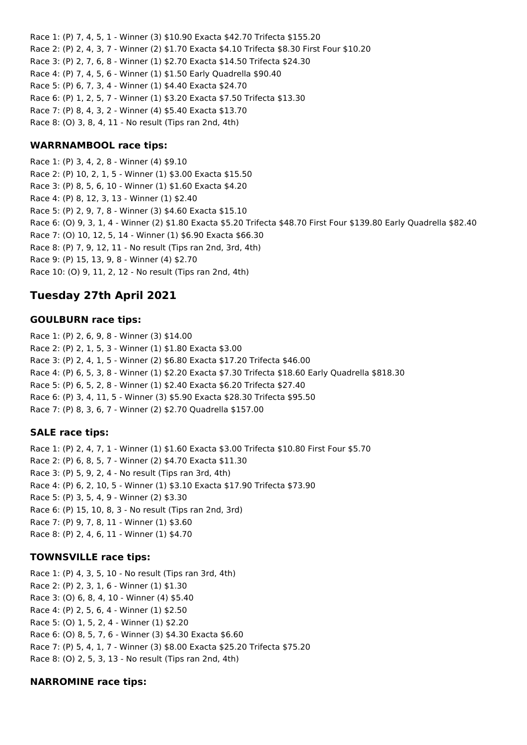Race 1: (P) 7, 4, 5, 1 - Winner (3) $10.90 Exacta $42.70 Trifecta $155.20
Race 2: (P) 2, 4, 3, 7 - Winner (2) $1.70 Exacta $4.10 Trifecta $8.30 First Four $10.20
Race 3: (P) 2, 7, 6, 8 - Winner (1) $2.70 Exacta $14.50 Trifecta $24.30
Race 4: (P) 7, 4, 5, 6 - Winner (1) $1.50 Early Quadrella $90.40
Race 5: (P) 6, 7, 3, 4 - Winner (1) $4.40 Exacta $24.70
Race 6: (P) 1, 2, 5, 7 - Winner (1) $3.20 Exacta $7.50 Trifecta $13.30
Race 7: (P) 8, 4, 3, 2 - Winner (4) $5.40 Exacta $13.70
Race 8: (O) 3, 8, 4, 11 - No result (Tips ran 2nd, 4th)

### WARRNAMBOOL race tips:

Race 1: (P) 3, 4, 2, 8 - Winner (4) $9.10
Race 2: (P) 10, 2, 1, 5 - Winner (1) $3.00 Exacta $15.50
Race 3: (P) 8, 5, 6, 10 - Winner (1) $1.60 Exacta $4.20
Race 4: (P) 8, 12, 3, 13 - Winner (1) $2.40
Race 5: (P) 2, 9, 7, 8 - Winner (3) $4.60 Exacta $15.10
Race 6: (O) 9, 3, 1, 4 - Winner (2) $1.80 Exacta $5.20 Trifecta $48.70 First Four $139.80 Early Quadrella $82.40
Race 7: (O) 10, 12, 5, 14 - Winner (1) $6.90 Exacta $66.30
Race 8: (P) 7, 9, 12, 11 - No result (Tips ran 2nd, 3rd, 4th)
Race 9: (P) 15, 13, 9, 8 - Winner (4) $2.70
Race 10: (O) 9, 11, 2, 12 - No result (Tips ran 2nd, 4th)

## Tuesday 27th April 2021

### GOULBURN race tips:

Race 1: (P) 2, 6, 9, 8 - Winner (3) $14.00
Race 2: (P) 2, 1, 5, 3 - Winner (1) $1.80 Exacta $3.00
Race 3: (P) 2, 4, 1, 5 - Winner (2) $6.80 Exacta $17.20 Trifecta $46.00
Race 4: (P) 6, 5, 3, 8 - Winner (1) $2.20 Exacta $7.30 Trifecta $18.60 Early Quadrella $818.30
Race 5: (P) 6, 5, 2, 8 - Winner (1) $2.40 Exacta $6.20 Trifecta $27.40
Race 6: (P) 3, 4, 11, 5 - Winner (3) $5.90 Exacta $28.30 Trifecta $95.50
Race 7: (P) 8, 3, 6, 7 - Winner (2) $2.70 Quadrella $157.00

### SALE race tips:

Race 1: (P) 2, 4, 7, 1 - Winner (1) $1.60 Exacta $3.00 Trifecta $10.80 First Four $5.70
Race 2: (P) 6, 8, 5, 7 - Winner (2) $4.70 Exacta $11.30
Race 3: (P) 5, 9, 2, 4 - No result (Tips ran 3rd, 4th)
Race 4: (P) 6, 2, 10, 5 - Winner (1) $3.10 Exacta $17.90 Trifecta $73.90
Race 5: (P) 3, 5, 4, 9 - Winner (2) $3.30
Race 6: (P) 15, 10, 8, 3 - No result (Tips ran 2nd, 3rd)
Race 7: (P) 9, 7, 8, 11 - Winner (1) $3.60
Race 8: (P) 2, 4, 6, 11 - Winner (1) $4.70

### TOWNSVILLE race tips:

Race 1: (P) 4, 3, 5, 10 - No result (Tips ran 3rd, 4th)
Race 2: (P) 2, 3, 1, 6 - Winner (1) $1.30
Race 3: (O) 6, 8, 4, 10 - Winner (4) $5.40
Race 4: (P) 2, 5, 6, 4 - Winner (1) $2.50
Race 5: (O) 1, 5, 2, 4 - Winner (1) $2.20
Race 6: (O) 8, 5, 7, 6 - Winner (3) $4.30 Exacta $6.60
Race 7: (P) 5, 4, 1, 7 - Winner (3) $8.00 Exacta $25.20 Trifecta $75.20
Race 8: (O) 2, 5, 3, 13 - No result (Tips ran 2nd, 4th)

### NARROMINE race tips: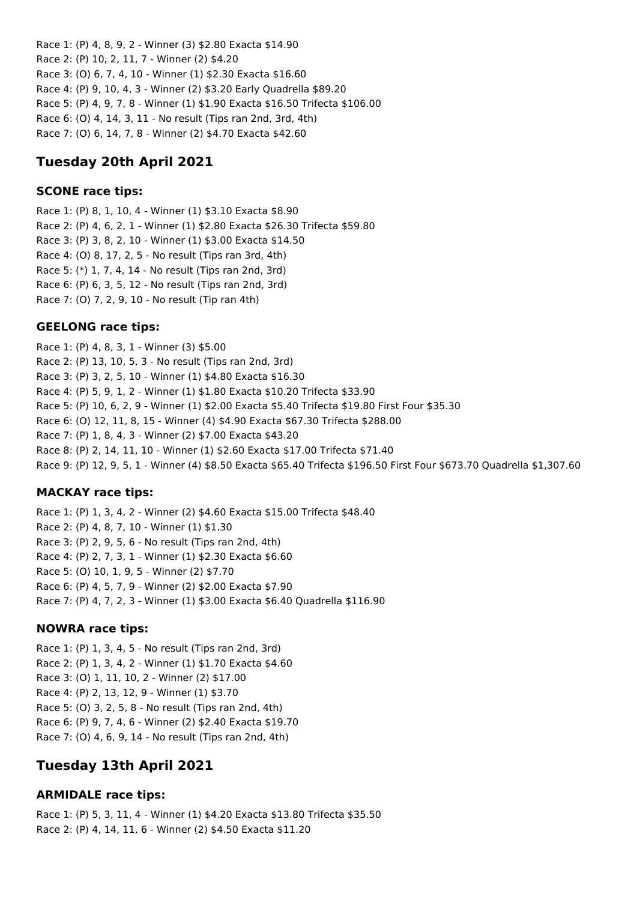Race 1: (P) 4, 8, 9, 2 - Winner (3) $2.80 Exacta $14.90
Race 2: (P) 10, 2, 11, 7 - Winner (2) $4.20
Race 3: (O) 6, 7, 4, 10 - Winner (1) $2.30 Exacta $16.60
Race 4: (P) 9, 10, 4, 3 - Winner (2) $3.20 Early Quadrella $89.20
Race 5: (P) 4, 9, 7, 8 - Winner (1) $1.90 Exacta $16.50 Trifecta $106.00
Race 6: (O) 4, 14, 3, 11 - No result (Tips ran 2nd, 3rd, 4th)
Race 7: (O) 6, 14, 7, 8 - Winner (2) $4.70 Exacta $42.60

## Tuesday 20th April 2021

### SCONE race tips:

Race 1: (P) 8, 1, 10, 4 - Winner (1) $3.10 Exacta $8.90
Race 2: (P) 4, 6, 2, 1 - Winner (1) $2.80 Exacta $26.30 Trifecta $59.80
Race 3: (P) 3, 8, 2, 10 - Winner (1) $3.00 Exacta $14.50
Race 4: (O) 8, 17, 2, 5 - No result (Tips ran 3rd, 4th)
Race 5: (*) 1, 7, 4, 14 - No result (Tips ran 2nd, 3rd)
Race 6: (P) 6, 3, 5, 12 - No result (Tips ran 2nd, 3rd)
Race 7: (O) 7, 2, 9, 10 - No result (Tip ran 4th)

### GEELONG race tips:

Race 1: (P) 4, 8, 3, 1 - Winner (3) $5.00
Race 2: (P) 13, 10, 5, 3 - No result (Tips ran 2nd, 3rd)
Race 3: (P) 3, 2, 5, 10 - Winner (1) $4.80 Exacta $16.30
Race 4: (P) 5, 9, 1, 2 - Winner (1) $1.80 Exacta $10.20 Trifecta $33.90
Race 5: (P) 10, 6, 2, 9 - Winner (1) $2.00 Exacta $5.40 Trifecta $19.80 First Four $35.30
Race 6: (O) 12, 11, 8, 15 - Winner (4) $4.90 Exacta $67.30 Trifecta $288.00
Race 7: (P) 1, 8, 4, 3 - Winner (2) $7.00 Exacta $43.20
Race 8: (P) 2, 14, 11, 10 - Winner (1) $2.60 Exacta $17.00 Trifecta $71.40
Race 9: (P) 12, 9, 5, 1 - Winner (4) $8.50 Exacta $65.40 Trifecta $196.50 First Four $673.70 Quadrella $1,307.60

### MACKAY race tips:

Race 1: (P) 1, 3, 4, 2 - Winner (2) $4.60 Exacta $15.00 Trifecta $48.40
Race 2: (P) 4, 8, 7, 10 - Winner (1) $1.30
Race 3: (P) 2, 9, 5, 6 - No result (Tips ran 2nd, 4th)
Race 4: (P) 2, 7, 3, 1 - Winner (1) $2.30 Exacta $6.60
Race 5: (O) 10, 1, 9, 5 - Winner (2) $7.70
Race 6: (P) 4, 5, 7, 9 - Winner (2) $2.00 Exacta $7.90
Race 7: (P) 4, 7, 2, 3 - Winner (1) $3.00 Exacta $6.40 Quadrella $116.90

### NOWRA race tips:

Race 1: (P) 1, 3, 4, 5 - No result (Tips ran 2nd, 3rd)
Race 2: (P) 1, 3, 4, 2 - Winner (1) $1.70 Exacta $4.60
Race 3: (O) 1, 11, 10, 2 - Winner (2) $17.00
Race 4: (P) 2, 13, 12, 9 - Winner (1) $3.70
Race 5: (O) 3, 2, 5, 8 - No result (Tips ran 2nd, 4th)
Race 6: (P) 9, 7, 4, 6 - Winner (2) $2.40 Exacta $19.70
Race 7: (O) 4, 6, 9, 14 - No result (Tips ran 2nd, 4th)

## Tuesday 13th April 2021

### ARMIDALE race tips:

Race 1: (P) 5, 3, 11, 4 - Winner (1) $4.20 Exacta $13.80 Trifecta $35.50
Race 2: (P) 4, 14, 11, 6 - Winner (2) $4.50 Exacta $11.20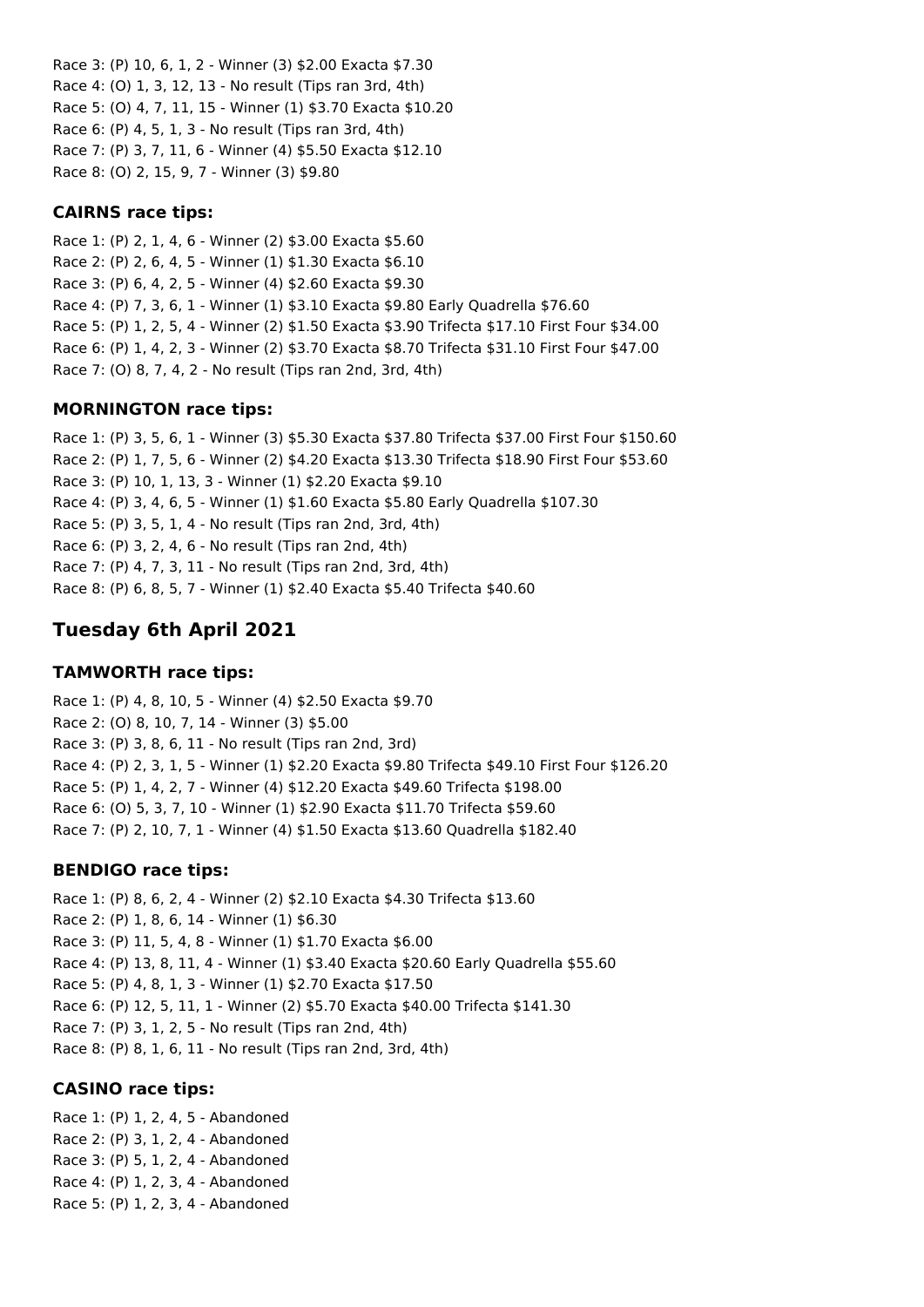Race 3: (P) 10, 6, 1, 2 - Winner (3) $2.00 Exacta $7.30
Race 4: (O) 1, 3, 12, 13 - No result (Tips ran 3rd, 4th)
Race 5: (O) 4, 7, 11, 15 - Winner (1) $3.70 Exacta $10.20
Race 6: (P) 4, 5, 1, 3 - No result (Tips ran 3rd, 4th)
Race 7: (P) 3, 7, 11, 6 - Winner (4) $5.50 Exacta $12.10
Race 8: (O) 2, 15, 9, 7 - Winner (3) $9.80

### CAIRNS race tips:

Race 1: (P) 2, 1, 4, 6 - Winner (2) $3.00 Exacta $5.60
Race 2: (P) 2, 6, 4, 5 - Winner (1) $1.30 Exacta $6.10
Race 3: (P) 6, 4, 2, 5 - Winner (4) $2.60 Exacta $9.30
Race 4: (P) 7, 3, 6, 1 - Winner (1) $3.10 Exacta $9.80 Early Quadrella $76.60
Race 5: (P) 1, 2, 5, 4 - Winner (2) $1.50 Exacta $3.90 Trifecta $17.10 First Four $34.00
Race 6: (P) 1, 4, 2, 3 - Winner (2) $3.70 Exacta $8.70 Trifecta $31.10 First Four $47.00
Race 7: (O) 8, 7, 4, 2 - No result (Tips ran 2nd, 3rd, 4th)

### MORNINGTON race tips:

Race 1: (P) 3, 5, 6, 1 - Winner (3) $5.30 Exacta $37.80 Trifecta $37.00 First Four $150.60
Race 2: (P) 1, 7, 5, 6 - Winner (2) $4.20 Exacta $13.30 Trifecta $18.90 First Four $53.60
Race 3: (P) 10, 1, 13, 3 - Winner (1) $2.20 Exacta $9.10
Race 4: (P) 3, 4, 6, 5 - Winner (1) $1.60 Exacta $5.80 Early Quadrella $107.30
Race 5: (P) 3, 5, 1, 4 - No result (Tips ran 2nd, 3rd, 4th)
Race 6: (P) 3, 2, 4, 6 - No result (Tips ran 2nd, 4th)
Race 7: (P) 4, 7, 3, 11 - No result (Tips ran 2nd, 3rd, 4th)
Race 8: (P) 6, 8, 5, 7 - Winner (1) $2.40 Exacta $5.40 Trifecta $40.60

## Tuesday 6th April 2021

### TAMWORTH race tips:

Race 1: (P) 4, 8, 10, 5 - Winner (4) $2.50 Exacta $9.70
Race 2: (O) 8, 10, 7, 14 - Winner (3) $5.00
Race 3: (P) 3, 8, 6, 11 - No result (Tips ran 2nd, 3rd)
Race 4: (P) 2, 3, 1, 5 - Winner (1) $2.20 Exacta $9.80 Trifecta $49.10 First Four $126.20
Race 5: (P) 1, 4, 2, 7 - Winner (4) $12.20 Exacta $49.60 Trifecta $198.00
Race 6: (O) 5, 3, 7, 10 - Winner (1) $2.90 Exacta $11.70 Trifecta $59.60
Race 7: (P) 2, 10, 7, 1 - Winner (4) $1.50 Exacta $13.60 Quadrella $182.40

### BENDIGO race tips:

Race 1: (P) 8, 6, 2, 4 - Winner (2) $2.10 Exacta $4.30 Trifecta $13.60
Race 2: (P) 1, 8, 6, 14 - Winner (1) $6.30
Race 3: (P) 11, 5, 4, 8 - Winner (1) $1.70 Exacta $6.00
Race 4: (P) 13, 8, 11, 4 - Winner (1) $3.40 Exacta $20.60 Early Quadrella $55.60
Race 5: (P) 4, 8, 1, 3 - Winner (1) $2.70 Exacta $17.50
Race 6: (P) 12, 5, 11, 1 - Winner (2) $5.70 Exacta $40.00 Trifecta $141.30
Race 7: (P) 3, 1, 2, 5 - No result (Tips ran 2nd, 4th)
Race 8: (P) 8, 1, 6, 11 - No result (Tips ran 2nd, 3rd, 4th)

### CASINO race tips:

Race 1: (P) 1, 2, 4, 5 - Abandoned
Race 2: (P) 3, 1, 2, 4 - Abandoned
Race 3: (P) 5, 1, 2, 4 - Abandoned
Race 4: (P) 1, 2, 3, 4 - Abandoned
Race 5: (P) 1, 2, 3, 4 - Abandoned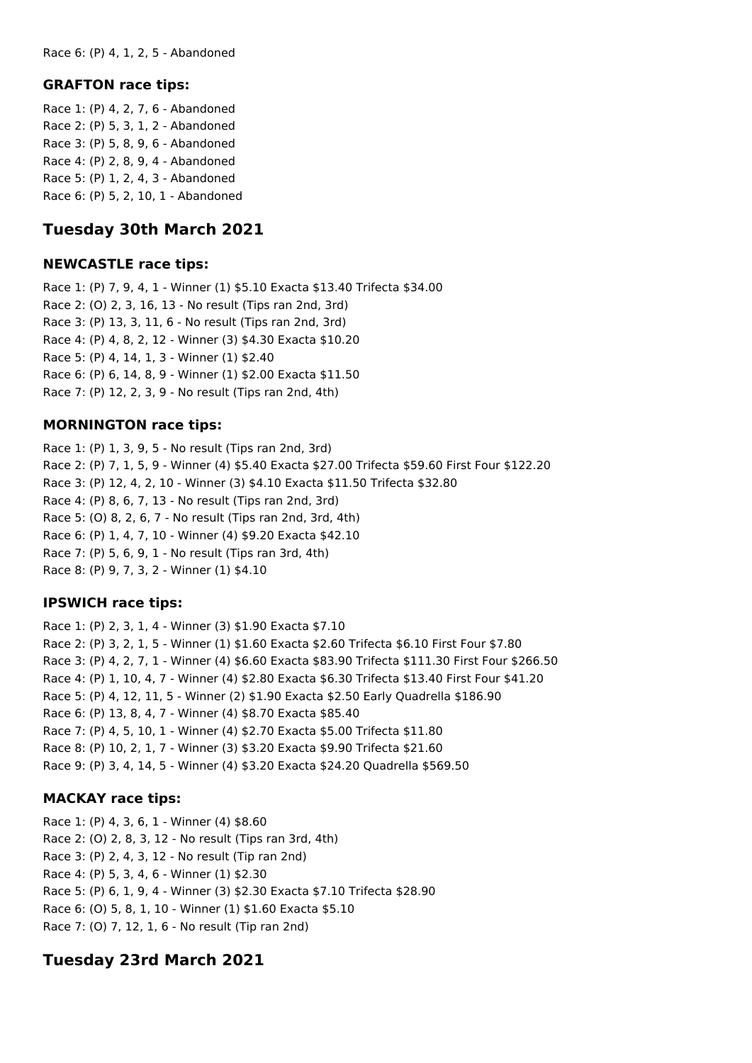Race 6: (P) 4, 1, 2, 5 - Abandoned

### GRAFTON race tips:

Race 1: (P) 4, 2, 7, 6 - Abandoned
Race 2: (P) 5, 3, 1, 2 - Abandoned
Race 3: (P) 5, 8, 9, 6 - Abandoned
Race 4: (P) 2, 8, 9, 4 - Abandoned
Race 5: (P) 1, 2, 4, 3 - Abandoned
Race 6: (P) 5, 2, 10, 1 - Abandoned

## Tuesday 30th March 2021

### NEWCASTLE race tips:

Race 1: (P) 7, 9, 4, 1 - Winner (1) $5.10 Exacta $13.40 Trifecta $34.00
Race 2: (O) 2, 3, 16, 13 - No result (Tips ran 2nd, 3rd)
Race 3: (P) 13, 3, 11, 6 - No result (Tips ran 2nd, 3rd)
Race 4: (P) 4, 8, 2, 12 - Winner (3) $4.30 Exacta $10.20
Race 5: (P) 4, 14, 1, 3 - Winner (1) $2.40
Race 6: (P) 6, 14, 8, 9 - Winner (1) $2.00 Exacta $11.50
Race 7: (P) 12, 2, 3, 9 - No result (Tips ran 2nd, 4th)

### MORNINGTON race tips:

Race 1: (P) 1, 3, 9, 5 - No result (Tips ran 2nd, 3rd)
Race 2: (P) 7, 1, 5, 9 - Winner (4) $5.40 Exacta $27.00 Trifecta $59.60 First Four $122.20
Race 3: (P) 12, 4, 2, 10 - Winner (3) $4.10 Exacta $11.50 Trifecta $32.80
Race 4: (P) 8, 6, 7, 13 - No result (Tips ran 2nd, 3rd)
Race 5: (O) 8, 2, 6, 7 - No result (Tips ran 2nd, 3rd, 4th)
Race 6: (P) 1, 4, 7, 10 - Winner (4) $9.20 Exacta $42.10
Race 7: (P) 5, 6, 9, 1 - No result (Tips ran 3rd, 4th)
Race 8: (P) 9, 7, 3, 2 - Winner (1) $4.10

### IPSWICH race tips:

Race 1: (P) 2, 3, 1, 4 - Winner (3) $1.90 Exacta $7.10
Race 2: (P) 3, 2, 1, 5 - Winner (1) $1.60 Exacta $2.60 Trifecta $6.10 First Four $7.80
Race 3: (P) 4, 2, 7, 1 - Winner (4) $6.60 Exacta $83.90 Trifecta $111.30 First Four $266.50
Race 4: (P) 1, 10, 4, 7 - Winner (4) $2.80 Exacta $6.30 Trifecta $13.40 First Four $41.20
Race 5: (P) 4, 12, 11, 5 - Winner (2) $1.90 Exacta $2.50 Early Quadrella $186.90
Race 6: (P) 13, 8, 4, 7 - Winner (4) $8.70 Exacta $85.40
Race 7: (P) 4, 5, 10, 1 - Winner (4) $2.70 Exacta $5.00 Trifecta $11.80
Race 8: (P) 10, 2, 1, 7 - Winner (3) $3.20 Exacta $9.90 Trifecta $21.60
Race 9: (P) 3, 4, 14, 5 - Winner (4) $3.20 Exacta $24.20 Quadrella $569.50

### MACKAY race tips:

Race 1: (P) 4, 3, 6, 1 - Winner (4) $8.60
Race 2: (O) 2, 8, 3, 12 - No result (Tips ran 3rd, 4th)
Race 3: (P) 2, 4, 3, 12 - No result (Tip ran 2nd)
Race 4: (P) 5, 3, 4, 6 - Winner (1) $2.30
Race 5: (P) 6, 1, 9, 4 - Winner (3) $2.30 Exacta $7.10 Trifecta $28.90
Race 6: (O) 5, 8, 1, 10 - Winner (1) $1.60 Exacta $5.10
Race 7: (O) 7, 12, 1, 6 - No result (Tip ran 2nd)

## Tuesday 23rd March 2021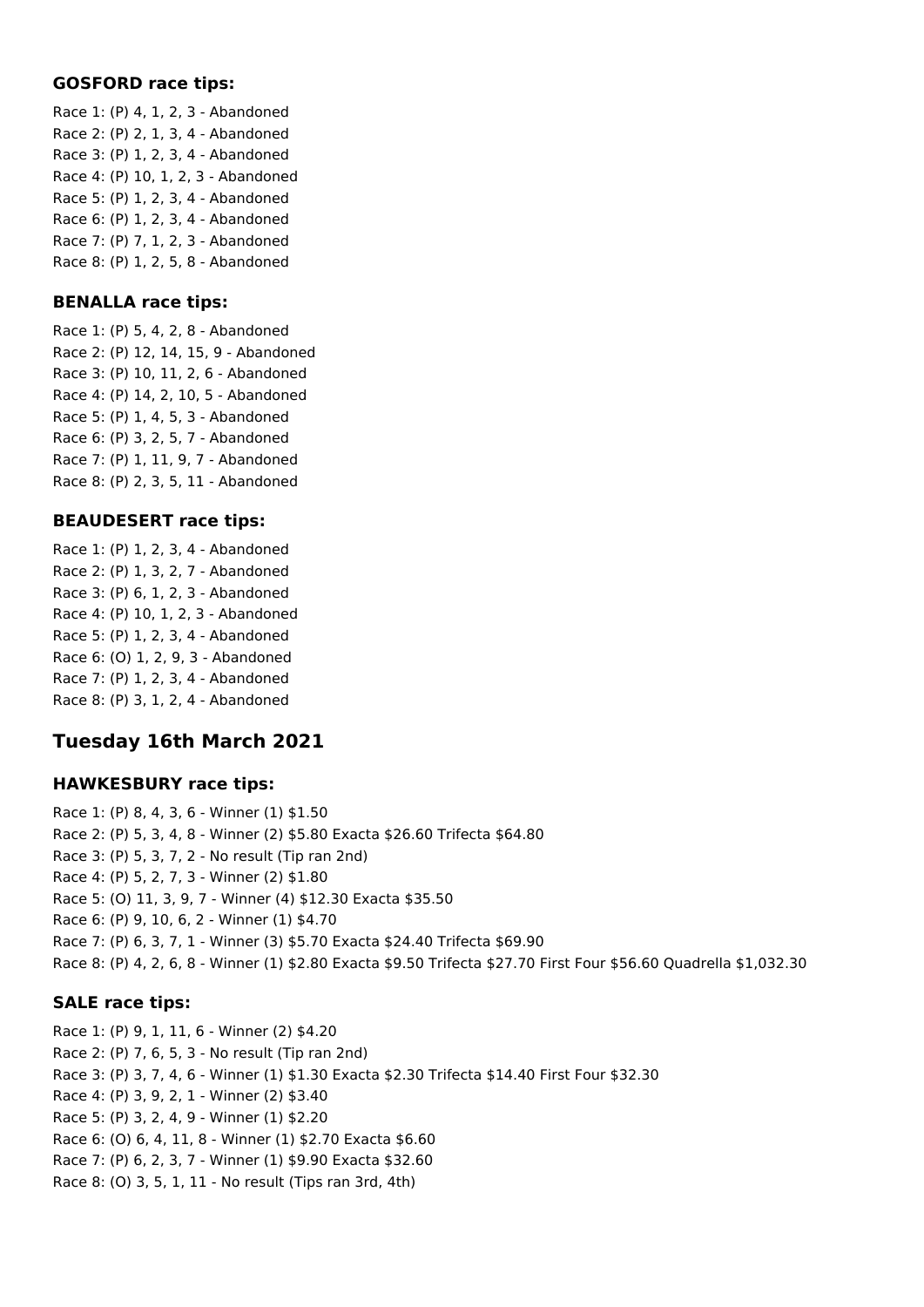### GOSFORD race tips:

Race 1: (P) 4, 1, 2, 3 - Abandoned
Race 2: (P) 2, 1, 3, 4 - Abandoned
Race 3: (P) 1, 2, 3, 4 - Abandoned
Race 4: (P) 10, 1, 2, 3 - Abandoned
Race 5: (P) 1, 2, 3, 4 - Abandoned
Race 6: (P) 1, 2, 3, 4 - Abandoned
Race 7: (P) 7, 1, 2, 3 - Abandoned
Race 8: (P) 1, 2, 5, 8 - Abandoned

### BENALLA race tips:

Race 1: (P) 5, 4, 2, 8 - Abandoned
Race 2: (P) 12, 14, 15, 9 - Abandoned
Race 3: (P) 10, 11, 2, 6 - Abandoned
Race 4: (P) 14, 2, 10, 5 - Abandoned
Race 5: (P) 1, 4, 5, 3 - Abandoned
Race 6: (P) 3, 2, 5, 7 - Abandoned
Race 7: (P) 1, 11, 9, 7 - Abandoned
Race 8: (P) 2, 3, 5, 11 - Abandoned

### BEAUDESERT race tips:

Race 1: (P) 1, 2, 3, 4 - Abandoned
Race 2: (P) 1, 3, 2, 7 - Abandoned
Race 3: (P) 6, 1, 2, 3 - Abandoned
Race 4: (P) 10, 1, 2, 3 - Abandoned
Race 5: (P) 1, 2, 3, 4 - Abandoned
Race 6: (O) 1, 2, 9, 3 - Abandoned
Race 7: (P) 1, 2, 3, 4 - Abandoned
Race 8: (P) 3, 1, 2, 4 - Abandoned

## Tuesday 16th March 2021

### HAWKESBURY race tips:

Race 1: (P) 8, 4, 3, 6 - Winner (1) $1.50
Race 2: (P) 5, 3, 4, 8 - Winner (2) $5.80 Exacta $26.60 Trifecta $64.80
Race 3: (P) 5, 3, 7, 2 - No result (Tip ran 2nd)
Race 4: (P) 5, 2, 7, 3 - Winner (2) $1.80
Race 5: (O) 11, 3, 9, 7 - Winner (4) $12.30 Exacta $35.50
Race 6: (P) 9, 10, 6, 2 - Winner (1) $4.70
Race 7: (P) 6, 3, 7, 1 - Winner (3) $5.70 Exacta $24.40 Trifecta $69.90
Race 8: (P) 4, 2, 6, 8 - Winner (1) $2.80 Exacta $9.50 Trifecta $27.70 First Four $56.60 Quadrella $1,032.30

### SALE race tips:

Race 1: (P) 9, 1, 11, 6 - Winner (2) $4.20
Race 2: (P) 7, 6, 5, 3 - No result (Tip ran 2nd)
Race 3: (P) 3, 7, 4, 6 - Winner (1) $1.30 Exacta $2.30 Trifecta $14.40 First Four $32.30
Race 4: (P) 3, 9, 2, 1 - Winner (2) $3.40
Race 5: (P) 3, 2, 4, 9 - Winner (1) $2.20
Race 6: (O) 6, 4, 11, 8 - Winner (1) $2.70 Exacta $6.60
Race 7: (P) 6, 2, 3, 7 - Winner (1) $9.90 Exacta $32.60
Race 8: (O) 3, 5, 1, 11 - No result (Tips ran 3rd, 4th)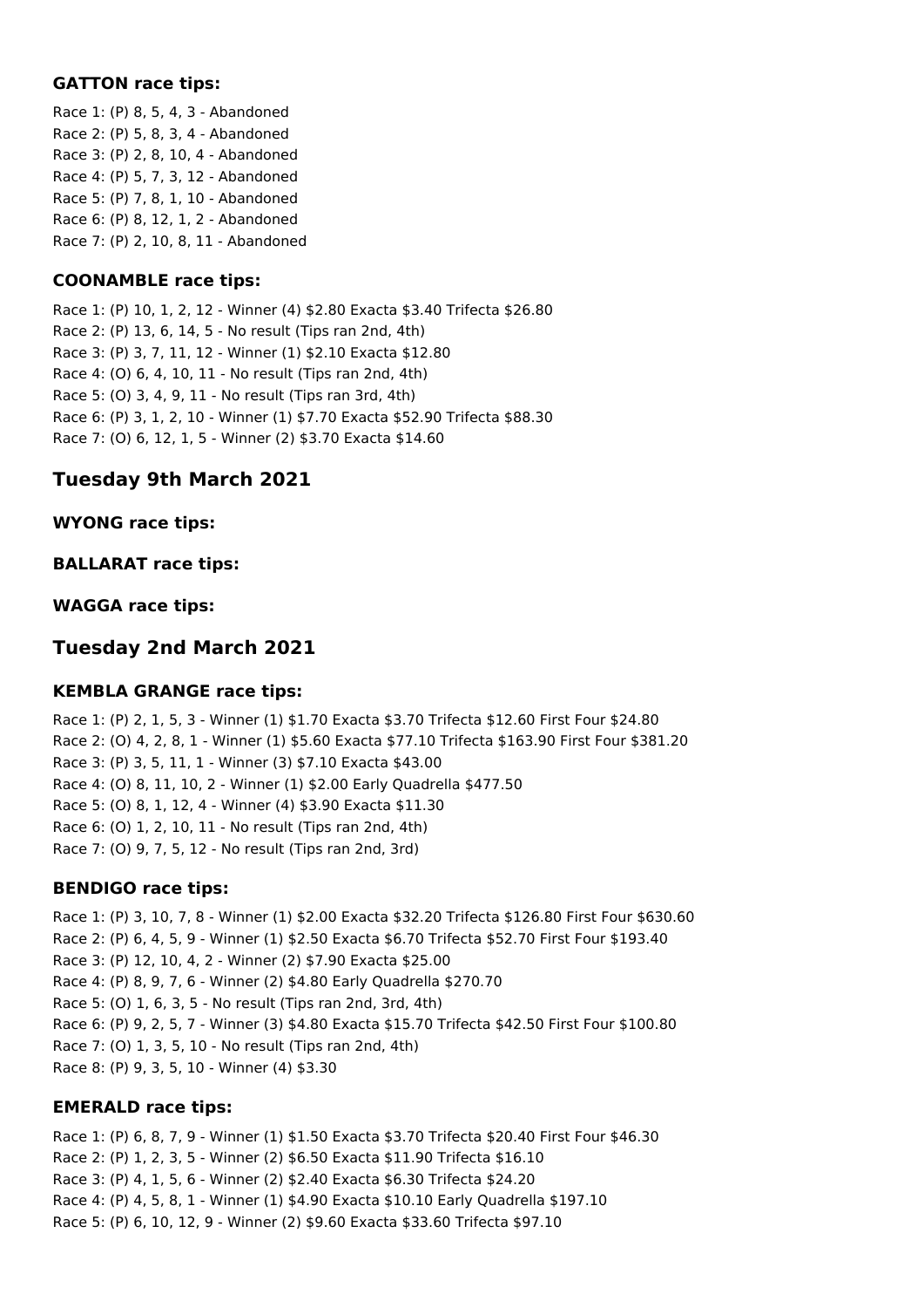### GATTON race tips:

Race 1: (P) 8, 5, 4, 3 - Abandoned
Race 2: (P) 5, 8, 3, 4 - Abandoned
Race 3: (P) 2, 8, 10, 4 - Abandoned
Race 4: (P) 5, 7, 3, 12 - Abandoned
Race 5: (P) 7, 8, 1, 10 - Abandoned
Race 6: (P) 8, 12, 1, 2 - Abandoned
Race 7: (P) 2, 10, 8, 11 - Abandoned

### COONAMBLE race tips:

Race 1: (P) 10, 1, 2, 12 - Winner (4) $2.80 Exacta $3.40 Trifecta $26.80
Race 2: (P) 13, 6, 14, 5 - No result (Tips ran 2nd, 4th)
Race 3: (P) 3, 7, 11, 12 - Winner (1) $2.10 Exacta $12.80
Race 4: (O) 6, 4, 10, 11 - No result (Tips ran 2nd, 4th)
Race 5: (O) 3, 4, 9, 11 - No result (Tips ran 3rd, 4th)
Race 6: (P) 3, 1, 2, 10 - Winner (1) $7.70 Exacta $52.90 Trifecta $88.30
Race 7: (O) 6, 12, 1, 5 - Winner (2) $3.70 Exacta $14.60

## Tuesday 9th March 2021

### WYONG race tips:

### BALLARAT race tips:

### WAGGA race tips:

## Tuesday 2nd March 2021

### KEMBLA GRANGE race tips:

Race 1: (P) 2, 1, 5, 3 - Winner (1) $1.70 Exacta $3.70 Trifecta $12.60 First Four $24.80
Race 2: (O) 4, 2, 8, 1 - Winner (1) $5.60 Exacta $77.10 Trifecta $163.90 First Four $381.20
Race 3: (P) 3, 5, 11, 1 - Winner (3) $7.10 Exacta $43.00
Race 4: (O) 8, 11, 10, 2 - Winner (1) $2.00 Early Quadrella $477.50
Race 5: (O) 8, 1, 12, 4 - Winner (4) $3.90 Exacta $11.30
Race 6: (O) 1, 2, 10, 11 - No result (Tips ran 2nd, 4th)
Race 7: (O) 9, 7, 5, 12 - No result (Tips ran 2nd, 3rd)

### BENDIGO race tips:

Race 1: (P) 3, 10, 7, 8 - Winner (1) $2.00 Exacta $32.20 Trifecta $126.80 First Four $630.60
Race 2: (P) 6, 4, 5, 9 - Winner (1) $2.50 Exacta $6.70 Trifecta $52.70 First Four $193.40
Race 3: (P) 12, 10, 4, 2 - Winner (2) $7.90 Exacta $25.00
Race 4: (P) 8, 9, 7, 6 - Winner (2) $4.80 Early Quadrella $270.70
Race 5: (O) 1, 6, 3, 5 - No result (Tips ran 2nd, 3rd, 4th)
Race 6: (P) 9, 2, 5, 7 - Winner (3) $4.80 Exacta $15.70 Trifecta $42.50 First Four $100.80
Race 7: (O) 1, 3, 5, 10 - No result (Tips ran 2nd, 4th)
Race 8: (P) 9, 3, 5, 10 - Winner (4) $3.30

### EMERALD race tips:

Race 1: (P) 6, 8, 7, 9 - Winner (1) $1.50 Exacta $3.70 Trifecta $20.40 First Four $46.30
Race 2: (P) 1, 2, 3, 5 - Winner (2) $6.50 Exacta $11.90 Trifecta $16.10
Race 3: (P) 4, 1, 5, 6 - Winner (2) $2.40 Exacta $6.30 Trifecta $24.20
Race 4: (P) 4, 5, 8, 1 - Winner (1) $4.90 Exacta $10.10 Early Quadrella $197.10
Race 5: (P) 6, 10, 12, 9 - Winner (2) $9.60 Exacta $33.60 Trifecta $97.10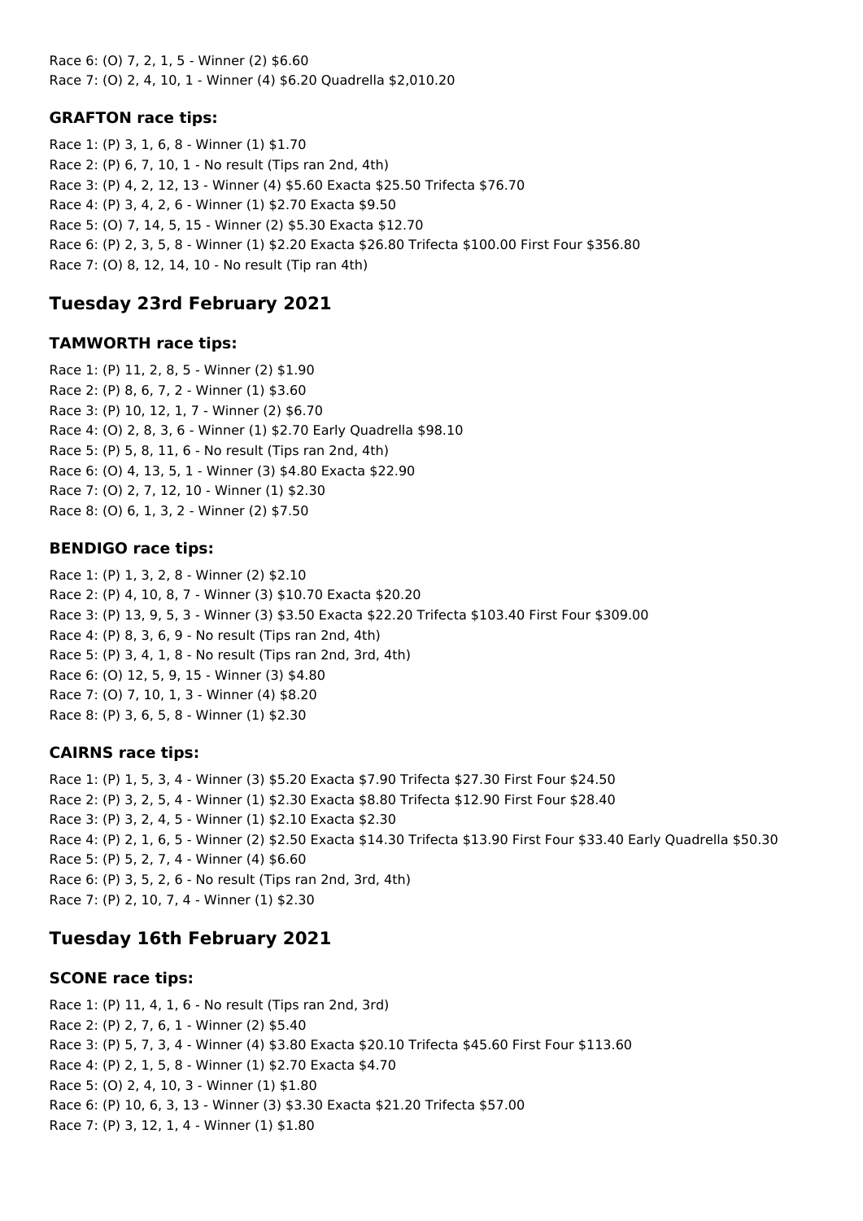Race 6: (O) 7, 2, 1, 5 - Winner (2) $6.60
Race 7: (O) 2, 4, 10, 1 - Winner (4) $6.20 Quadrella $2,010.20

### GRAFTON race tips:

Race 1: (P) 3, 1, 6, 8 - Winner (1) $1.70
Race 2: (P) 6, 7, 10, 1 - No result (Tips ran 2nd, 4th)
Race 3: (P) 4, 2, 12, 13 - Winner (4) $5.60 Exacta $25.50 Trifecta $76.70
Race 4: (P) 3, 4, 2, 6 - Winner (1) $2.70 Exacta $9.50
Race 5: (O) 7, 14, 5, 15 - Winner (2) $5.30 Exacta $12.70
Race 6: (P) 2, 3, 5, 8 - Winner (1) $2.20 Exacta $26.80 Trifecta $100.00 First Four $356.80
Race 7: (O) 8, 12, 14, 10 - No result (Tip ran 4th)

## Tuesday 23rd February 2021

### TAMWORTH race tips:

Race 1: (P) 11, 2, 8, 5 - Winner (2) $1.90
Race 2: (P) 8, 6, 7, 2 - Winner (1) $3.60
Race 3: (P) 10, 12, 1, 7 - Winner (2) $6.70
Race 4: (O) 2, 8, 3, 6 - Winner (1) $2.70 Early Quadrella $98.10
Race 5: (P) 5, 8, 11, 6 - No result (Tips ran 2nd, 4th)
Race 6: (O) 4, 13, 5, 1 - Winner (3) $4.80 Exacta $22.90
Race 7: (O) 2, 7, 12, 10 - Winner (1) $2.30
Race 8: (O) 6, 1, 3, 2 - Winner (2) $7.50

### BENDIGO race tips:

Race 1: (P) 1, 3, 2, 8 - Winner (2) $2.10
Race 2: (P) 4, 10, 8, 7 - Winner (3) $10.70 Exacta $20.20
Race 3: (P) 13, 9, 5, 3 - Winner (3) $3.50 Exacta $22.20 Trifecta $103.40 First Four $309.00
Race 4: (P) 8, 3, 6, 9 - No result (Tips ran 2nd, 4th)
Race 5: (P) 3, 4, 1, 8 - No result (Tips ran 2nd, 3rd, 4th)
Race 6: (O) 12, 5, 9, 15 - Winner (3) $4.80
Race 7: (O) 7, 10, 1, 3 - Winner (4) $8.20
Race 8: (P) 3, 6, 5, 8 - Winner (1) $2.30

### CAIRNS race tips:

Race 1: (P) 1, 5, 3, 4 - Winner (3) $5.20 Exacta $7.90 Trifecta $27.30 First Four $24.50
Race 2: (P) 3, 2, 5, 4 - Winner (1) $2.30 Exacta $8.80 Trifecta $12.90 First Four $28.40
Race 3: (P) 3, 2, 4, 5 - Winner (1) $2.10 Exacta $2.30
Race 4: (P) 2, 1, 6, 5 - Winner (2) $2.50 Exacta $14.30 Trifecta $13.90 First Four $33.40 Early Quadrella $50.30
Race 5: (P) 5, 2, 7, 4 - Winner (4) $6.60
Race 6: (P) 3, 5, 2, 6 - No result (Tips ran 2nd, 3rd, 4th)
Race 7: (P) 2, 10, 7, 4 - Winner (1) $2.30

## Tuesday 16th February 2021

### SCONE race tips:

Race 1: (P) 11, 4, 1, 6 - No result (Tips ran 2nd, 3rd)
Race 2: (P) 2, 7, 6, 1 - Winner (2) $5.40
Race 3: (P) 5, 7, 3, 4 - Winner (4) $3.80 Exacta $20.10 Trifecta $45.60 First Four $113.60
Race 4: (P) 2, 1, 5, 8 - Winner (1) $2.70 Exacta $4.70
Race 5: (O) 2, 4, 10, 3 - Winner (1) $1.80
Race 6: (P) 10, 6, 3, 13 - Winner (3) $3.30 Exacta $21.20 Trifecta $57.00
Race 7: (P) 3, 12, 1, 4 - Winner (1) $1.80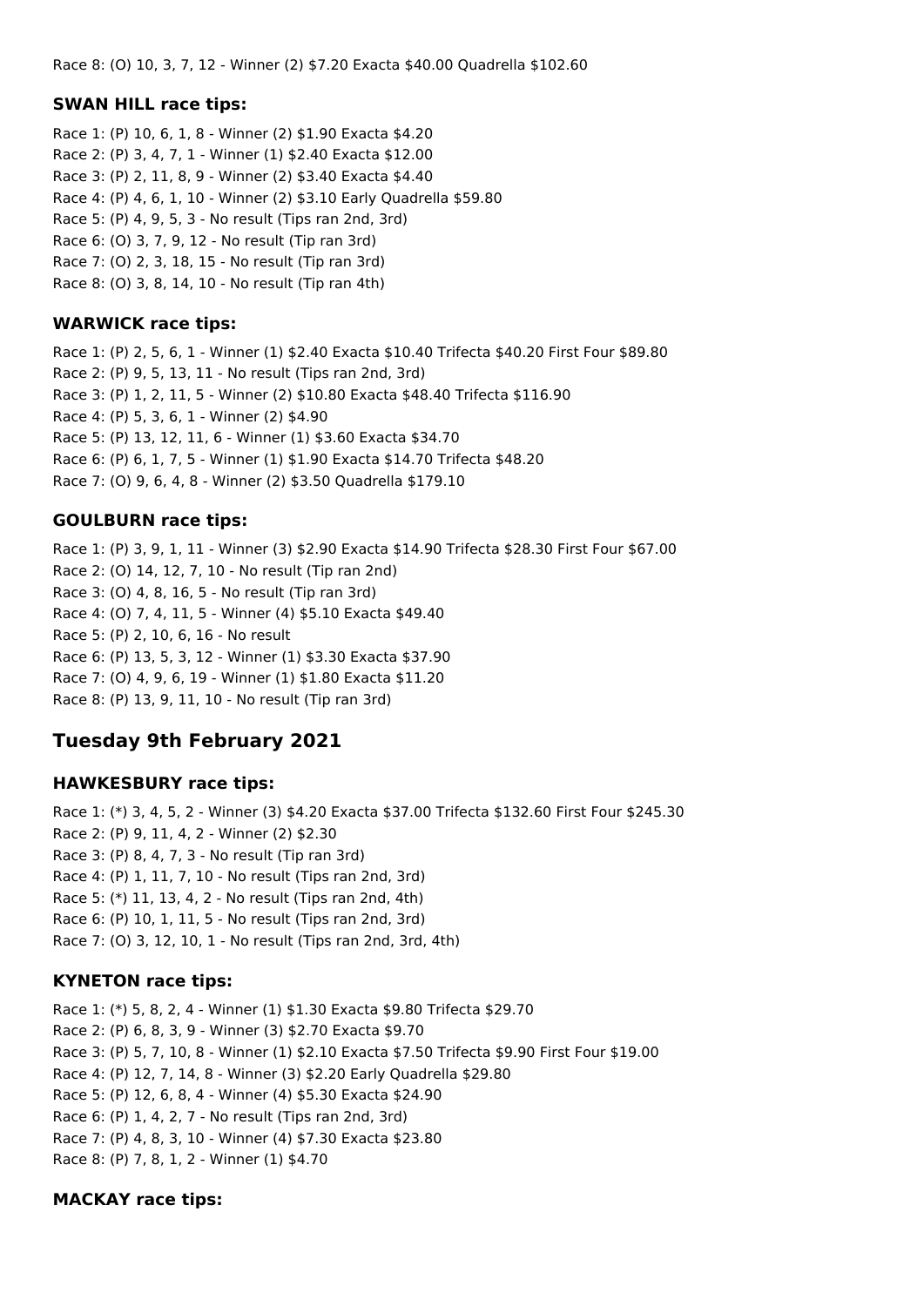Race 8: (O) 10, 3, 7, 12 - Winner (2) $7.20 Exacta $40.00 Quadrella $102.60

### SWAN HILL race tips:

Race 1: (P) 10, 6, 1, 8 - Winner (2) $1.90 Exacta $4.20
Race 2: (P) 3, 4, 7, 1 - Winner (1) $2.40 Exacta $12.00
Race 3: (P) 2, 11, 8, 9 - Winner (2) $3.40 Exacta $4.40
Race 4: (P) 4, 6, 1, 10 - Winner (2) $3.10 Early Quadrella $59.80
Race 5: (P) 4, 9, 5, 3 - No result (Tips ran 2nd, 3rd)
Race 6: (O) 3, 7, 9, 12 - No result (Tip ran 3rd)
Race 7: (O) 2, 3, 18, 15 - No result (Tip ran 3rd)
Race 8: (O) 3, 8, 14, 10 - No result (Tip ran 4th)

### WARWICK race tips:

Race 1: (P) 2, 5, 6, 1 - Winner (1) $2.40 Exacta $10.40 Trifecta $40.20 First Four $89.80
Race 2: (P) 9, 5, 13, 11 - No result (Tips ran 2nd, 3rd)
Race 3: (P) 1, 2, 11, 5 - Winner (2) $10.80 Exacta $48.40 Trifecta $116.90
Race 4: (P) 5, 3, 6, 1 - Winner (2) $4.90
Race 5: (P) 13, 12, 11, 6 - Winner (1) $3.60 Exacta $34.70
Race 6: (P) 6, 1, 7, 5 - Winner (1) $1.90 Exacta $14.70 Trifecta $48.20
Race 7: (O) 9, 6, 4, 8 - Winner (2) $3.50 Quadrella $179.10

### GOULBURN race tips:

Race 1: (P) 3, 9, 1, 11 - Winner (3) $2.90 Exacta $14.90 Trifecta $28.30 First Four $67.00
Race 2: (O) 14, 12, 7, 10 - No result (Tip ran 2nd)
Race 3: (O) 4, 8, 16, 5 - No result (Tip ran 3rd)
Race 4: (O) 7, 4, 11, 5 - Winner (4) $5.10 Exacta $49.40
Race 5: (P) 2, 10, 6, 16 - No result
Race 6: (P) 13, 5, 3, 12 - Winner (1) $3.30 Exacta $37.90
Race 7: (O) 4, 9, 6, 19 - Winner (1) $1.80 Exacta $11.20
Race 8: (P) 13, 9, 11, 10 - No result (Tip ran 3rd)

## Tuesday 9th February 2021

### HAWKESBURY race tips:

Race 1: (*) 3, 4, 5, 2 - Winner (3) $4.20 Exacta $37.00 Trifecta $132.60 First Four $245.30
Race 2: (P) 9, 11, 4, 2 - Winner (2) $2.30
Race 3: (P) 8, 4, 7, 3 - No result (Tip ran 3rd)
Race 4: (P) 1, 11, 7, 10 - No result (Tips ran 2nd, 3rd)
Race 5: (*) 11, 13, 4, 2 - No result (Tips ran 2nd, 4th)
Race 6: (P) 10, 1, 11, 5 - No result (Tips ran 2nd, 3rd)
Race 7: (O) 3, 12, 10, 1 - No result (Tips ran 2nd, 3rd, 4th)

### KYNETON race tips:

Race 1: (*) 5, 8, 2, 4 - Winner (1) $1.30 Exacta $9.80 Trifecta $29.70
Race 2: (P) 6, 8, 3, 9 - Winner (3) $2.70 Exacta $9.70
Race 3: (P) 5, 7, 10, 8 - Winner (1) $2.10 Exacta $7.50 Trifecta $9.90 First Four $19.00
Race 4: (P) 12, 7, 14, 8 - Winner (3) $2.20 Early Quadrella $29.80
Race 5: (P) 12, 6, 8, 4 - Winner (4) $5.30 Exacta $24.90
Race 6: (P) 1, 4, 2, 7 - No result (Tips ran 2nd, 3rd)
Race 7: (P) 4, 8, 3, 10 - Winner (4) $7.30 Exacta $23.80
Race 8: (P) 7, 8, 1, 2 - Winner (1) $4.70

### MACKAY race tips: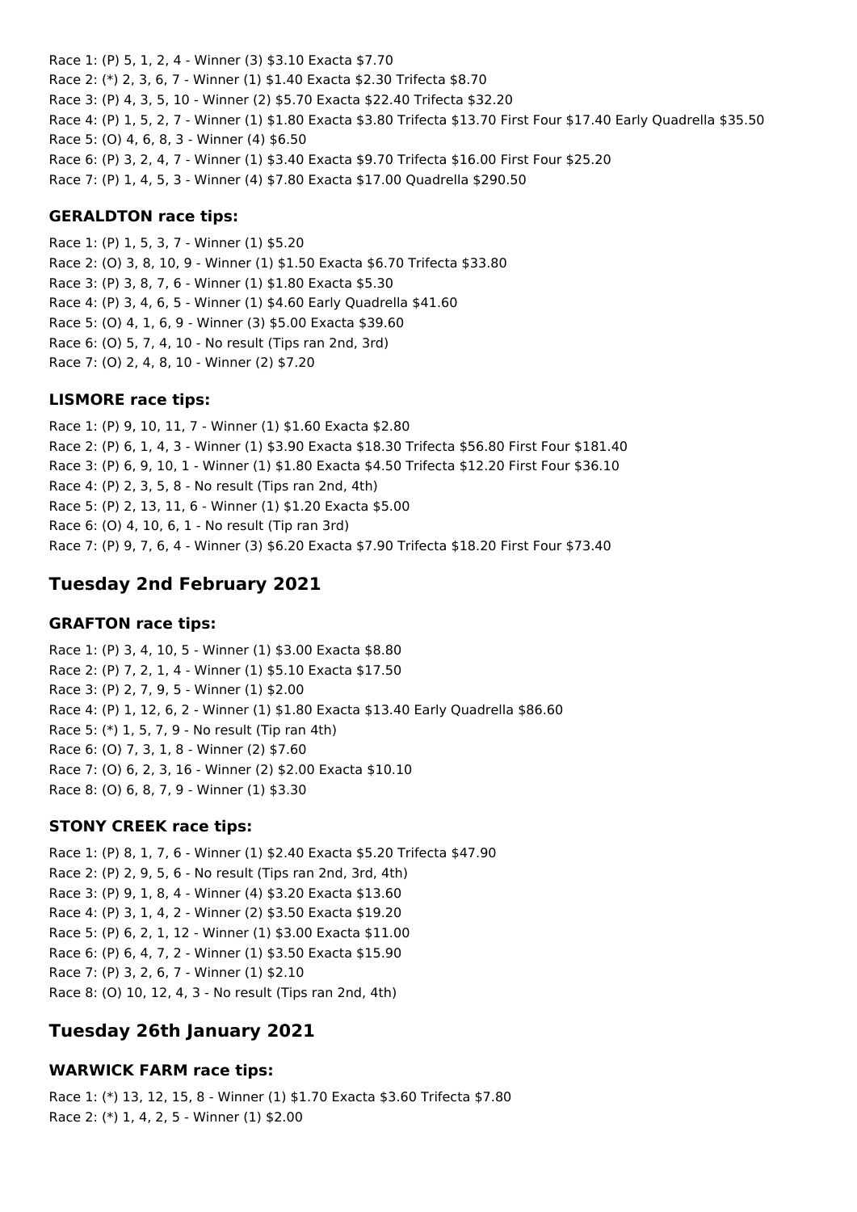Race 1: (P) 5, 1, 2, 4 - Winner (3) $3.10 Exacta $7.70
Race 2: (*) 2, 3, 6, 7 - Winner (1) $1.40 Exacta $2.30 Trifecta $8.70
Race 3: (P) 4, 3, 5, 10 - Winner (2) $5.70 Exacta $22.40 Trifecta $32.20
Race 4: (P) 1, 5, 2, 7 - Winner (1) $1.80 Exacta $3.80 Trifecta $13.70 First Four $17.40 Early Quadrella $35.50
Race 5: (O) 4, 6, 8, 3 - Winner (4) $6.50
Race 6: (P) 3, 2, 4, 7 - Winner (1) $3.40 Exacta $9.70 Trifecta $16.00 First Four $25.20
Race 7: (P) 1, 4, 5, 3 - Winner (4) $7.80 Exacta $17.00 Quadrella $290.50

### GERALDTON race tips:

Race 1: (P) 1, 5, 3, 7 - Winner (1) $5.20
Race 2: (O) 3, 8, 10, 9 - Winner (1) $1.50 Exacta $6.70 Trifecta $33.80
Race 3: (P) 3, 8, 7, 6 - Winner (1) $1.80 Exacta $5.30
Race 4: (P) 3, 4, 6, 5 - Winner (1) $4.60 Early Quadrella $41.60
Race 5: (O) 4, 1, 6, 9 - Winner (3) $5.00 Exacta $39.60
Race 6: (O) 5, 7, 4, 10 - No result (Tips ran 2nd, 3rd)
Race 7: (O) 2, 4, 8, 10 - Winner (2) $7.20

### LISMORE race tips:

Race 1: (P) 9, 10, 11, 7 - Winner (1) $1.60 Exacta $2.80
Race 2: (P) 6, 1, 4, 3 - Winner (1) $3.90 Exacta $18.30 Trifecta $56.80 First Four $181.40
Race 3: (P) 6, 9, 10, 1 - Winner (1) $1.80 Exacta $4.50 Trifecta $12.20 First Four $36.10
Race 4: (P) 2, 3, 5, 8 - No result (Tips ran 2nd, 4th)
Race 5: (P) 2, 13, 11, 6 - Winner (1) $1.20 Exacta $5.00
Race 6: (O) 4, 10, 6, 1 - No result (Tip ran 3rd)
Race 7: (P) 9, 7, 6, 4 - Winner (3) $6.20 Exacta $7.90 Trifecta $18.20 First Four $73.40

## Tuesday 2nd February 2021

### GRAFTON race tips:

Race 1: (P) 3, 4, 10, 5 - Winner (1) $3.00 Exacta $8.80
Race 2: (P) 7, 2, 1, 4 - Winner (1) $5.10 Exacta $17.50
Race 3: (P) 2, 7, 9, 5 - Winner (1) $2.00
Race 4: (P) 1, 12, 6, 2 - Winner (1) $1.80 Exacta $13.40 Early Quadrella $86.60
Race 5: (*) 1, 5, 7, 9 - No result (Tip ran 4th)
Race 6: (O) 7, 3, 1, 8 - Winner (2) $7.60
Race 7: (O) 6, 2, 3, 16 - Winner (2) $2.00 Exacta $10.10
Race 8: (O) 6, 8, 7, 9 - Winner (1) $3.30

### STONY CREEK race tips:

Race 1: (P) 8, 1, 7, 6 - Winner (1) $2.40 Exacta $5.20 Trifecta $47.90
Race 2: (P) 2, 9, 5, 6 - No result (Tips ran 2nd, 3rd, 4th)
Race 3: (P) 9, 1, 8, 4 - Winner (4) $3.20 Exacta $13.60
Race 4: (P) 3, 1, 4, 2 - Winner (2) $3.50 Exacta $19.20
Race 5: (P) 6, 2, 1, 12 - Winner (1) $3.00 Exacta $11.00
Race 6: (P) 6, 4, 7, 2 - Winner (1) $3.50 Exacta $15.90
Race 7: (P) 3, 2, 6, 7 - Winner (1) $2.10
Race 8: (O) 10, 12, 4, 3 - No result (Tips ran 2nd, 4th)

## Tuesday 26th January 2021

### WARWICK FARM race tips:

Race 1: (*) 13, 12, 15, 8 - Winner (1) $1.70 Exacta $3.60 Trifecta $7.80
Race 2: (*) 1, 4, 2, 5 - Winner (1) $2.00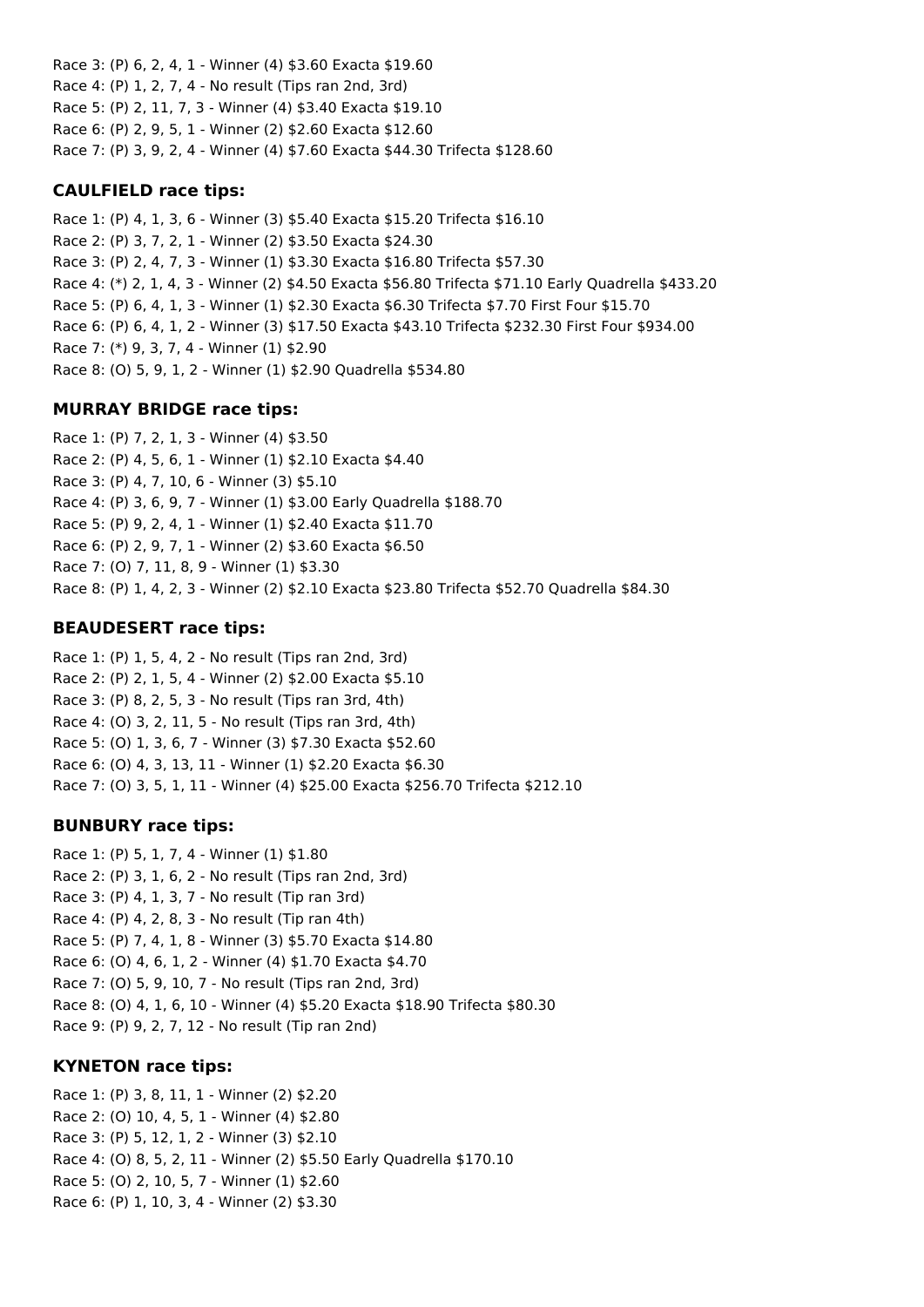Race 3: (P) 6, 2, 4, 1 - Winner (4) $3.60 Exacta $19.60
Race 4: (P) 1, 2, 7, 4 - No result (Tips ran 2nd, 3rd)
Race 5: (P) 2, 11, 7, 3 - Winner (4) $3.40 Exacta $19.10
Race 6: (P) 2, 9, 5, 1 - Winner (2) $2.60 Exacta $12.60
Race 7: (P) 3, 9, 2, 4 - Winner (4) $7.60 Exacta $44.30 Trifecta $128.60

### CAULFIELD race tips:

Race 1: (P) 4, 1, 3, 6 - Winner (3) $5.40 Exacta $15.20 Trifecta $16.10
Race 2: (P) 3, 7, 2, 1 - Winner (2) $3.50 Exacta $24.30
Race 3: (P) 2, 4, 7, 3 - Winner (1) $3.30 Exacta $16.80 Trifecta $57.30
Race 4: (*) 2, 1, 4, 3 - Winner (2) $4.50 Exacta $56.80 Trifecta $71.10 Early Quadrella $433.20
Race 5: (P) 6, 4, 1, 3 - Winner (1) $2.30 Exacta $6.30 Trifecta $7.70 First Four $15.70
Race 6: (P) 6, 4, 1, 2 - Winner (3) $17.50 Exacta $43.10 Trifecta $232.30 First Four $934.00
Race 7: (*) 9, 3, 7, 4 - Winner (1) $2.90
Race 8: (O) 5, 9, 1, 2 - Winner (1) $2.90 Quadrella $534.80

### MURRAY BRIDGE race tips:

Race 1: (P) 7, 2, 1, 3 - Winner (4) $3.50
Race 2: (P) 4, 5, 6, 1 - Winner (1) $2.10 Exacta $4.40
Race 3: (P) 4, 7, 10, 6 - Winner (3) $5.10
Race 4: (P) 3, 6, 9, 7 - Winner (1) $3.00 Early Quadrella $188.70
Race 5: (P) 9, 2, 4, 1 - Winner (1) $2.40 Exacta $11.70
Race 6: (P) 2, 9, 7, 1 - Winner (2) $3.60 Exacta $6.50
Race 7: (O) 7, 11, 8, 9 - Winner (1) $3.30
Race 8: (P) 1, 4, 2, 3 - Winner (2) $2.10 Exacta $23.80 Trifecta $52.70 Quadrella $84.30

### BEAUDESERT race tips:

Race 1: (P) 1, 5, 4, 2 - No result (Tips ran 2nd, 3rd)
Race 2: (P) 2, 1, 5, 4 - Winner (2) $2.00 Exacta $5.10
Race 3: (P) 8, 2, 5, 3 - No result (Tips ran 3rd, 4th)
Race 4: (O) 3, 2, 11, 5 - No result (Tips ran 3rd, 4th)
Race 5: (O) 1, 3, 6, 7 - Winner (3) $7.30 Exacta $52.60
Race 6: (O) 4, 3, 13, 11 - Winner (1) $2.20 Exacta $6.30
Race 7: (O) 3, 5, 1, 11 - Winner (4) $25.00 Exacta $256.70 Trifecta $212.10

### BUNBURY race tips:

Race 1: (P) 5, 1, 7, 4 - Winner (1) $1.80
Race 2: (P) 3, 1, 6, 2 - No result (Tips ran 2nd, 3rd)
Race 3: (P) 4, 1, 3, 7 - No result (Tip ran 3rd)
Race 4: (P) 4, 2, 8, 3 - No result (Tip ran 4th)
Race 5: (P) 7, 4, 1, 8 - Winner (3) $5.70 Exacta $14.80
Race 6: (O) 4, 6, 1, 2 - Winner (4) $1.70 Exacta $4.70
Race 7: (O) 5, 9, 10, 7 - No result (Tips ran 2nd, 3rd)
Race 8: (O) 4, 1, 6, 10 - Winner (4) $5.20 Exacta $18.90 Trifecta $80.30
Race 9: (P) 9, 2, 7, 12 - No result (Tip ran 2nd)

### KYNETON race tips:

Race 1: (P) 3, 8, 11, 1 - Winner (2) $2.20
Race 2: (O) 10, 4, 5, 1 - Winner (4) $2.80
Race 3: (P) 5, 12, 1, 2 - Winner (3) $2.10
Race 4: (O) 8, 5, 2, 11 - Winner (2) $5.50 Early Quadrella $170.10
Race 5: (O) 2, 10, 5, 7 - Winner (1) $2.60
Race 6: (P) 1, 10, 3, 4 - Winner (2) $3.30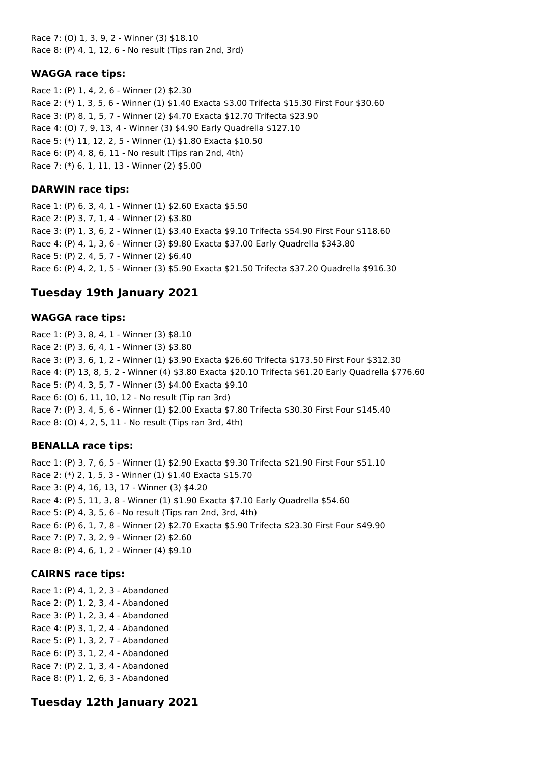Race 7: (O) 1, 3, 9, 2 - Winner (3) $18.10
Race 8: (P) 4, 1, 12, 6 - No result (Tips ran 2nd, 3rd)

### WAGGA race tips:

Race 1: (P) 1, 4, 2, 6 - Winner (2) $2.30
Race 2: (*) 1, 3, 5, 6 - Winner (1) $1.40 Exacta $3.00 Trifecta $15.30 First Four $30.60
Race 3: (P) 8, 1, 5, 7 - Winner (2) $4.70 Exacta $12.70 Trifecta $23.90
Race 4: (O) 7, 9, 13, 4 - Winner (3) $4.90 Early Quadrella $127.10
Race 5: (*) 11, 12, 2, 5 - Winner (1) $1.80 Exacta $10.50
Race 6: (P) 4, 8, 6, 11 - No result (Tips ran 2nd, 4th)
Race 7: (*) 6, 1, 11, 13 - Winner (2) $5.00

### DARWIN race tips:

Race 1: (P) 6, 3, 4, 1 - Winner (1) $2.60 Exacta $5.50
Race 2: (P) 3, 7, 1, 4 - Winner (2) $3.80
Race 3: (P) 1, 3, 6, 2 - Winner (1) $3.40 Exacta $9.10 Trifecta $54.90 First Four $118.60
Race 4: (P) 4, 1, 3, 6 - Winner (3) $9.80 Exacta $37.00 Early Quadrella $343.80
Race 5: (P) 2, 4, 5, 7 - Winner (2) $6.40
Race 6: (P) 4, 2, 1, 5 - Winner (3) $5.90 Exacta $21.50 Trifecta $37.20 Quadrella $916.30

## Tuesday 19th January 2021

### WAGGA race tips:

Race 1: (P) 3, 8, 4, 1 - Winner (3) $8.10
Race 2: (P) 3, 6, 4, 1 - Winner (3) $3.80
Race 3: (P) 3, 6, 1, 2 - Winner (1) $3.90 Exacta $26.60 Trifecta $173.50 First Four $312.30
Race 4: (P) 13, 8, 5, 2 - Winner (4) $3.80 Exacta $20.10 Trifecta $61.20 Early Quadrella $776.60
Race 5: (P) 4, 3, 5, 7 - Winner (3) $4.00 Exacta $9.10
Race 6: (O) 6, 11, 10, 12 - No result (Tip ran 3rd)
Race 7: (P) 3, 4, 5, 6 - Winner (1) $2.00 Exacta $7.80 Trifecta $30.30 First Four $145.40
Race 8: (O) 4, 2, 5, 11 - No result (Tips ran 3rd, 4th)

### BENALLA race tips:

Race 1: (P) 3, 7, 6, 5 - Winner (1) $2.90 Exacta $9.30 Trifecta $21.90 First Four $51.10
Race 2: (*) 2, 1, 5, 3 - Winner (1) $1.40 Exacta $15.70
Race 3: (P) 4, 16, 13, 17 - Winner (3) $4.20
Race 4: (P) 5, 11, 3, 8 - Winner (1) $1.90 Exacta $7.10 Early Quadrella $54.60
Race 5: (P) 4, 3, 5, 6 - No result (Tips ran 2nd, 3rd, 4th)
Race 6: (P) 6, 1, 7, 8 - Winner (2) $2.70 Exacta $5.90 Trifecta $23.30 First Four $49.90
Race 7: (P) 7, 3, 2, 9 - Winner (2) $2.60
Race 8: (P) 4, 6, 1, 2 - Winner (4) $9.10

### CAIRNS race tips:

Race 1: (P) 4, 1, 2, 3 - Abandoned
Race 2: (P) 1, 2, 3, 4 - Abandoned
Race 3: (P) 1, 2, 3, 4 - Abandoned
Race 4: (P) 3, 1, 2, 4 - Abandoned
Race 5: (P) 1, 3, 2, 7 - Abandoned
Race 6: (P) 3, 1, 2, 4 - Abandoned
Race 7: (P) 2, 1, 3, 4 - Abandoned
Race 8: (P) 1, 2, 6, 3 - Abandoned

## Tuesday 12th January 2021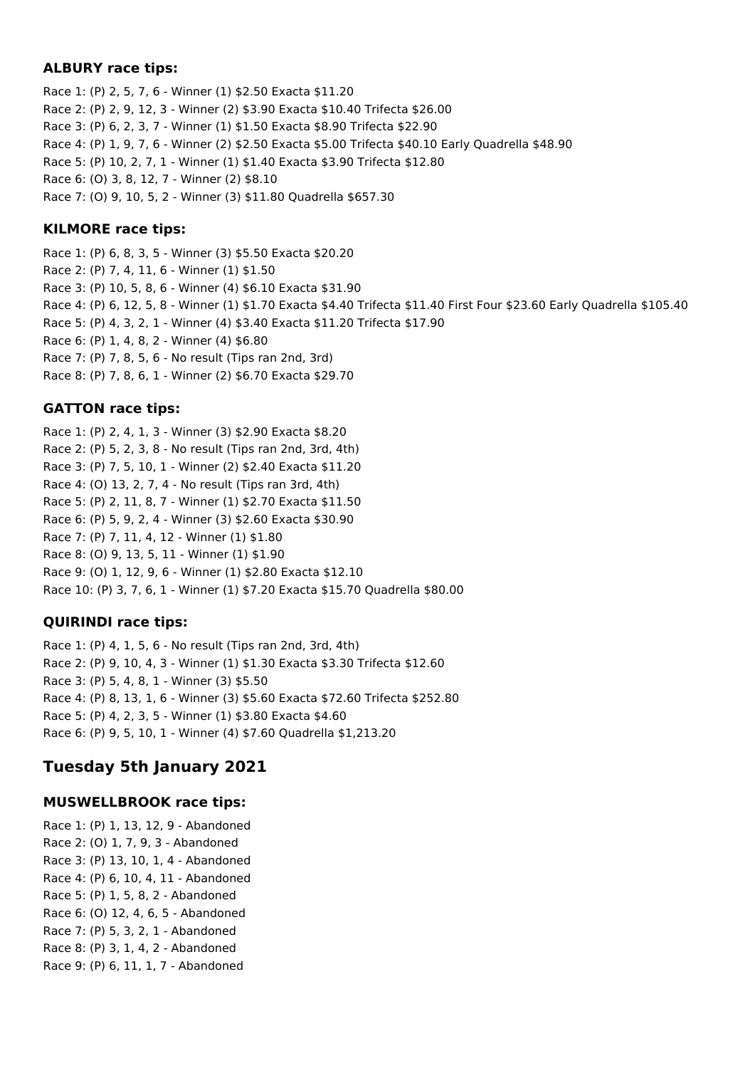### ALBURY race tips:

Race 1: (P) 2, 5, 7, 6 - Winner (1) $2.50 Exacta $11.20
Race 2: (P) 2, 9, 12, 3 - Winner (2) $3.90 Exacta $10.40 Trifecta $26.00
Race 3: (P) 6, 2, 3, 7 - Winner (1) $1.50 Exacta $8.90 Trifecta $22.90
Race 4: (P) 1, 9, 7, 6 - Winner (2) $2.50 Exacta $5.00 Trifecta $40.10 Early Quadrella $48.90
Race 5: (P) 10, 2, 7, 1 - Winner (1) $1.40 Exacta $3.90 Trifecta $12.80
Race 6: (O) 3, 8, 12, 7 - Winner (2) $8.10
Race 7: (O) 9, 10, 5, 2 - Winner (3) $11.80 Quadrella $657.30

### KILMORE race tips:

Race 1: (P) 6, 8, 3, 5 - Winner (3) $5.50 Exacta $20.20
Race 2: (P) 7, 4, 11, 6 - Winner (1) $1.50
Race 3: (P) 10, 5, 8, 6 - Winner (4) $6.10 Exacta $31.90
Race 4: (P) 6, 12, 5, 8 - Winner (1) $1.70 Exacta $4.40 Trifecta $11.40 First Four $23.60 Early Quadrella $105.40
Race 5: (P) 4, 3, 2, 1 - Winner (4) $3.40 Exacta $11.20 Trifecta $17.90
Race 6: (P) 1, 4, 8, 2 - Winner (4) $6.80
Race 7: (P) 7, 8, 5, 6 - No result (Tips ran 2nd, 3rd)
Race 8: (P) 7, 8, 6, 1 - Winner (2) $6.70 Exacta $29.70

### GATTON race tips:

Race 1: (P) 2, 4, 1, 3 - Winner (3) $2.90 Exacta $8.20
Race 2: (P) 5, 2, 3, 8 - No result (Tips ran 2nd, 3rd, 4th)
Race 3: (P) 7, 5, 10, 1 - Winner (2) $2.40 Exacta $11.20
Race 4: (O) 13, 2, 7, 4 - No result (Tips ran 3rd, 4th)
Race 5: (P) 2, 11, 8, 7 - Winner (1) $2.70 Exacta $11.50
Race 6: (P) 5, 9, 2, 4 - Winner (3) $2.60 Exacta $30.90
Race 7: (P) 7, 11, 4, 12 - Winner (1) $1.80
Race 8: (O) 9, 13, 5, 11 - Winner (1) $1.90
Race 9: (O) 1, 12, 9, 6 - Winner (1) $2.80 Exacta $12.10
Race 10: (P) 3, 7, 6, 1 - Winner (1) $7.20 Exacta $15.70 Quadrella $80.00

### QUIRINDI race tips:

Race 1: (P) 4, 1, 5, 6 - No result (Tips ran 2nd, 3rd, 4th)
Race 2: (P) 9, 10, 4, 3 - Winner (1) $1.30 Exacta $3.30 Trifecta $12.60
Race 3: (P) 5, 4, 8, 1 - Winner (3) $5.50
Race 4: (P) 8, 13, 1, 6 - Winner (3) $5.60 Exacta $72.60 Trifecta $252.80
Race 5: (P) 4, 2, 3, 5 - Winner (1) $3.80 Exacta $4.60
Race 6: (P) 9, 5, 10, 1 - Winner (4) $7.60 Quadrella $1,213.20

## Tuesday 5th January 2021

### MUSWELLBROOK race tips:

Race 1: (P) 1, 13, 12, 9 - Abandoned
Race 2: (O) 1, 7, 9, 3 - Abandoned
Race 3: (P) 13, 10, 1, 4 - Abandoned
Race 4: (P) 6, 10, 4, 11 - Abandoned
Race 5: (P) 1, 5, 8, 2 - Abandoned
Race 6: (O) 12, 4, 6, 5 - Abandoned
Race 7: (P) 5, 3, 2, 1 - Abandoned
Race 8: (P) 3, 1, 4, 2 - Abandoned
Race 9: (P) 6, 11, 1, 7 - Abandoned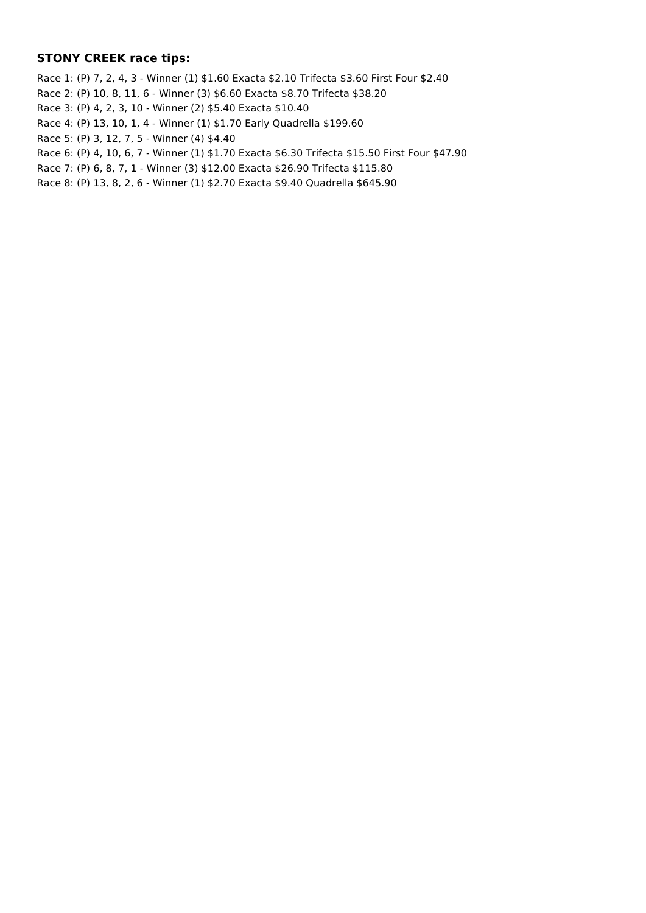**STONY CREEK race tips:**

Race 1: (P) 7, 2, 4, 3 - Winner (1) $1.60 Exacta $2.10 Trifecta $3.60 First Four $2.40

Race 2: (P) 10, 8, 11, 6 - Winner (3) $6.60 Exacta $8.70 Trifecta $38.20

Race 3: (P) 4, 2, 3, 10 - Winner (2) $5.40 Exacta $10.40

Race 4: (P) 13, 10, 1, 4 - Winner (1) $1.70 Early Quadrella $199.60

Race 5: (P) 3, 12, 7, 5 - Winner (4) $4.40

Race 6: (P) 4, 10, 6, 7 - Winner (1) $1.70 Exacta $6.30 Trifecta $15.50 First Four $47.90

Race 7: (P) 6, 8, 7, 1 - Winner (3) $12.00 Exacta $26.90 Trifecta $115.80

Race 8: (P) 13, 8, 2, 6 - Winner (1) $2.70 Exacta $9.40 Quadrella $645.90